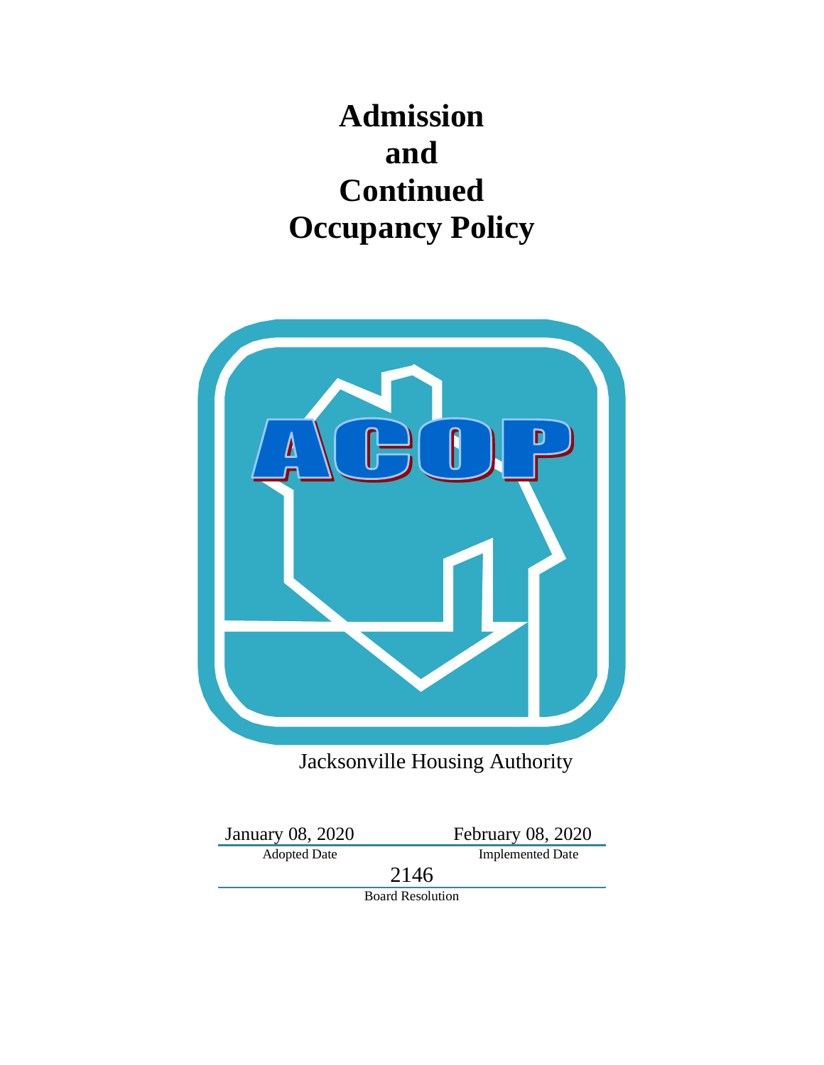# Admission and Continued Occupancy Policy

ACOP

Jacksonville Housing Authority

| January 08, 2020 | February 08, 2020 |
| --- | --- |
| Adopted Date | Implemented Date |

2146

Board Resolution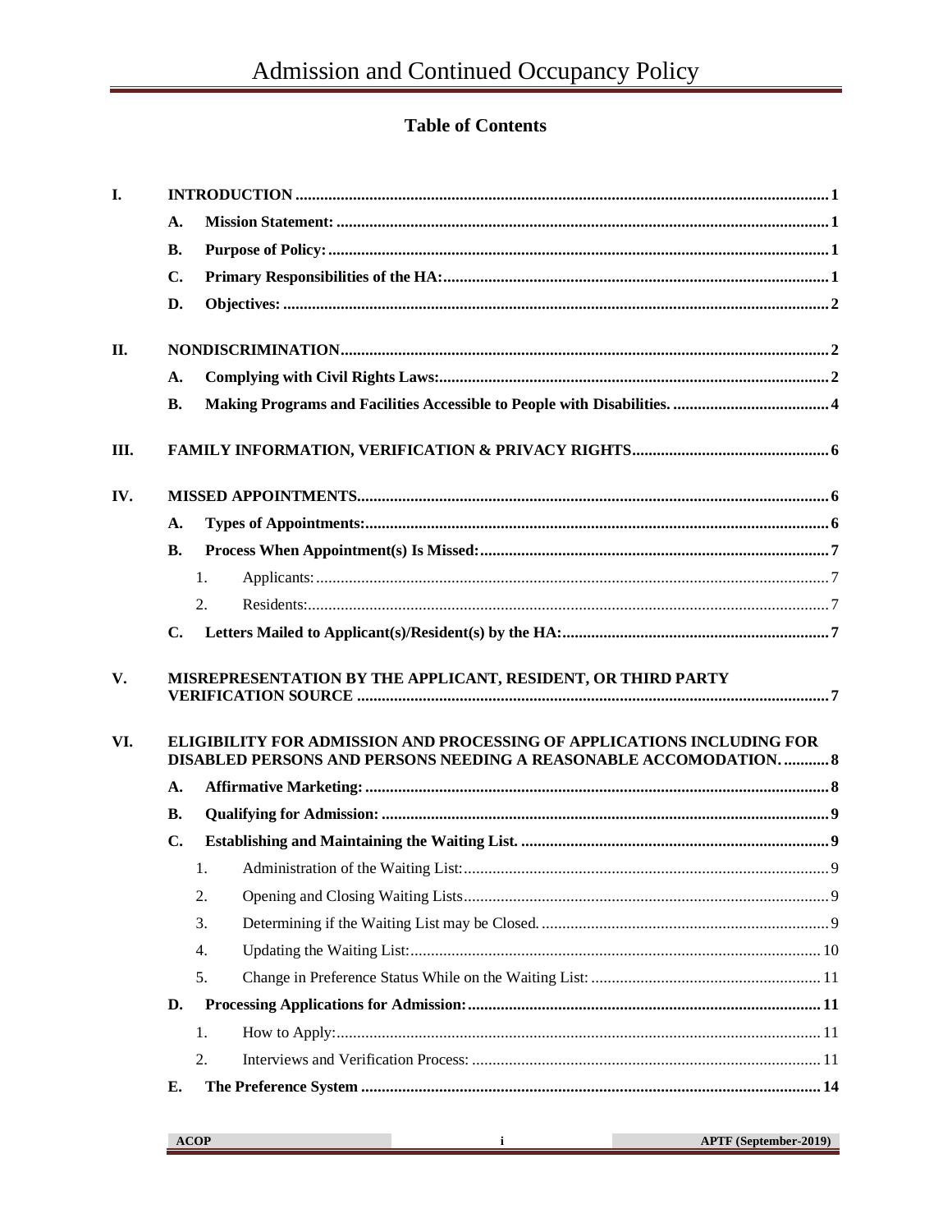## Table of Contents

- **I. INTRODUCTION** ..... 1
  - **A. Mission Statement:** ..... 1
  - **B. Purpose of Policy:** ..... 1
  - **C. Primary Responsibilities of the HA:** ..... 1
  - **D. Objectives:** ..... 2
- **II. NONDISCRIMINATION** ..... 2
  - **A. Complying with Civil Rights Laws:** ..... 2
  - **B. Making Programs and Facilities Accessible to People with Disabilities.** ..... 4
- **III. FAMILY INFORMATION, VERIFICATION & PRIVACY RIGHTS** ..... 6
- **IV. MISSED APPOINTMENTS** ..... 6
  - **A. Types of Appointments:** ..... 6
  - **B. Process When Appointment(s) Is Missed:** ..... 7
    - 1. Applicants: ..... 7
    - 2. Residents: ..... 7
  - **C. Letters Mailed to Applicant(s)/Resident(s) by the HA:** ..... 7
- **V. MISREPRESENTATION BY THE APPLICANT, RESIDENT, OR THIRD PARTY VERIFICATION SOURCE** ..... 7
- **VI. ELIGIBILITY FOR ADMISSION AND PROCESSING OF APPLICATIONS INCLUDING FOR DISABLED PERSONS AND PERSONS NEEDING A REASONABLE ACCOMODATION.** ..... 8
  - **A. Affirmative Marketing:** ..... 8
  - **B. Qualifying for Admission:** ..... 9
  - **C. Establishing and Maintaining the Waiting List.** ..... 9
    - 1. Administration of the Waiting List: ..... 9
    - 2. Opening and Closing Waiting Lists ..... 9
    - 3. Determining if the Waiting List may be Closed. ..... 9
    - 4. Updating the Waiting List: ..... 10
    - 5. Change in Preference Status While on the Waiting List: ..... 11
  - **D. Processing Applications for Admission:** ..... 11
    - 1. How to Apply: ..... 11
    - 2. Interviews and Verification Process: ..... 11
  - **E. The Preference System** ..... 14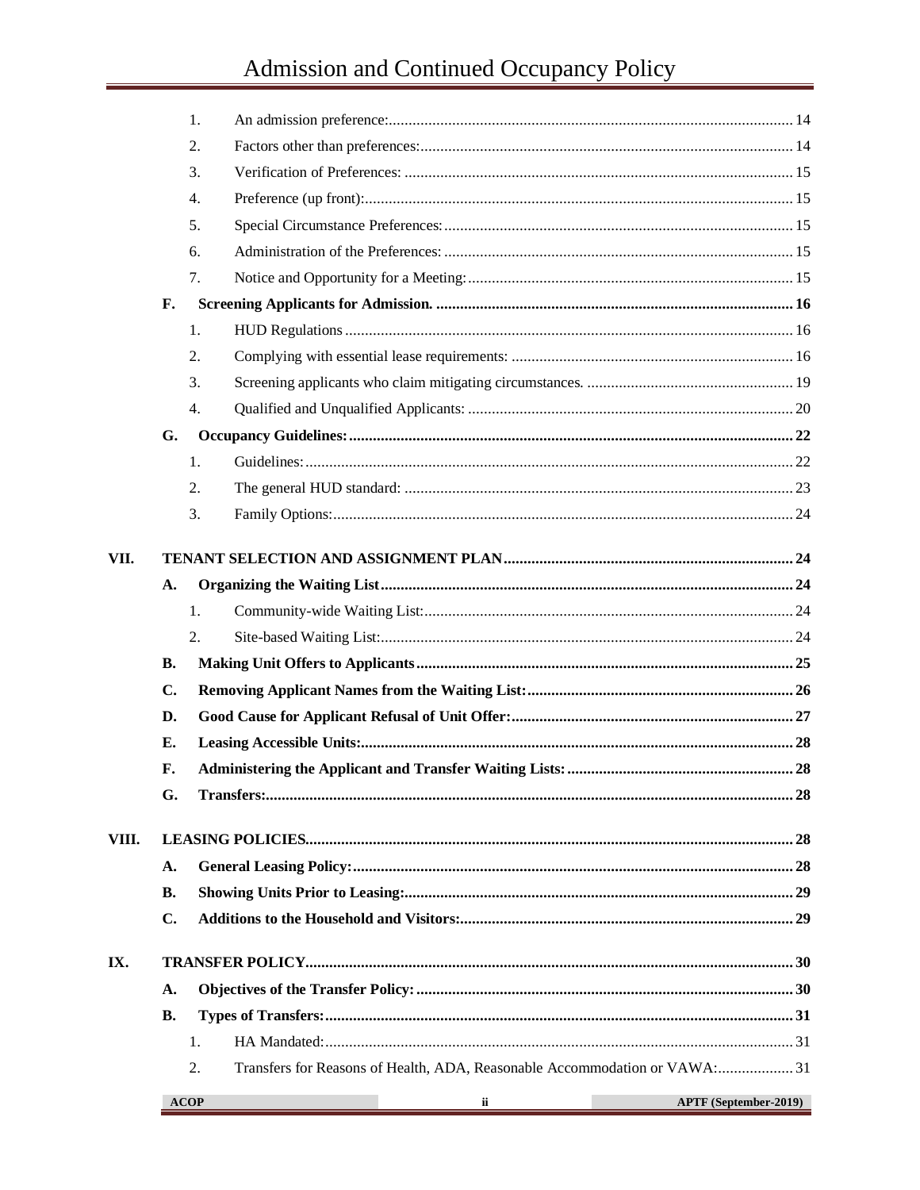1. An admission preference: 14
2. Factors other than preferences: 14
3. Verification of Preferences: 15
4. Preference (up front): 15
5. Special Circumstance Preferences: 15
6. Administration of the Preferences: 15
7. Notice and Opportunity for a Meeting: 15

**F. Screening Applicants for Admission. 16**

1. HUD Regulations 16
2. Complying with essential lease requirements: 16
3. Screening applicants who claim mitigating circumstances. 19
4. Qualified and Unqualified Applicants: 20

**G. Occupancy Guidelines: 22**

1. Guidelines: 22
2. The general HUD standard: 23
3. Family Options: 24

**VII. TENANT SELECTION AND ASSIGNMENT PLAN 24**

**A. Organizing the Waiting List 24**

1. Community-wide Waiting List: 24
2. Site-based Waiting List: 24

**B. Making Unit Offers to Applicants 25**

**C. Removing Applicant Names from the Waiting List: 26**

**D. Good Cause for Applicant Refusal of Unit Offer: 27**

**E. Leasing Accessible Units: 28**

**F. Administering the Applicant and Transfer Waiting Lists: 28**

**G. Transfers: 28**

**VIII. LEASING POLICIES 28**

**A. General Leasing Policy: 28**

**B. Showing Units Prior to Leasing: 29**

**C. Additions to the Household and Visitors: 29**

**IX. TRANSFER POLICY 30**

**A. Objectives of the Transfer Policy: 30**

**B. Types of Transfers: 31**

1. HA Mandated: 31
2. Transfers for Reasons of Health, ADA, Reasonable Accommodation or VAWA: 31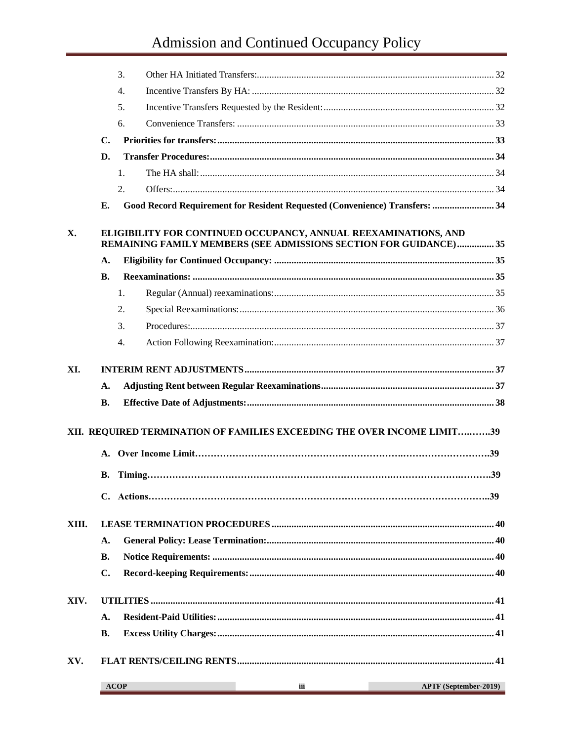3. Other HA Initiated Transfers: 32
4. Incentive Transfers By HA: 32
5. Incentive Transfers Requested by the Resident: 32
6. Convenience Transfers: 33

**C. Priorities for transfers: 33**

**D. Transfer Procedures: 34**

1. The HA shall: 34
2. Offers: 34

**E. Good Record Requirement for Resident Requested (Convenience) Transfers: 34**

**X. ELIGIBILITY FOR CONTINUED OCCUPANCY, ANNUAL REEXAMINATIONS, AND REMAINING FAMILY MEMBERS (SEE ADMISSIONS SECTION FOR GUIDANCE) 35**

**A. Eligibility for Continued Occupancy: 35**

**B. Reexaminations: 35**

1. Regular (Annual) reexaminations: 35
2. Special Reexaminations: 36
3. Procedures: 37
4. Action Following Reexamination: 37

**XI. INTERIM RENT ADJUSTMENTS 37**

**A. Adjusting Rent between Regular Reexaminations 37**

**B. Effective Date of Adjustments: 38**

**XII. REQUIRED TERMINATION OF FAMILIES EXCEEDING THE OVER INCOME LIMIT 39**

**A. Over Income Limit 39**

**B. Timing 39**

**C. Actions 39**

**XIII. LEASE TERMINATION PROCEDURES 40**

**A. General Policy: Lease Termination: 40**

**B. Notice Requirements: 40**

**C. Record-keeping Requirements: 40**

**XIV. UTILITIES 41**

**A. Resident-Paid Utilities: 41**

**B. Excess Utility Charges: 41**

**XV. FLAT RENTS/CEILING RENTS 41**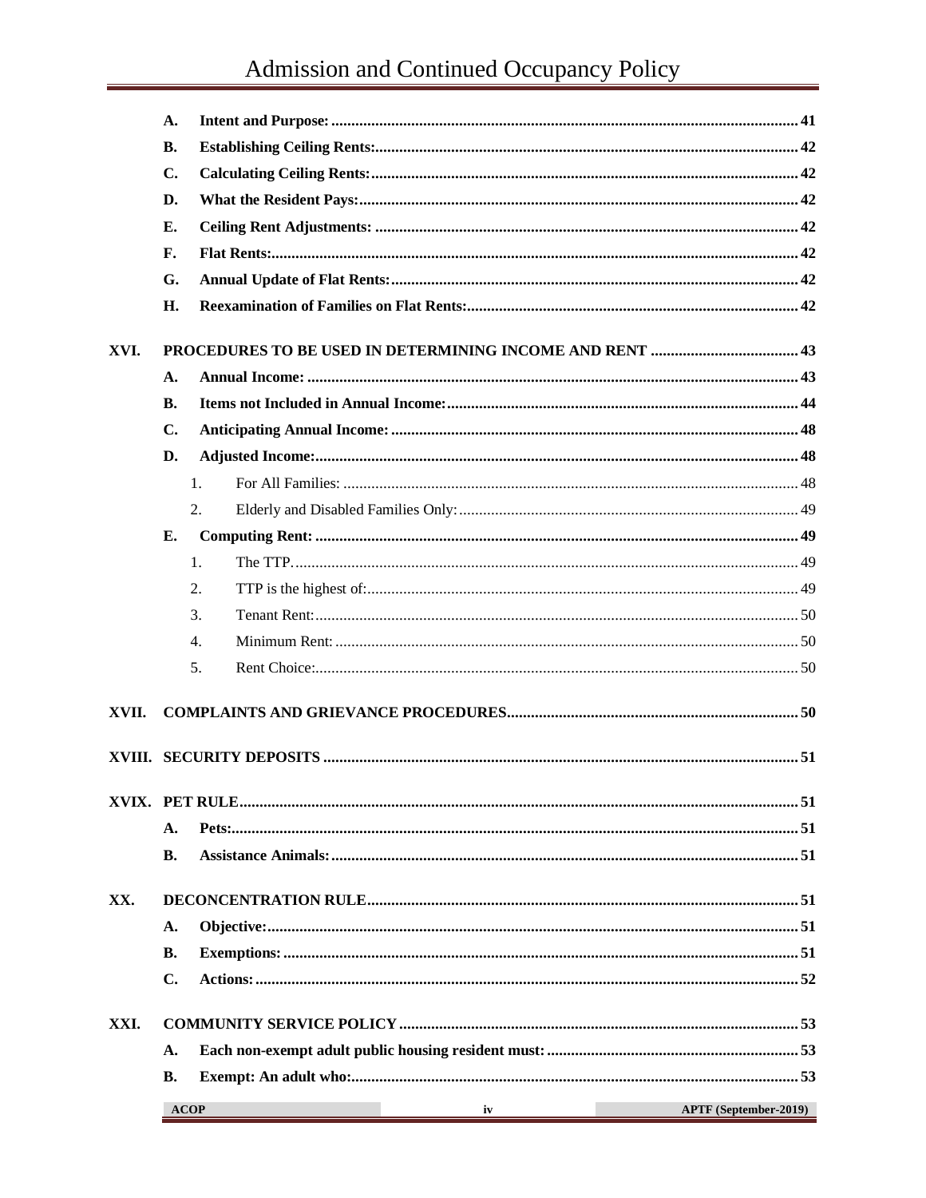- **A. Intent and Purpose:** 41
- **B. Establishing Ceiling Rents:** 42
- **C. Calculating Ceiling Rents:** 42
- **D. What the Resident Pays:** 42
- **E. Ceiling Rent Adjustments:** 42
- **F. Flat Rents:** 42
- **G. Annual Update of Flat Rents:** 42
- **H. Reexamination of Families on Flat Rents:** 42

**XVI. PROCEDURES TO BE USED IN DETERMINING INCOME AND RENT** 43

- **A. Annual Income:** 43
- **B. Items not Included in Annual Income:** 44
- **C. Anticipating Annual Income:** 48
- **D. Adjusted Income:** 48
  1. For All Families: 48
  2. Elderly and Disabled Families Only: 49
- **E. Computing Rent:** 49
  1. The TTP. 49
  2. TTP is the highest of: 49
  3. Tenant Rent: 50
  4. Minimum Rent: 50
  5. Rent Choice: 50

**XVII. COMPLAINTS AND GRIEVANCE PROCEDURES** 50

**XVIII. SECURITY DEPOSITS** 51

**XVIX. PET RULE** 51

- **A. Pets:** 51
- **B. Assistance Animals:** 51

**XX. DECONCENTRATION RULE** 51

- **A. Objective:** 51
- **B. Exemptions:** 51
- **C. Actions:** 52

**XXI. COMMUNITY SERVICE POLICY** 53

- **A. Each non-exempt adult public housing resident must:** 53
- **B. Exempt: An adult who:** 53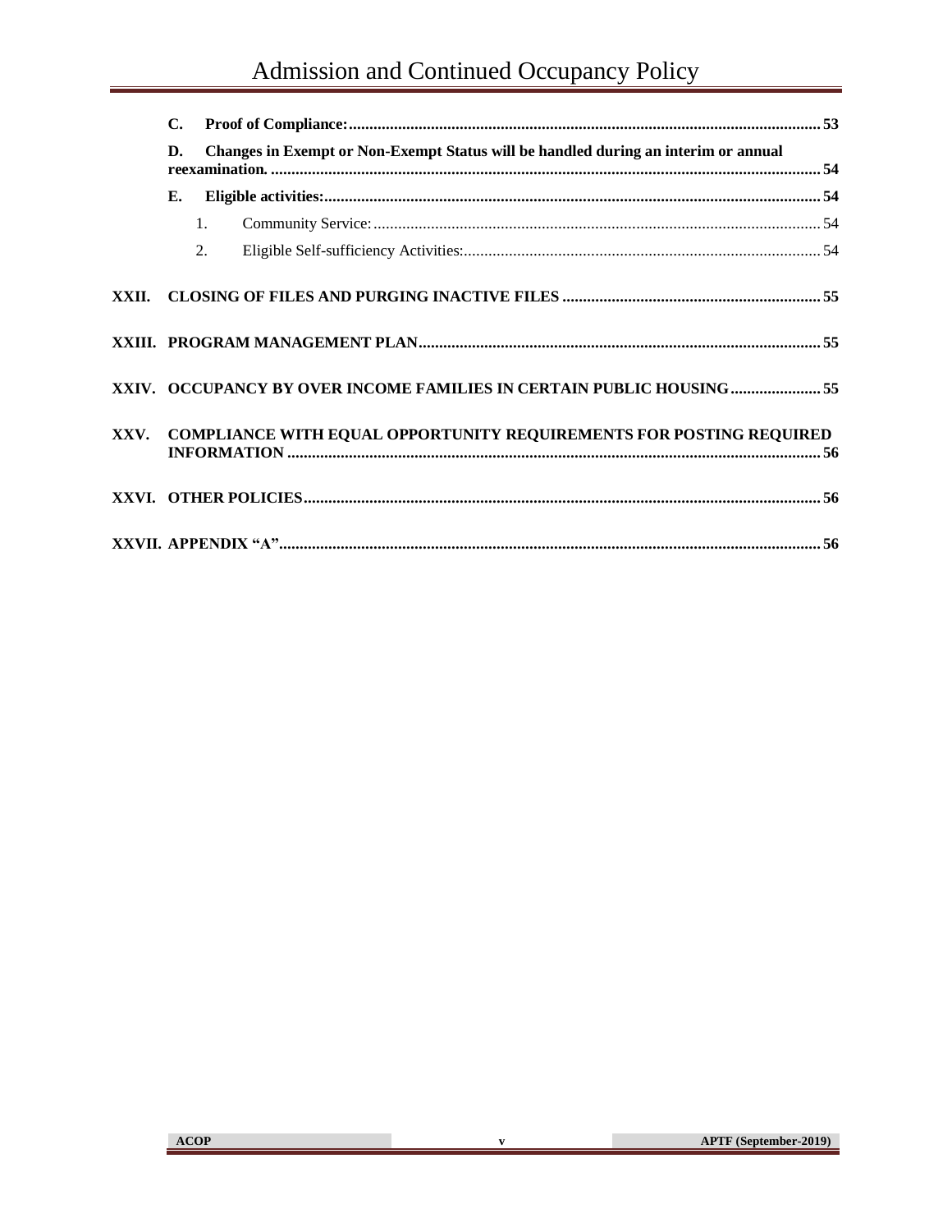- **C. Proof of Compliance: 53**
- **D. Changes in Exempt or Non-Exempt Status will be handled during an interim or annual reexamination. 54**
- **E. Eligible activities: 54**
  1. Community Service: 54
  2. Eligible Self-sufficiency Activities: 54

**XXII. CLOSING OF FILES AND PURGING INACTIVE FILES 55**

**XXIII. PROGRAM MANAGEMENT PLAN 55**

**XXIV. OCCUPANCY BY OVER INCOME FAMILIES IN CERTAIN PUBLIC HOUSING 55**

**XXV. COMPLIANCE WITH EQUAL OPPORTUNITY REQUIREMENTS FOR POSTING REQUIRED INFORMATION 56**

**XXVI. OTHER POLICIES 56**

**XXVII. APPENDIX "A" 56**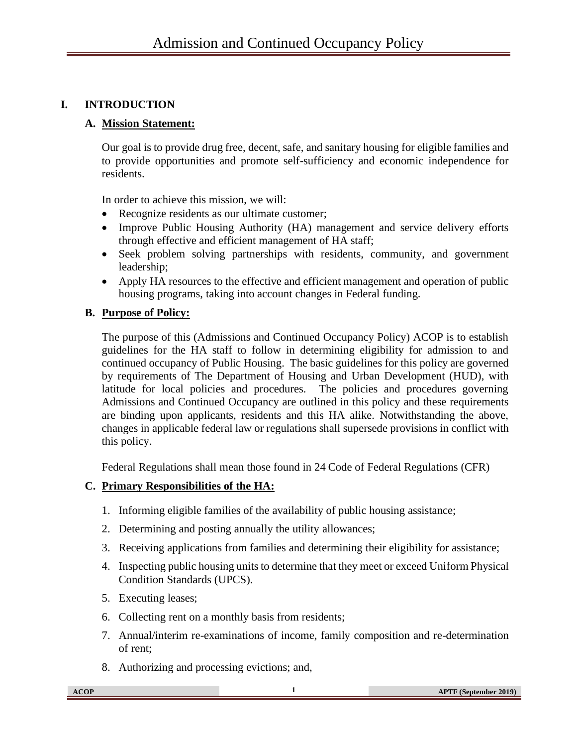## I. INTRODUCTION

### A. Mission Statement:

Our goal is to provide drug free, decent, safe, and sanitary housing for eligible families and to provide opportunities and promote self-sufficiency and economic independence for residents.

In order to achieve this mission, we will:

- Recognize residents as our ultimate customer;
- Improve Public Housing Authority (HA) management and service delivery efforts through effective and efficient management of HA staff;
- Seek problem solving partnerships with residents, community, and government leadership;
- Apply HA resources to the effective and efficient management and operation of public housing programs, taking into account changes in Federal funding.

### B. Purpose of Policy:

The purpose of this (Admissions and Continued Occupancy Policy) ACOP is to establish guidelines for the HA staff to follow in determining eligibility for admission to and continued occupancy of Public Housing. The basic guidelines for this policy are governed by requirements of The Department of Housing and Urban Development (HUD), with latitude for local policies and procedures. The policies and procedures governing Admissions and Continued Occupancy are outlined in this policy and these requirements are binding upon applicants, residents and this HA alike. Notwithstanding the above, changes in applicable federal law or regulations shall supersede provisions in conflict with this policy.

Federal Regulations shall mean those found in 24 Code of Federal Regulations (CFR)

### C. Primary Responsibilities of the HA:

1. Informing eligible families of the availability of public housing assistance;
2. Determining and posting annually the utility allowances;
3. Receiving applications from families and determining their eligibility for assistance;
4. Inspecting public housing units to determine that they meet or exceed Uniform Physical Condition Standards (UPCS).
5. Executing leases;
6. Collecting rent on a monthly basis from residents;
7. Annual/interim re-examinations of income, family composition and re-determination of rent;
8. Authorizing and processing evictions; and,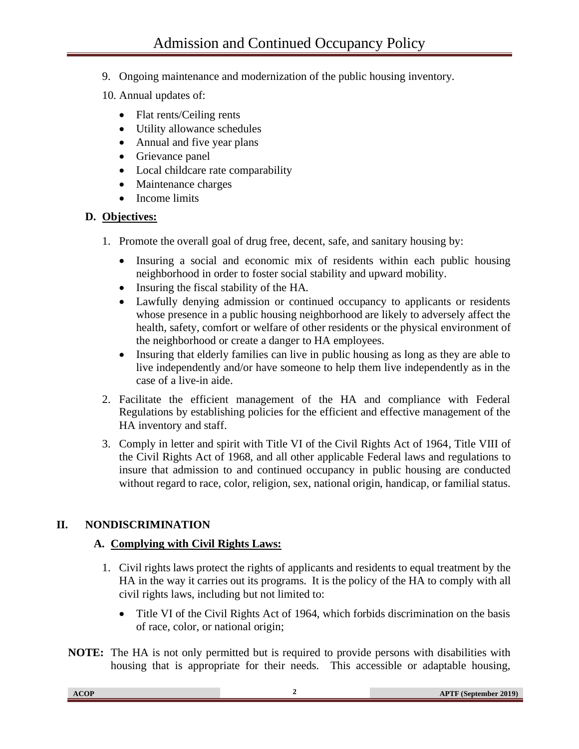9. Ongoing maintenance and modernization of the public housing inventory.

10. Annual updates of:

    - Flat rents/Ceiling rents
    - Utility allowance schedules
    - Annual and five year plans
    - Grievance panel
    - Local childcare rate comparability
    - Maintenance charges
    - Income limits

### D. Objectives:

1. Promote the overall goal of drug free, decent, safe, and sanitary housing by:

    - Insuring a social and economic mix of residents within each public housing neighborhood in order to foster social stability and upward mobility.
    - Insuring the fiscal stability of the HA.
    - Lawfully denying admission or continued occupancy to applicants or residents whose presence in a public housing neighborhood are likely to adversely affect the health, safety, comfort or welfare of other residents or the physical environment of the neighborhood or create a danger to HA employees.
    - Insuring that elderly families can live in public housing as long as they are able to live independently and/or have someone to help them live independently as in the case of a live-in aide.

2. Facilitate the efficient management of the HA and compliance with Federal Regulations by establishing policies for the efficient and effective management of the HA inventory and staff.

3. Comply in letter and spirit with Title VI of the Civil Rights Act of 1964, Title VIII of the Civil Rights Act of 1968, and all other applicable Federal laws and regulations to insure that admission to and continued occupancy in public housing are conducted without regard to race, color, religion, sex, national origin, handicap, or familial status.

## II. NONDISCRIMINATION

### A. Complying with Civil Rights Laws:

1. Civil rights laws protect the rights of applicants and residents to equal treatment by the HA in the way it carries out its programs. It is the policy of the HA to comply with all civil rights laws, including but not limited to:

    - Title VI of the Civil Rights Act of 1964, which forbids discrimination on the basis of race, color, or national origin;

**NOTE:** The HA is not only permitted but is required to provide persons with disabilities with housing that is appropriate for their needs. This accessible or adaptable housing,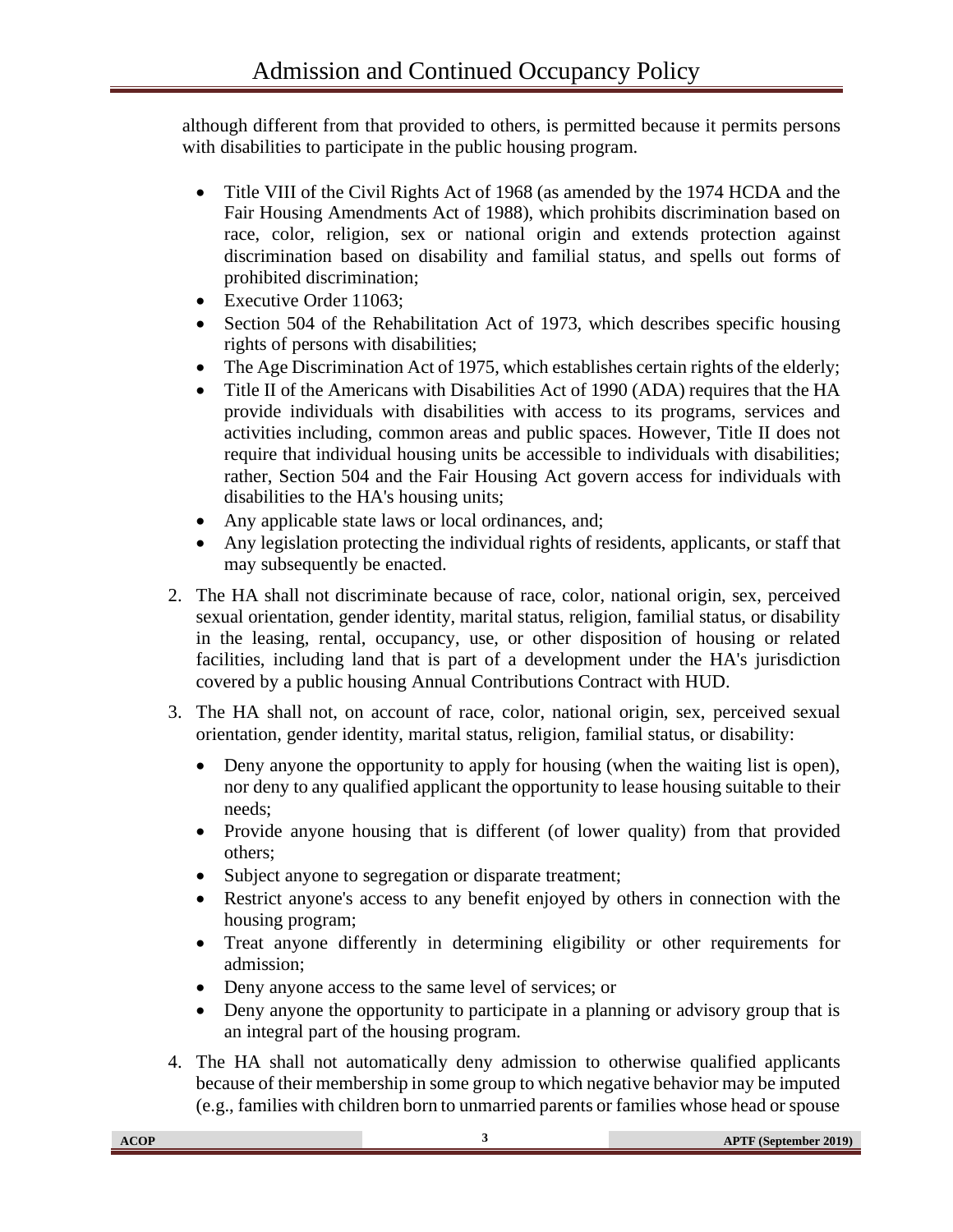although different from that provided to others, is permitted because it permits persons with disabilities to participate in the public housing program.

- Title VIII of the Civil Rights Act of 1968 (as amended by the 1974 HCDA and the Fair Housing Amendments Act of 1988), which prohibits discrimination based on race, color, religion, sex or national origin and extends protection against discrimination based on disability and familial status, and spells out forms of prohibited discrimination;
- Executive Order 11063;
- Section 504 of the Rehabilitation Act of 1973, which describes specific housing rights of persons with disabilities;
- The Age Discrimination Act of 1975, which establishes certain rights of the elderly;
- Title II of the Americans with Disabilities Act of 1990 (ADA) requires that the HA provide individuals with disabilities with access to its programs, services and activities including, common areas and public spaces. However, Title II does not require that individual housing units be accessible to individuals with disabilities; rather, Section 504 and the Fair Housing Act govern access for individuals with disabilities to the HA's housing units;
- Any applicable state laws or local ordinances, and;
- Any legislation protecting the individual rights of residents, applicants, or staff that may subsequently be enacted.

2. The HA shall not discriminate because of race, color, national origin, sex, perceived sexual orientation, gender identity, marital status, religion, familial status, or disability in the leasing, rental, occupancy, use, or other disposition of housing or related facilities, including land that is part of a development under the HA's jurisdiction covered by a public housing Annual Contributions Contract with HUD.

3. The HA shall not, on account of race, color, national origin, sex, perceived sexual orientation, gender identity, marital status, religion, familial status, or disability:

   - Deny anyone the opportunity to apply for housing (when the waiting list is open), nor deny to any qualified applicant the opportunity to lease housing suitable to their needs;
   - Provide anyone housing that is different (of lower quality) from that provided others;
   - Subject anyone to segregation or disparate treatment;
   - Restrict anyone's access to any benefit enjoyed by others in connection with the housing program;
   - Treat anyone differently in determining eligibility or other requirements for admission;
   - Deny anyone access to the same level of services; or
   - Deny anyone the opportunity to participate in a planning or advisory group that is an integral part of the housing program.

4. The HA shall not automatically deny admission to otherwise qualified applicants because of their membership in some group to which negative behavior may be imputed (e.g., families with children born to unmarried parents or families whose head or spouse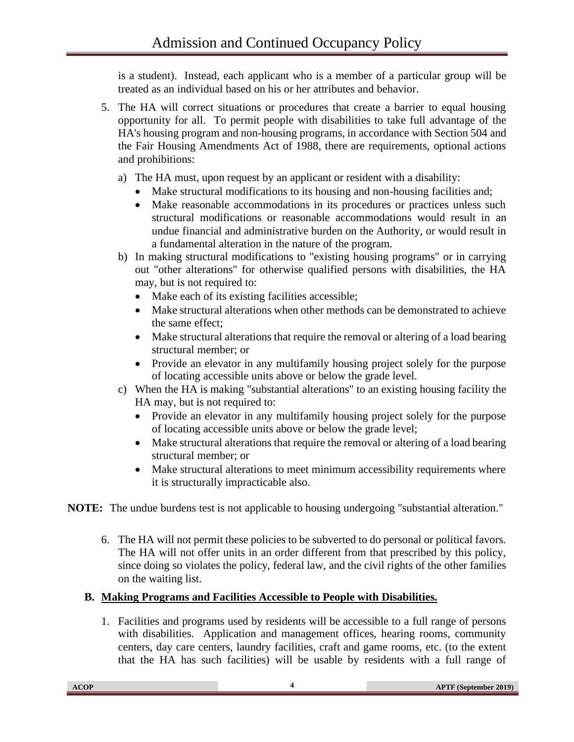is a student). Instead, each applicant who is a member of a particular group will be treated as an individual based on his or her attributes and behavior.

5. The HA will correct situations or procedures that create a barrier to equal housing opportunity for all. To permit people with disabilities to take full advantage of the HA's housing program and non-housing programs, in accordance with Section 504 and the Fair Housing Amendments Act of 1988, there are requirements, optional actions and prohibitions:

   a) The HA must, upon request by an applicant or resident with a disability:
      - Make structural modifications to its housing and non-housing facilities and;
      - Make reasonable accommodations in its procedures or practices unless such structural modifications or reasonable accommodations would result in an undue financial and administrative burden on the Authority, or would result in a fundamental alteration in the nature of the program.

   b) In making structural modifications to "existing housing programs" or in carrying out "other alterations" for otherwise qualified persons with disabilities, the HA may, but is not required to:
      - Make each of its existing facilities accessible;
      - Make structural alterations when other methods can be demonstrated to achieve the same effect;
      - Make structural alterations that require the removal or altering of a load bearing structural member; or
      - Provide an elevator in any multifamily housing project solely for the purpose of locating accessible units above or below the grade level.

   c) When the HA is making "substantial alterations" to an existing housing facility the HA may, but is not required to:
      - Provide an elevator in any multifamily housing project solely for the purpose of locating accessible units above or below the grade level;
      - Make structural alterations that require the removal or altering of a load bearing structural member; or
      - Make structural alterations to meet minimum accessibility requirements where it is structurally impracticable also.

**NOTE:** The undue burdens test is not applicable to housing undergoing "substantial alteration."

6. The HA will not permit these policies to be subverted to do personal or political favors. The HA will not offer units in an order different from that prescribed by this policy, since doing so violates the policy, federal law, and the civil rights of the other families on the waiting list.

## B. Making Programs and Facilities Accessible to People with Disabilities.

1. Facilities and programs used by residents will be accessible to a full range of persons with disabilities. Application and management offices, hearing rooms, community centers, day care centers, laundry facilities, craft and game rooms, etc. (to the extent that the HA has such facilities) will be usable by residents with a full range of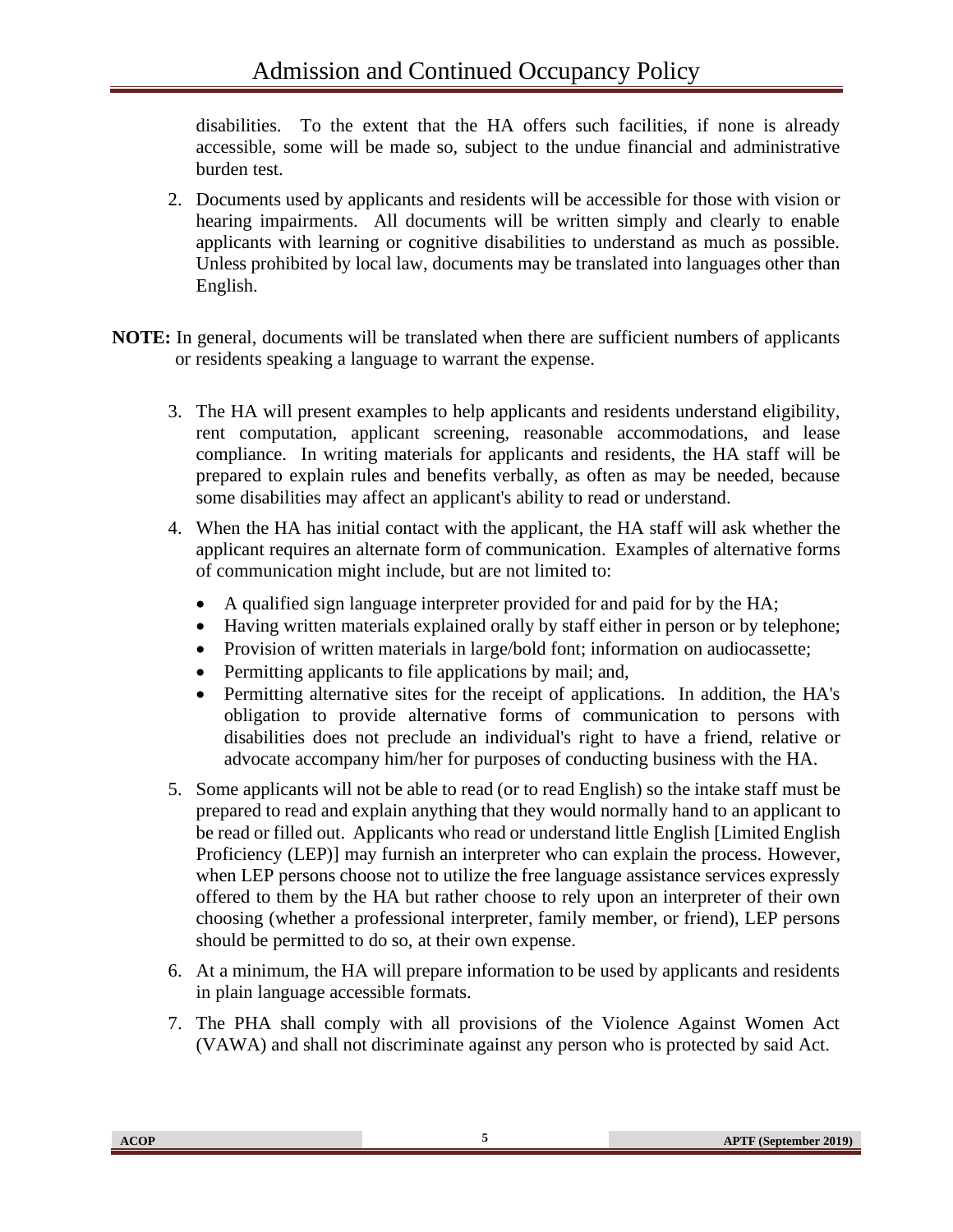disabilities. To the extent that the HA offers such facilities, if none is already accessible, some will be made so, subject to the undue financial and administrative burden test.

2. Documents used by applicants and residents will be accessible for those with vision or hearing impairments. All documents will be written simply and clearly to enable applicants with learning or cognitive disabilities to understand as much as possible. Unless prohibited by local law, documents may be translated into languages other than English.

**NOTE:** In general, documents will be translated when there are sufficient numbers of applicants or residents speaking a language to warrant the expense.

3. The HA will present examples to help applicants and residents understand eligibility, rent computation, applicant screening, reasonable accommodations, and lease compliance. In writing materials for applicants and residents, the HA staff will be prepared to explain rules and benefits verbally, as often as may be needed, because some disabilities may affect an applicant's ability to read or understand.

4. When the HA has initial contact with the applicant, the HA staff will ask whether the applicant requires an alternate form of communication. Examples of alternative forms of communication might include, but are not limited to:

   - A qualified sign language interpreter provided for and paid for by the HA;
   - Having written materials explained orally by staff either in person or by telephone;
   - Provision of written materials in large/bold font; information on audiocassette;
   - Permitting applicants to file applications by mail; and,
   - Permitting alternative sites for the receipt of applications. In addition, the HA's obligation to provide alternative forms of communication to persons with disabilities does not preclude an individual's right to have a friend, relative or advocate accompany him/her for purposes of conducting business with the HA.

5. Some applicants will not be able to read (or to read English) so the intake staff must be prepared to read and explain anything that they would normally hand to an applicant to be read or filled out. Applicants who read or understand little English [Limited English Proficiency (LEP)] may furnish an interpreter who can explain the process. However, when LEP persons choose not to utilize the free language assistance services expressly offered to them by the HA but rather choose to rely upon an interpreter of their own choosing (whether a professional interpreter, family member, or friend), LEP persons should be permitted to do so, at their own expense.

6. At a minimum, the HA will prepare information to be used by applicants and residents in plain language accessible formats.

7. The PHA shall comply with all provisions of the Violence Against Women Act (VAWA) and shall not discriminate against any person who is protected by said Act.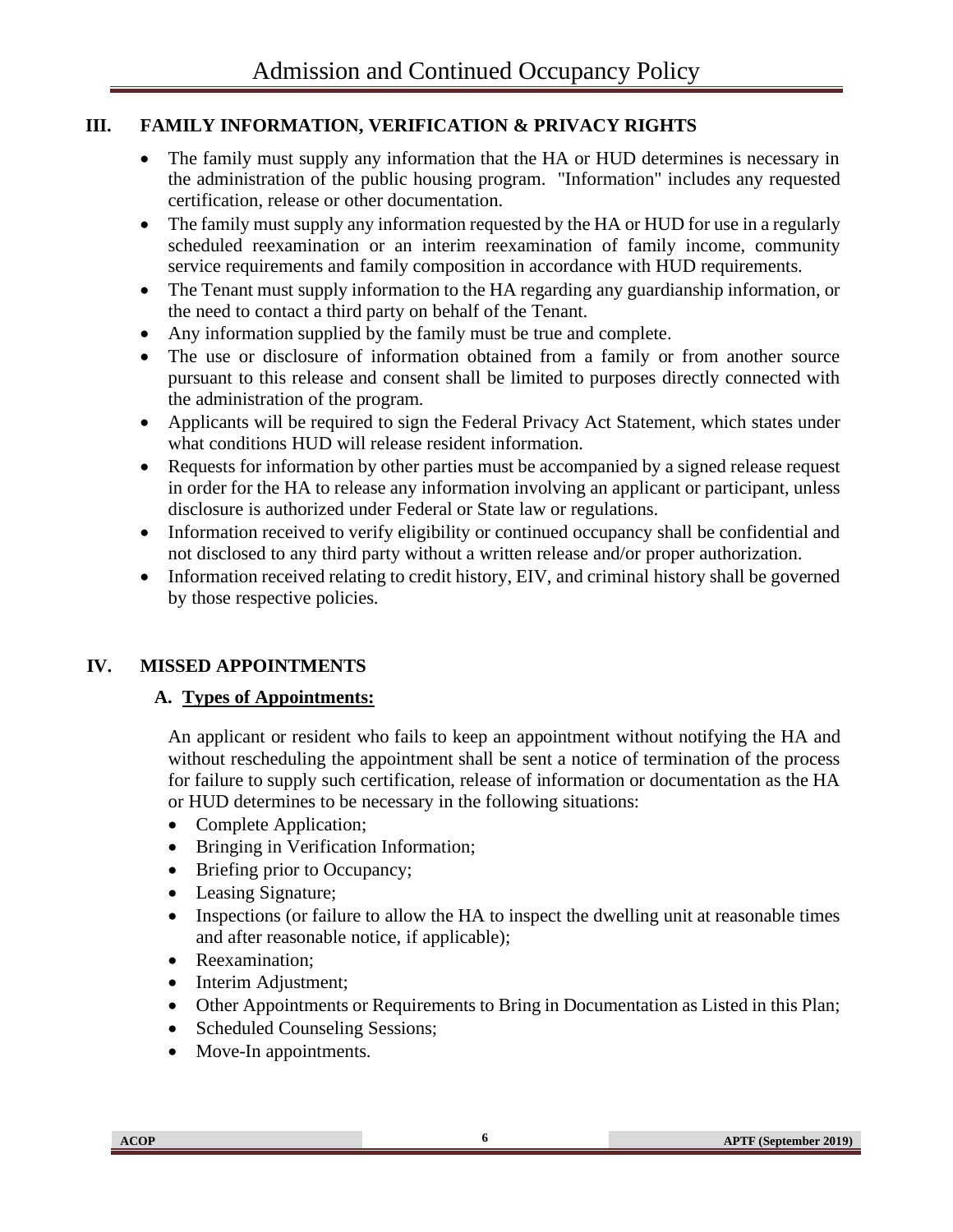## III. FAMILY INFORMATION, VERIFICATION & PRIVACY RIGHTS

- The family must supply any information that the HA or HUD determines is necessary in the administration of the public housing program. "Information" includes any requested certification, release or other documentation.
- The family must supply any information requested by the HA or HUD for use in a regularly scheduled reexamination or an interim reexamination of family income, community service requirements and family composition in accordance with HUD requirements.
- The Tenant must supply information to the HA regarding any guardianship information, or the need to contact a third party on behalf of the Tenant.
- Any information supplied by the family must be true and complete.
- The use or disclosure of information obtained from a family or from another source pursuant to this release and consent shall be limited to purposes directly connected with the administration of the program.
- Applicants will be required to sign the Federal Privacy Act Statement, which states under what conditions HUD will release resident information.
- Requests for information by other parties must be accompanied by a signed release request in order for the HA to release any information involving an applicant or participant, unless disclosure is authorized under Federal or State law or regulations.
- Information received to verify eligibility or continued occupancy shall be confidential and not disclosed to any third party without a written release and/or proper authorization.
- Information received relating to credit history, EIV, and criminal history shall be governed by those respective policies.

## IV. MISSED APPOINTMENTS

### A. Types of Appointments:

An applicant or resident who fails to keep an appointment without notifying the HA and without rescheduling the appointment shall be sent a notice of termination of the process for failure to supply such certification, release of information or documentation as the HA or HUD determines to be necessary in the following situations:

- Complete Application;
- Bringing in Verification Information;
- Briefing prior to Occupancy;
- Leasing Signature;
- Inspections (or failure to allow the HA to inspect the dwelling unit at reasonable times and after reasonable notice, if applicable);
- Reexamination;
- Interim Adjustment;
- Other Appointments or Requirements to Bring in Documentation as Listed in this Plan;
- Scheduled Counseling Sessions;
- Move-In appointments.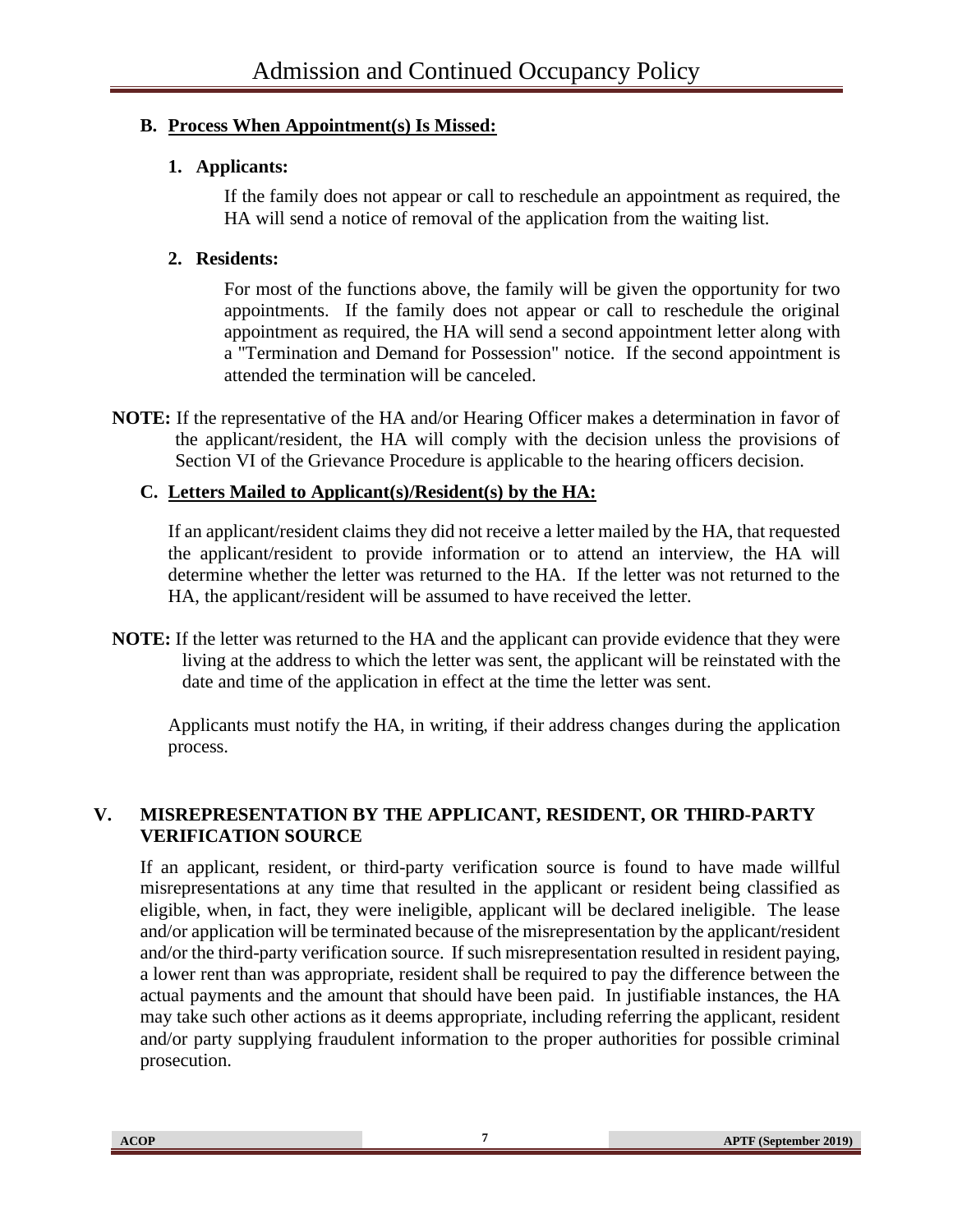### B. Process When Appointment(s) Is Missed:

**1. Applicants:**

If the family does not appear or call to reschedule an appointment as required, the HA will send a notice of removal of the application from the waiting list.

**2. Residents:**

For most of the functions above, the family will be given the opportunity for two appointments. If the family does not appear or call to reschedule the original appointment as required, the HA will send a second appointment letter along with a "Termination and Demand for Possession" notice. If the second appointment is attended the termination will be canceled.

**NOTE:** If the representative of the HA and/or Hearing Officer makes a determination in favor of the applicant/resident, the HA will comply with the decision unless the provisions of Section VI of the Grievance Procedure is applicable to the hearing officers decision.

### C. Letters Mailed to Applicant(s)/Resident(s) by the HA:

If an applicant/resident claims they did not receive a letter mailed by the HA, that requested the applicant/resident to provide information or to attend an interview, the HA will determine whether the letter was returned to the HA. If the letter was not returned to the HA, the applicant/resident will be assumed to have received the letter.

**NOTE:** If the letter was returned to the HA and the applicant can provide evidence that they were living at the address to which the letter was sent, the applicant will be reinstated with the date and time of the application in effect at the time the letter was sent.

Applicants must notify the HA, in writing, if their address changes during the application process.

## V. MISREPRESENTATION BY THE APPLICANT, RESIDENT, OR THIRD-PARTY VERIFICATION SOURCE

If an applicant, resident, or third-party verification source is found to have made willful misrepresentations at any time that resulted in the applicant or resident being classified as eligible, when, in fact, they were ineligible, applicant will be declared ineligible. The lease and/or application will be terminated because of the misrepresentation by the applicant/resident and/or the third-party verification source. If such misrepresentation resulted in resident paying, a lower rent than was appropriate, resident shall be required to pay the difference between the actual payments and the amount that should have been paid. In justifiable instances, the HA may take such other actions as it deems appropriate, including referring the applicant, resident and/or party supplying fraudulent information to the proper authorities for possible criminal prosecution.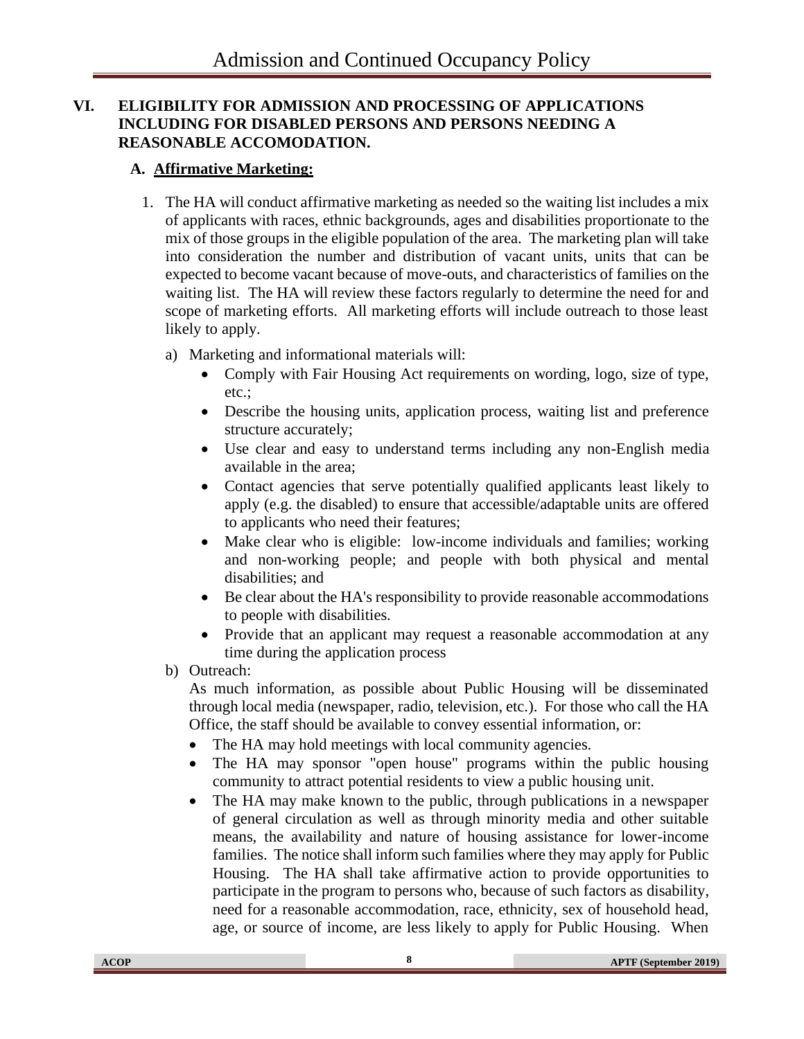## VI. ELIGIBILITY FOR ADMISSION AND PROCESSING OF APPLICATIONS INCLUDING FOR DISABLED PERSONS AND PERSONS NEEDING A REASONABLE ACCOMODATION.

### A. Affirmative Marketing:

1. The HA will conduct affirmative marketing as needed so the waiting list includes a mix of applicants with races, ethnic backgrounds, ages and disabilities proportionate to the mix of those groups in the eligible population of the area. The marketing plan will take into consideration the number and distribution of vacant units, units that can be expected to become vacant because of move-outs, and characteristics of families on the waiting list. The HA will review these factors regularly to determine the need for and scope of marketing efforts. All marketing efforts will include outreach to those least likely to apply.

   a) Marketing and informational materials will:

      - Comply with Fair Housing Act requirements on wording, logo, size of type, etc.;
      - Describe the housing units, application process, waiting list and preference structure accurately;
      - Use clear and easy to understand terms including any non-English media available in the area;
      - Contact agencies that serve potentially qualified applicants least likely to apply (e.g. the disabled) to ensure that accessible/adaptable units are offered to applicants who need their features;
      - Make clear who is eligible: low-income individuals and families; working and non-working people; and people with both physical and mental disabilities; and
      - Be clear about the HA's responsibility to provide reasonable accommodations to people with disabilities.
      - Provide that an applicant may request a reasonable accommodation at any time during the application process

   b) Outreach:

      As much information, as possible about Public Housing will be disseminated through local media (newspaper, radio, television, etc.). For those who call the HA Office, the staff should be available to convey essential information, or:

      - The HA may hold meetings with local community agencies.
      - The HA may sponsor "open house" programs within the public housing community to attract potential residents to view a public housing unit.
      - The HA may make known to the public, through publications in a newspaper of general circulation as well as through minority media and other suitable means, the availability and nature of housing assistance for lower-income families. The notice shall inform such families where they may apply for Public Housing. The HA shall take affirmative action to provide opportunities to participate in the program to persons who, because of such factors as disability, need for a reasonable accommodation, race, ethnicity, sex of household head, age, or source of income, are less likely to apply for Public Housing. When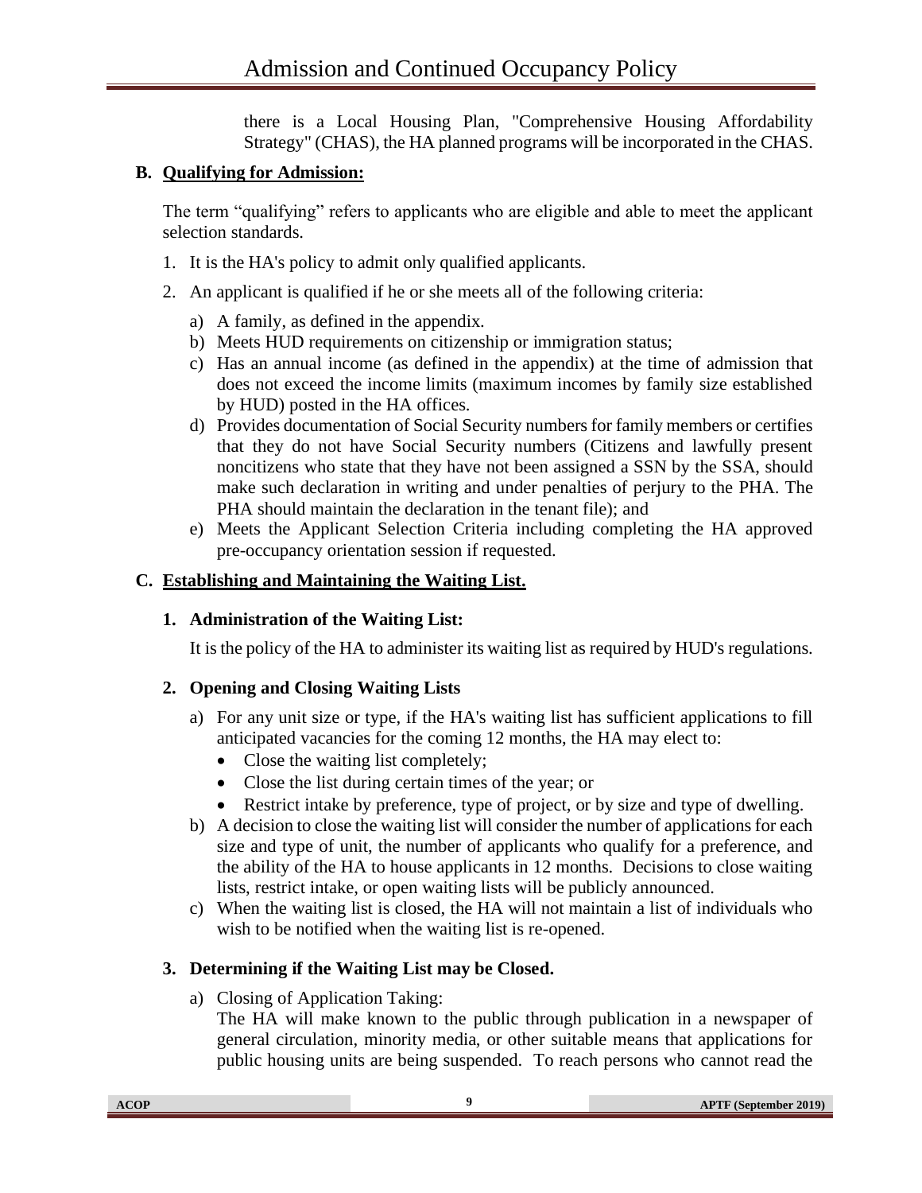there is a Local Housing Plan, "Comprehensive Housing Affordability Strategy" (CHAS), the HA planned programs will be incorporated in the CHAS.

## B. Qualifying for Admission:

The term "qualifying" refers to applicants who are eligible and able to meet the applicant selection standards.

1. It is the HA's policy to admit only qualified applicants.
2. An applicant is qualified if he or she meets all of the following criteria:
   a) A family, as defined in the appendix.
   b) Meets HUD requirements on citizenship or immigration status;
   c) Has an annual income (as defined in the appendix) at the time of admission that does not exceed the income limits (maximum incomes by family size established by HUD) posted in the HA offices.
   d) Provides documentation of Social Security numbers for family members or certifies that they do not have Social Security numbers (Citizens and lawfully present noncitizens who state that they have not been assigned a SSN by the SSA, should make such declaration in writing and under penalties of perjury to the PHA. The PHA should maintain the declaration in the tenant file); and
   e) Meets the Applicant Selection Criteria including completing the HA approved pre-occupancy orientation session if requested.

## C. Establishing and Maintaining the Waiting List.

### 1. Administration of the Waiting List:

It is the policy of the HA to administer its waiting list as required by HUD's regulations.

### 2. Opening and Closing Waiting Lists

a) For any unit size or type, if the HA's waiting list has sufficient applications to fill anticipated vacancies for the coming 12 months, the HA may elect to:
   - Close the waiting list completely;
   - Close the list during certain times of the year; or
   - Restrict intake by preference, type of project, or by size and type of dwelling.

b) A decision to close the waiting list will consider the number of applications for each size and type of unit, the number of applicants who qualify for a preference, and the ability of the HA to house applicants in 12 months. Decisions to close waiting lists, restrict intake, or open waiting lists will be publicly announced.

c) When the waiting list is closed, the HA will not maintain a list of individuals who wish to be notified when the waiting list is re-opened.

### 3. Determining if the Waiting List may be Closed.

a) Closing of Application Taking:
   The HA will make known to the public through publication in a newspaper of general circulation, minority media, or other suitable means that applications for public housing units are being suspended. To reach persons who cannot read the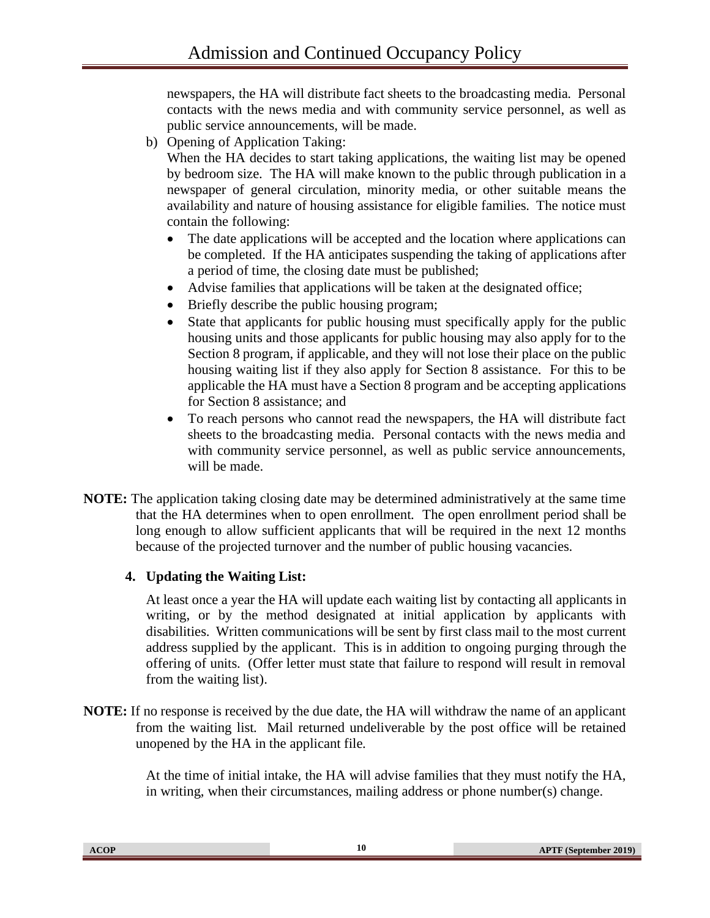newspapers, the HA will distribute fact sheets to the broadcasting media. Personal contacts with the news media and with community service personnel, as well as public service announcements, will be made.

b) Opening of Application Taking:
When the HA decides to start taking applications, the waiting list may be opened by bedroom size. The HA will make known to the public through publication in a newspaper of general circulation, minority media, or other suitable means the availability and nature of housing assistance for eligible families. The notice must contain the following:

- The date applications will be accepted and the location where applications can be completed. If the HA anticipates suspending the taking of applications after a period of time, the closing date must be published;
- Advise families that applications will be taken at the designated office;
- Briefly describe the public housing program;
- State that applicants for public housing must specifically apply for the public housing units and those applicants for public housing may also apply for to the Section 8 program, if applicable, and they will not lose their place on the public housing waiting list if they also apply for Section 8 assistance. For this to be applicable the HA must have a Section 8 program and be accepting applications for Section 8 assistance; and
- To reach persons who cannot read the newspapers, the HA will distribute fact sheets to the broadcasting media. Personal contacts with the news media and with community service personnel, as well as public service announcements, will be made.

**NOTE:** The application taking closing date may be determined administratively at the same time that the HA determines when to open enrollment. The open enrollment period shall be long enough to allow sufficient applicants that will be required in the next 12 months because of the projected turnover and the number of public housing vacancies.

### 4. Updating the Waiting List:

At least once a year the HA will update each waiting list by contacting all applicants in writing, or by the method designated at initial application by applicants with disabilities. Written communications will be sent by first class mail to the most current address supplied by the applicant. This is in addition to ongoing purging through the offering of units. (Offer letter must state that failure to respond will result in removal from the waiting list).

**NOTE:** If no response is received by the due date, the HA will withdraw the name of an applicant from the waiting list. Mail returned undeliverable by the post office will be retained unopened by the HA in the applicant file.

At the time of initial intake, the HA will advise families that they must notify the HA, in writing, when their circumstances, mailing address or phone number(s) change.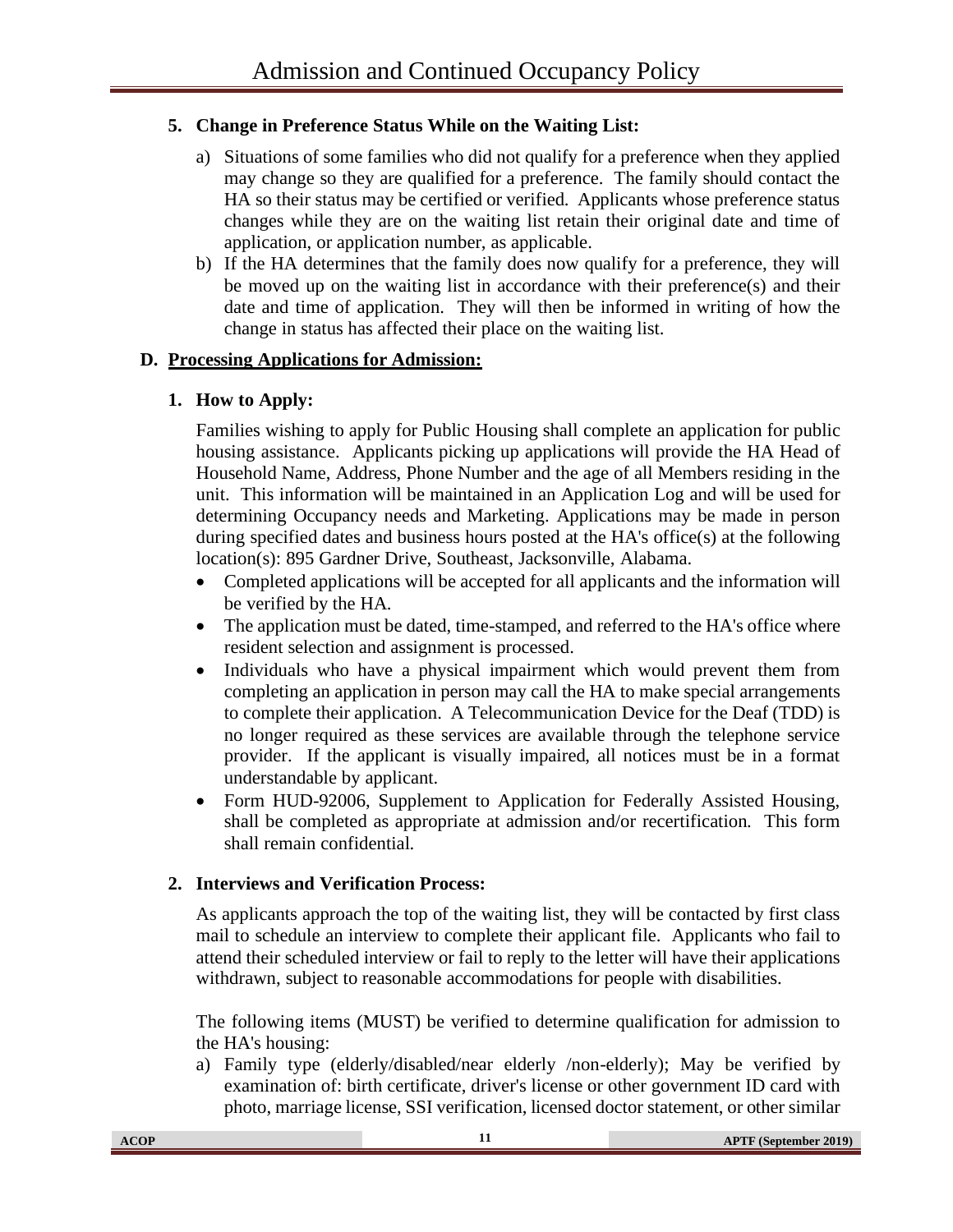### 5. Change in Preference Status While on the Waiting List:

a) Situations of some families who did not qualify for a preference when they applied may change so they are qualified for a preference. The family should contact the HA so their status may be certified or verified. Applicants whose preference status changes while they are on the waiting list retain their original date and time of application, or application number, as applicable.

b) If the HA determines that the family does now qualify for a preference, they will be moved up on the waiting list in accordance with their preference(s) and their date and time of application. They will then be informed in writing of how the change in status has affected their place on the waiting list.

## D. Processing Applications for Admission:

### 1. How to Apply:

Families wishing to apply for Public Housing shall complete an application for public housing assistance. Applicants picking up applications will provide the HA Head of Household Name, Address, Phone Number and the age of all Members residing in the unit. This information will be maintained in an Application Log and will be used for determining Occupancy needs and Marketing. Applications may be made in person during specified dates and business hours posted at the HA's office(s) at the following location(s): 895 Gardner Drive, Southeast, Jacksonville, Alabama.

- Completed applications will be accepted for all applicants and the information will be verified by the HA.
- The application must be dated, time-stamped, and referred to the HA's office where resident selection and assignment is processed.
- Individuals who have a physical impairment which would prevent them from completing an application in person may call the HA to make special arrangements to complete their application. A Telecommunication Device for the Deaf (TDD) is no longer required as these services are available through the telephone service provider. If the applicant is visually impaired, all notices must be in a format understandable by applicant.
- Form HUD-92006, Supplement to Application for Federally Assisted Housing, shall be completed as appropriate at admission and/or recertification. This form shall remain confidential.

### 2. Interviews and Verification Process:

As applicants approach the top of the waiting list, they will be contacted by first class mail to schedule an interview to complete their applicant file. Applicants who fail to attend their scheduled interview or fail to reply to the letter will have their applications withdrawn, subject to reasonable accommodations for people with disabilities.

The following items (MUST) be verified to determine qualification for admission to the HA's housing:

a) Family type (elderly/disabled/near elderly /non-elderly); May be verified by examination of: birth certificate, driver's license or other government ID card with photo, marriage license, SSI verification, licensed doctor statement, or other similar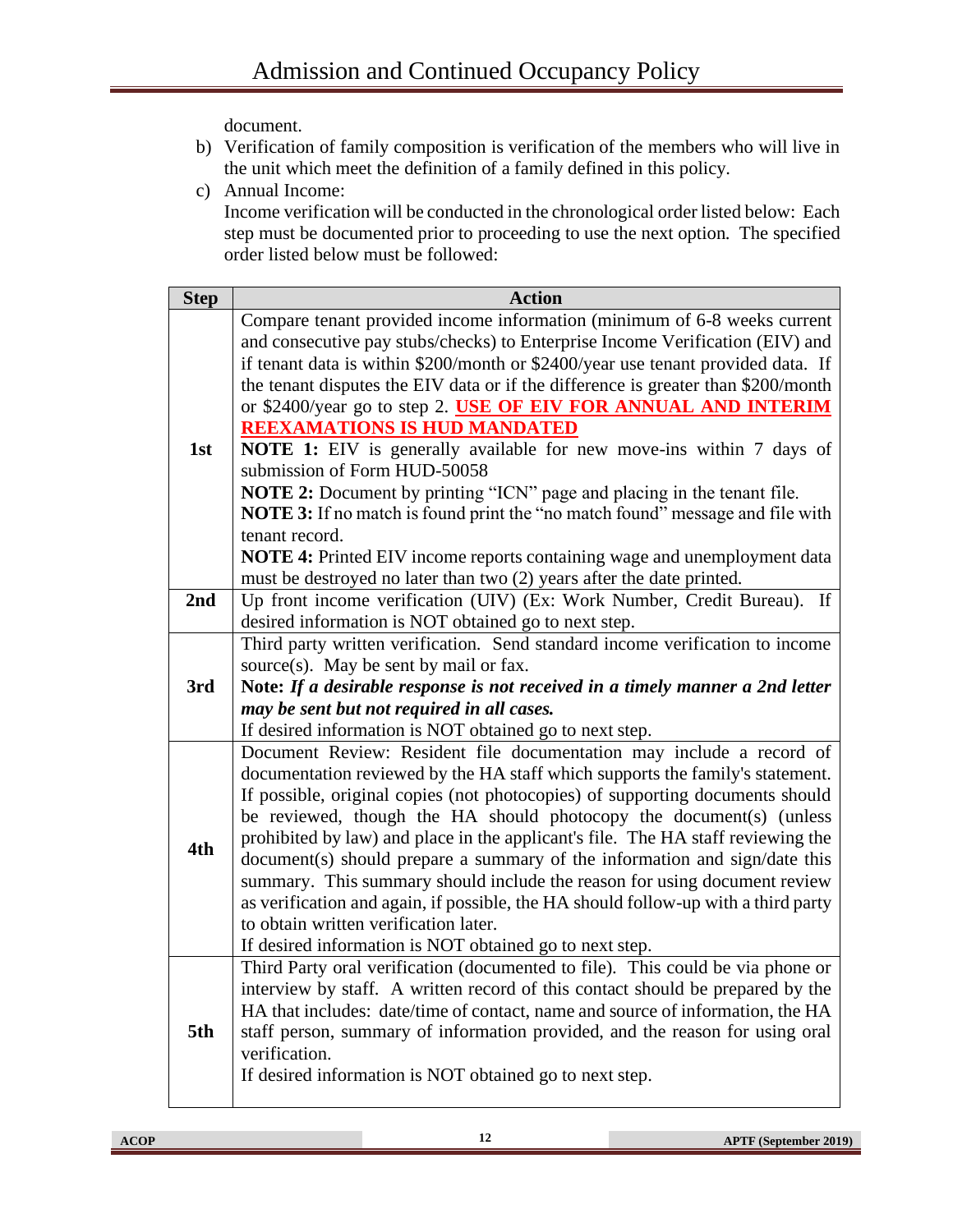document.

b) Verification of family composition is verification of the members who will live in the unit which meet the definition of a family defined in this policy.

c) Annual Income:
Income verification will be conducted in the chronological order listed below: Each step must be documented prior to proceeding to use the next option. The specified order listed below must be followed:

| Step | Action |
|---|---|
| 1st | Compare tenant provided income information (minimum of 6-8 weeks current and consecutive pay stubs/checks) to Enterprise Income Verification (EIV) and if tenant data is within \$200/month or \$2400/year use tenant provided data. If the tenant disputes the EIV data or if the difference is greater than \$200/month or \$2400/year go to step 2. **USE OF EIV FOR ANNUAL AND INTERIM REEXAMATIONS IS HUD MANDATED**<br>**NOTE 1:** EIV is generally available for new move-ins within 7 days of submission of Form HUD-50058<br>**NOTE 2:** Document by printing "ICN" page and placing in the tenant file.<br>**NOTE 3:** If no match is found print the "no match found" message and file with tenant record.<br>**NOTE 4:** Printed EIV income reports containing wage and unemployment data must be destroyed no later than two (2) years after the date printed. |
| 2nd | Up front income verification (UIV) (Ex: Work Number, Credit Bureau). If desired information is NOT obtained go to next step. |
| 3rd | Third party written verification. Send standard income verification to income source(s). May be sent by mail or fax.<br>**Note:** ***If a desirable response is not received in a timely manner a 2nd letter may be sent but not required in all cases.***<br>If desired information is NOT obtained go to next step. |
| 4th | Document Review: Resident file documentation may include a record of documentation reviewed by the HA staff which supports the family's statement. If possible, original copies (not photocopies) of supporting documents should be reviewed, though the HA should photocopy the document(s) (unless prohibited by law) and place in the applicant's file. The HA staff reviewing the document(s) should prepare a summary of the information and sign/date this summary. This summary should include the reason for using document review as verification and again, if possible, the HA should follow-up with a third party to obtain written verification later.<br>If desired information is NOT obtained go to next step. |
| 5th | Third Party oral verification (documented to file). This could be via phone or interview by staff. A written record of this contact should be prepared by the HA that includes: date/time of contact, name and source of information, the HA staff person, summary of information provided, and the reason for using oral verification.<br>If desired information is NOT obtained go to next step. |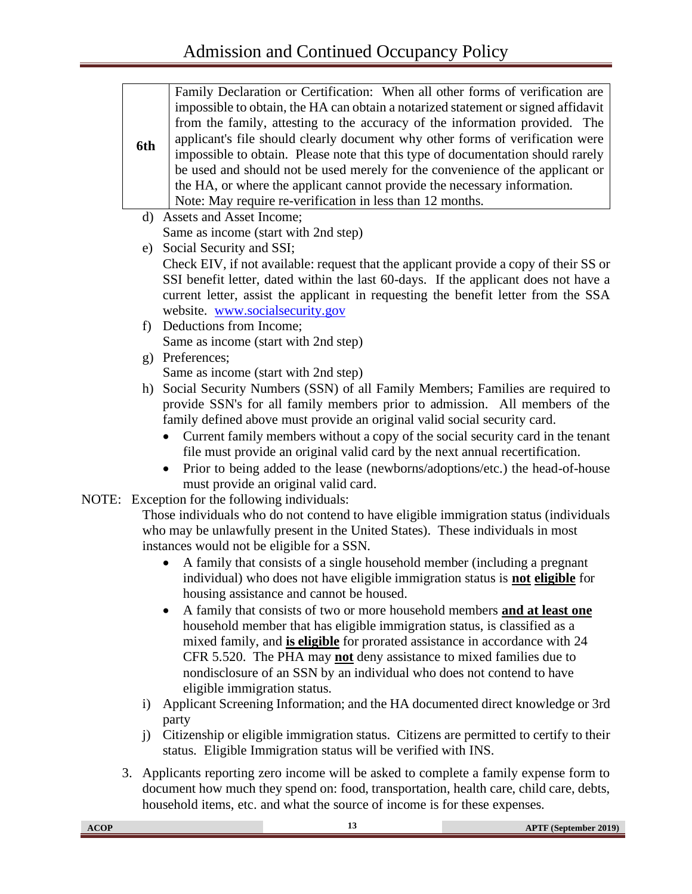| 6th | Family Declaration or Certification: When all other forms of verification are impossible to obtain, the HA can obtain a notarized statement or signed affidavit from the family, attesting to the accuracy of the information provided. The applicant's file should clearly document why other forms of verification were impossible to obtain. Please note that this type of documentation should rarely be used and should not be used merely for the convenience of the applicant or the HA, or where the applicant cannot provide the necessary information. Note: May require re-verification in less than 12 months. |
|---|---|

d) Assets and Asset Income;
   Same as income (start with 2nd step)

e) Social Security and SSI;
   Check EIV, if not available: request that the applicant provide a copy of their SS or SSI benefit letter, dated within the last 60-days. If the applicant does not have a current letter, assist the applicant in requesting the benefit letter from the SSA website. [www.socialsecurity.gov](www.socialsecurity.gov)

f) Deductions from Income;
   Same as income (start with 2nd step)

g) Preferences;
   Same as income (start with 2nd step)

h) Social Security Numbers (SSN) of all Family Members; Families are required to provide SSN's for all family members prior to admission. All members of the family defined above must provide an original valid social security card.
   - Current family members without a copy of the social security card in the tenant file must provide an original valid card by the next annual recertification.
   - Prior to being added to the lease (newborns/adoptions/etc.) the head-of-house must provide an original valid card.

NOTE: Exception for the following individuals:
Those individuals who do not contend to have eligible immigration status (individuals who may be unlawfully present in the United States). These individuals in most instances would not be eligible for a SSN.

- A family that consists of a single household member (including a pregnant individual) who does not have eligible immigration status is **not eligible** for housing assistance and cannot be housed.
- A family that consists of two or more household members **and at least one** household member that has eligible immigration status, is classified as a mixed family, and **is eligible** for prorated assistance in accordance with 24 CFR 5.520. The PHA may **not** deny assistance to mixed families due to nondisclosure of an SSN by an individual who does not contend to have eligible immigration status.

i) Applicant Screening Information; and the HA documented direct knowledge or 3rd party

j) Citizenship or eligible immigration status. Citizens are permitted to certify to their status. Eligible Immigration status will be verified with INS.

3. Applicants reporting zero income will be asked to complete a family expense form to document how much they spend on: food, transportation, health care, child care, debts, household items, etc. and what the source of income is for these expenses.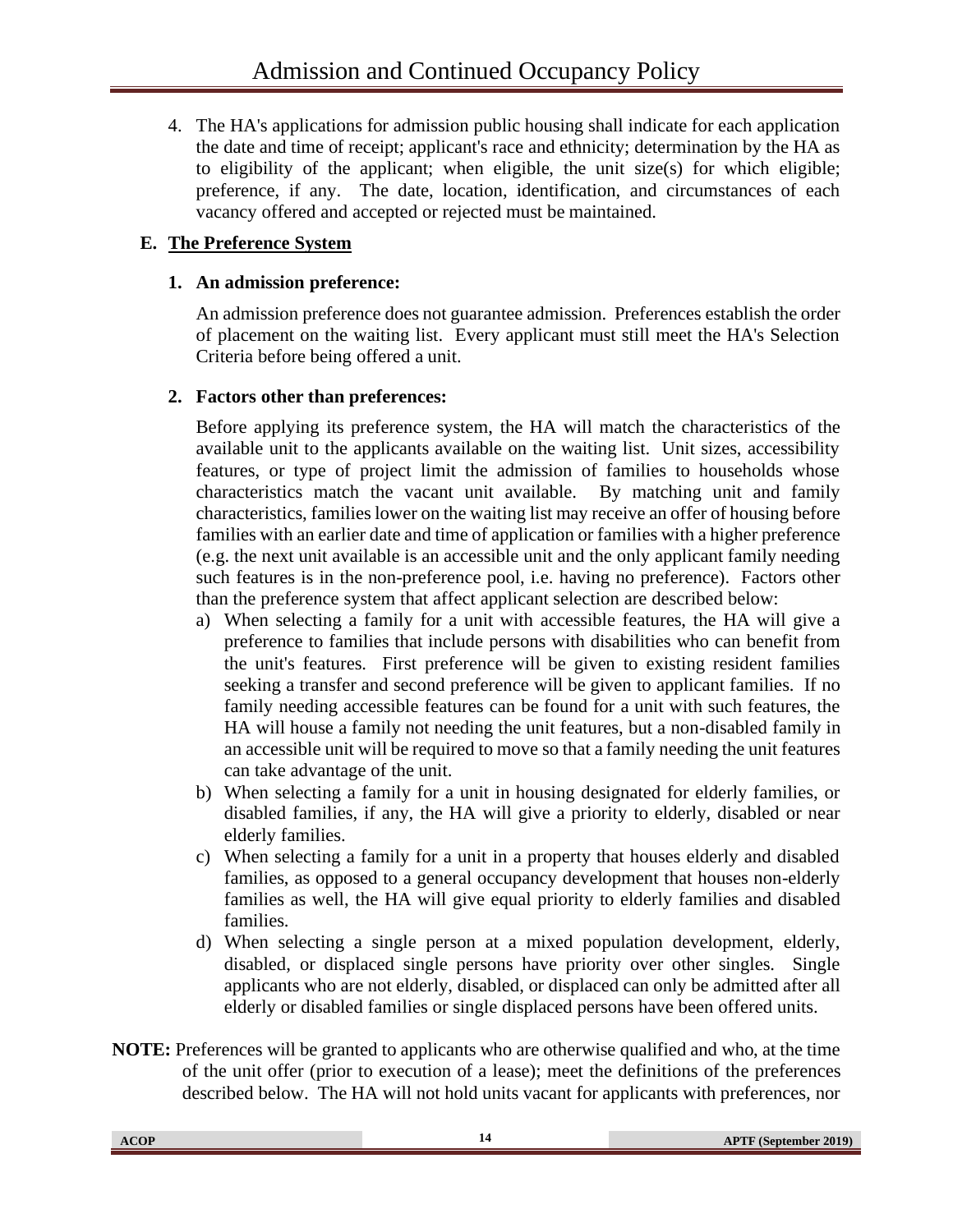4. The HA's applications for admission public housing shall indicate for each application the date and time of receipt; applicant's race and ethnicity; determination by the HA as to eligibility of the applicant; when eligible, the unit size(s) for which eligible; preference, if any. The date, location, identification, and circumstances of each vacancy offered and accepted or rejected must be maintained.

## E. The Preference System

### 1. An admission preference:

An admission preference does not guarantee admission. Preferences establish the order of placement on the waiting list. Every applicant must still meet the HA's Selection Criteria before being offered a unit.

### 2. Factors other than preferences:

Before applying its preference system, the HA will match the characteristics of the available unit to the applicants available on the waiting list. Unit sizes, accessibility features, or type of project limit the admission of families to households whose characteristics match the vacant unit available. By matching unit and family characteristics, families lower on the waiting list may receive an offer of housing before families with an earlier date and time of application or families with a higher preference (e.g. the next unit available is an accessible unit and the only applicant family needing such features is in the non-preference pool, i.e. having no preference). Factors other than the preference system that affect applicant selection are described below:

a) When selecting a family for a unit with accessible features, the HA will give a preference to families that include persons with disabilities who can benefit from the unit's features. First preference will be given to existing resident families seeking a transfer and second preference will be given to applicant families. If no family needing accessible features can be found for a unit with such features, the HA will house a family not needing the unit features, but a non-disabled family in an accessible unit will be required to move so that a family needing the unit features can take advantage of the unit.
b) When selecting a family for a unit in housing designated for elderly families, or disabled families, if any, the HA will give a priority to elderly, disabled or near elderly families.
c) When selecting a family for a unit in a property that houses elderly and disabled families, as opposed to a general occupancy development that houses non-elderly families as well, the HA will give equal priority to elderly families and disabled families.
d) When selecting a single person at a mixed population development, elderly, disabled, or displaced single persons have priority over other singles. Single applicants who are not elderly, disabled, or displaced can only be admitted after all elderly or disabled families or single displaced persons have been offered units.

**NOTE:** Preferences will be granted to applicants who are otherwise qualified and who, at the time of the unit offer (prior to execution of a lease); meet the definitions of the preferences described below. The HA will not hold units vacant for applicants with preferences, nor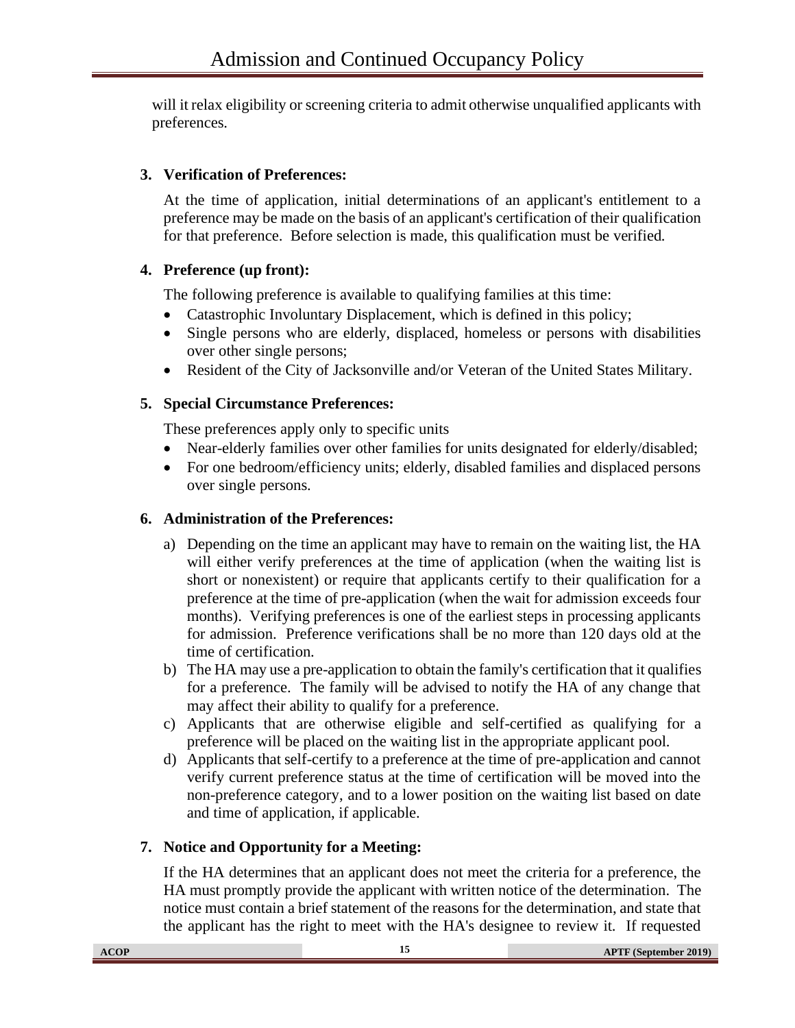will it relax eligibility or screening criteria to admit otherwise unqualified applicants with preferences.

### 3. Verification of Preferences:

At the time of application, initial determinations of an applicant's entitlement to a preference may be made on the basis of an applicant's certification of their qualification for that preference. Before selection is made, this qualification must be verified.

### 4. Preference (up front):

The following preference is available to qualifying families at this time:

- Catastrophic Involuntary Displacement, which is defined in this policy;
- Single persons who are elderly, displaced, homeless or persons with disabilities over other single persons;
- Resident of the City of Jacksonville and/or Veteran of the United States Military.

### 5. Special Circumstance Preferences:

These preferences apply only to specific units

- Near-elderly families over other families for units designated for elderly/disabled;
- For one bedroom/efficiency units; elderly, disabled families and displaced persons over single persons.

### 6. Administration of the Preferences:

a) Depending on the time an applicant may have to remain on the waiting list, the HA will either verify preferences at the time of application (when the waiting list is short or nonexistent) or require that applicants certify to their qualification for a preference at the time of pre-application (when the wait for admission exceeds four months). Verifying preferences is one of the earliest steps in processing applicants for admission. Preference verifications shall be no more than 120 days old at the time of certification.

b) The HA may use a pre-application to obtain the family's certification that it qualifies for a preference. The family will be advised to notify the HA of any change that may affect their ability to qualify for a preference.

c) Applicants that are otherwise eligible and self-certified as qualifying for a preference will be placed on the waiting list in the appropriate applicant pool.

d) Applicants that self-certify to a preference at the time of pre-application and cannot verify current preference status at the time of certification will be moved into the non-preference category, and to a lower position on the waiting list based on date and time of application, if applicable.

### 7. Notice and Opportunity for a Meeting:

If the HA determines that an applicant does not meet the criteria for a preference, the HA must promptly provide the applicant with written notice of the determination. The notice must contain a brief statement of the reasons for the determination, and state that the applicant has the right to meet with the HA's designee to review it. If requested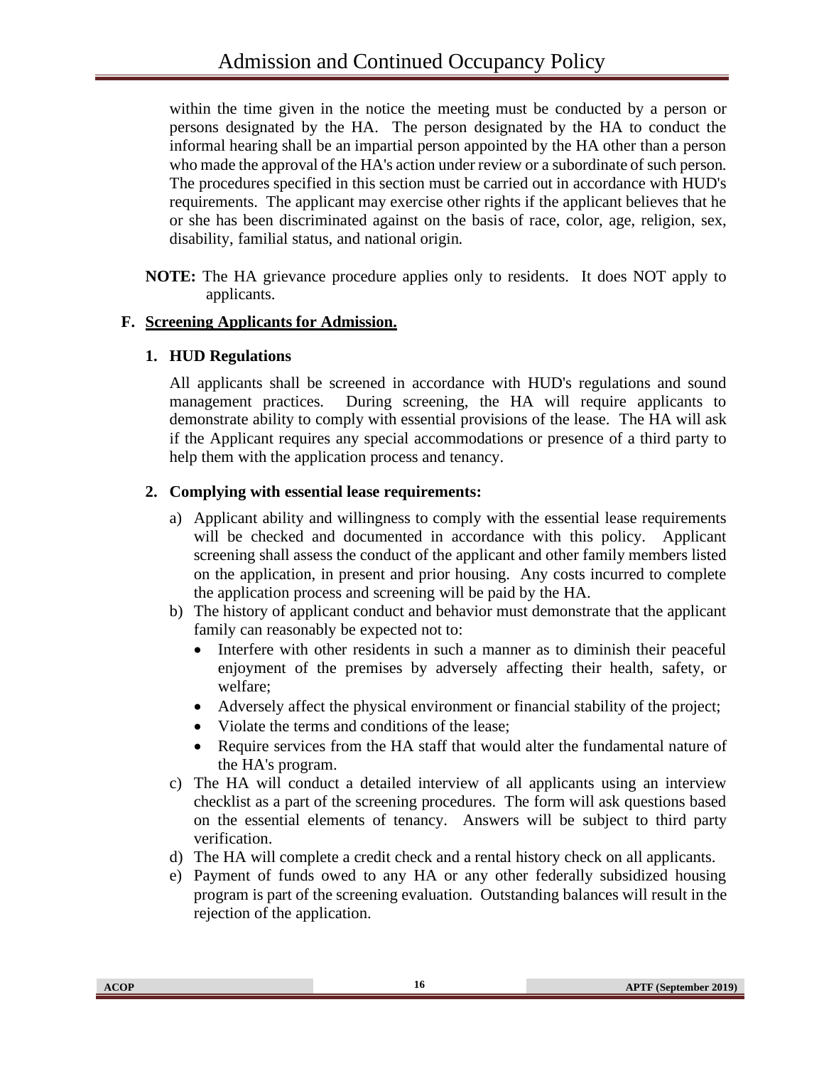within the time given in the notice the meeting must be conducted by a person or persons designated by the HA. The person designated by the HA to conduct the informal hearing shall be an impartial person appointed by the HA other than a person who made the approval of the HA's action under review or a subordinate of such person. The procedures specified in this section must be carried out in accordance with HUD's requirements. The applicant may exercise other rights if the applicant believes that he or she has been discriminated against on the basis of race, color, age, religion, sex, disability, familial status, and national origin.

**NOTE:** The HA grievance procedure applies only to residents. It does NOT apply to applicants.

## F. Screening Applicants for Admission.

### 1. HUD Regulations

All applicants shall be screened in accordance with HUD's regulations and sound management practices. During screening, the HA will require applicants to demonstrate ability to comply with essential provisions of the lease. The HA will ask if the Applicant requires any special accommodations or presence of a third party to help them with the application process and tenancy.

### 2. Complying with essential lease requirements:

a) Applicant ability and willingness to comply with the essential lease requirements will be checked and documented in accordance with this policy. Applicant screening shall assess the conduct of the applicant and other family members listed on the application, in present and prior housing. Any costs incurred to complete the application process and screening will be paid by the HA.

b) The history of applicant conduct and behavior must demonstrate that the applicant family can reasonably be expected not to:
   - Interfere with other residents in such a manner as to diminish their peaceful enjoyment of the premises by adversely affecting their health, safety, or welfare;
   - Adversely affect the physical environment or financial stability of the project;
   - Violate the terms and conditions of the lease;
   - Require services from the HA staff that would alter the fundamental nature of the HA's program.

c) The HA will conduct a detailed interview of all applicants using an interview checklist as a part of the screening procedures. The form will ask questions based on the essential elements of tenancy. Answers will be subject to third party verification.

d) The HA will complete a credit check and a rental history check on all applicants.

e) Payment of funds owed to any HA or any other federally subsidized housing program is part of the screening evaluation. Outstanding balances will result in the rejection of the application.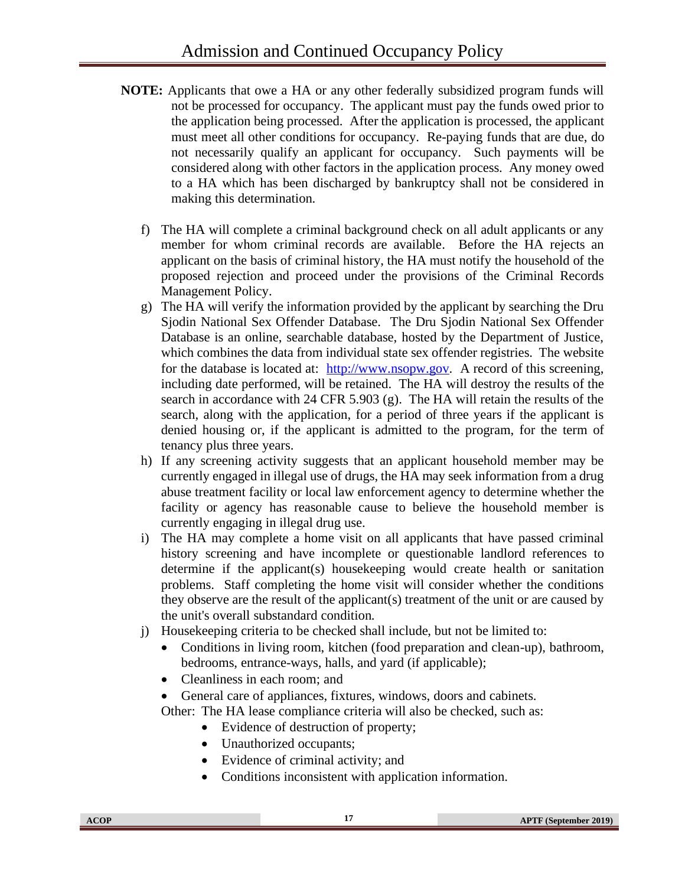**NOTE:** Applicants that owe a HA or any other federally subsidized program funds will not be processed for occupancy. The applicant must pay the funds owed prior to the application being processed. After the application is processed, the applicant must meet all other conditions for occupancy. Re-paying funds that are due, do not necessarily qualify an applicant for occupancy. Such payments will be considered along with other factors in the application process. Any money owed to a HA which has been discharged by bankruptcy shall not be considered in making this determination.

f) The HA will complete a criminal background check on all adult applicants or any member for whom criminal records are available. Before the HA rejects an applicant on the basis of criminal history, the HA must notify the household of the proposed rejection and proceed under the provisions of the Criminal Records Management Policy.

g) The HA will verify the information provided by the applicant by searching the Dru Sjodin National Sex Offender Database. The Dru Sjodin National Sex Offender Database is an online, searchable database, hosted by the Department of Justice, which combines the data from individual state sex offender registries. The website for the database is located at: [http://www.nsopw.gov](http://www.nsopw.gov). A record of this screening, including date performed, will be retained. The HA will destroy the results of the search in accordance with 24 CFR 5.903 (g). The HA will retain the results of the search, along with the application, for a period of three years if the applicant is denied housing or, if the applicant is admitted to the program, for the term of tenancy plus three years.

h) If any screening activity suggests that an applicant household member may be currently engaged in illegal use of drugs, the HA may seek information from a drug abuse treatment facility or local law enforcement agency to determine whether the facility or agency has reasonable cause to believe the household member is currently engaging in illegal drug use.

i) The HA may complete a home visit on all applicants that have passed criminal history screening and have incomplete or questionable landlord references to determine if the applicant(s) housekeeping would create health or sanitation problems. Staff completing the home visit will consider whether the conditions they observe are the result of the applicant(s) treatment of the unit or are caused by the unit's overall substandard condition.

j) Housekeeping criteria to be checked shall include, but not be limited to:
   - Conditions in living room, kitchen (food preparation and clean-up), bathroom, bedrooms, entrance-ways, halls, and yard (if applicable);
   - Cleanliness in each room; and
   - General care of appliances, fixtures, windows, doors and cabinets.

   Other: The HA lease compliance criteria will also be checked, such as:
   - Evidence of destruction of property;
   - Unauthorized occupants;
   - Evidence of criminal activity; and
   - Conditions inconsistent with application information.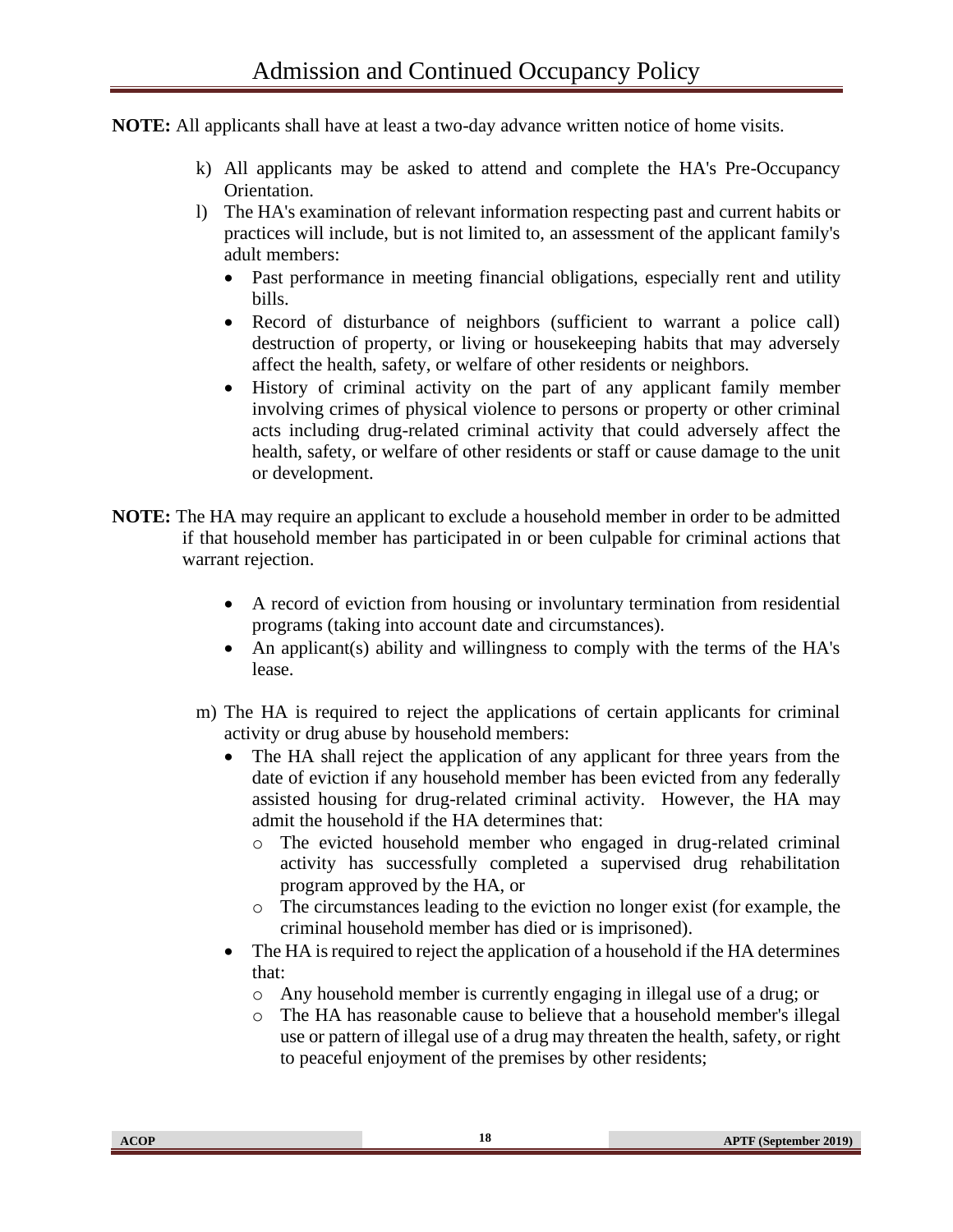**NOTE:** All applicants shall have at least a two-day advance written notice of home visits.

k) All applicants may be asked to attend and complete the HA's Pre-Occupancy Orientation.

l) The HA's examination of relevant information respecting past and current habits or practices will include, but is not limited to, an assessment of the applicant family's adult members:
   - Past performance in meeting financial obligations, especially rent and utility bills.
   - Record of disturbance of neighbors (sufficient to warrant a police call) destruction of property, or living or housekeeping habits that may adversely affect the health, safety, or welfare of other residents or neighbors.
   - History of criminal activity on the part of any applicant family member involving crimes of physical violence to persons or property or other criminal acts including drug-related criminal activity that could adversely affect the health, safety, or welfare of other residents or staff or cause damage to the unit or development.

**NOTE:** The HA may require an applicant to exclude a household member in order to be admitted if that household member has participated in or been culpable for criminal actions that warrant rejection.

   - A record of eviction from housing or involuntary termination from residential programs (taking into account date and circumstances).
   - An applicant(s) ability and willingness to comply with the terms of the HA's lease.

m) The HA is required to reject the applications of certain applicants for criminal activity or drug abuse by household members:
   - The HA shall reject the application of any applicant for three years from the date of eviction if any household member has been evicted from any federally assisted housing for drug-related criminal activity. However, the HA may admit the household if the HA determines that:
     - The evicted household member who engaged in drug-related criminal activity has successfully completed a supervised drug rehabilitation program approved by the HA, or
     - The circumstances leading to the eviction no longer exist (for example, the criminal household member has died or is imprisoned).
   - The HA is required to reject the application of a household if the HA determines that:
     - Any household member is currently engaging in illegal use of a drug; or
     - The HA has reasonable cause to believe that a household member's illegal use or pattern of illegal use of a drug may threaten the health, safety, or right to peaceful enjoyment of the premises by other residents;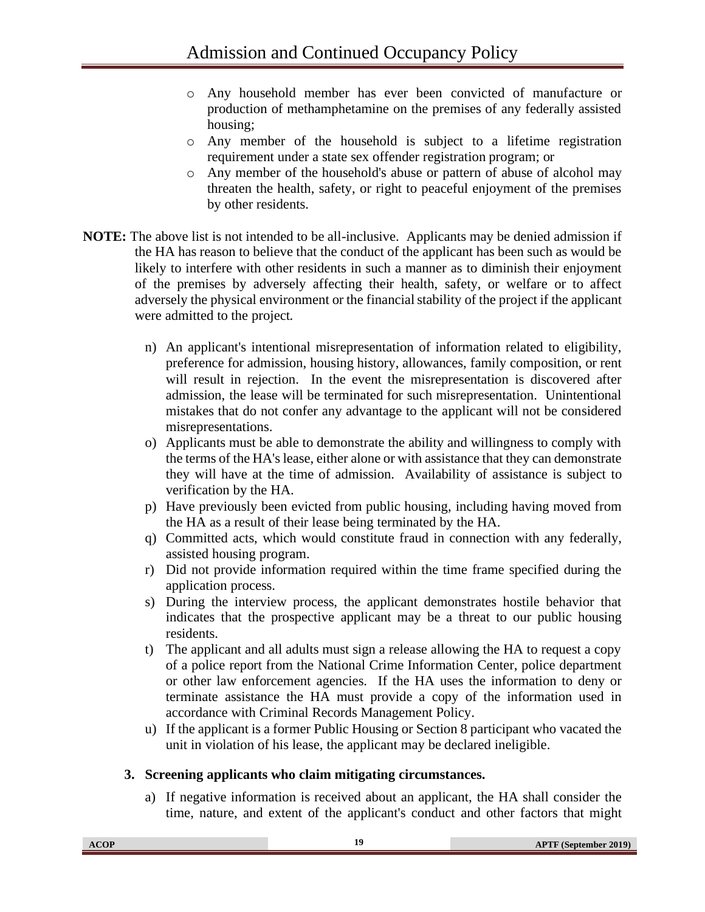- Any household member has ever been convicted of manufacture or production of methamphetamine on the premises of any federally assisted housing;
- Any member of the household is subject to a lifetime registration requirement under a state sex offender registration program; or
- Any member of the household's abuse or pattern of abuse of alcohol may threaten the health, safety, or right to peaceful enjoyment of the premises by other residents.

**NOTE:** The above list is not intended to be all-inclusive. Applicants may be denied admission if the HA has reason to believe that the conduct of the applicant has been such as would be likely to interfere with other residents in such a manner as to diminish their enjoyment of the premises by adversely affecting their health, safety, or welfare or to affect adversely the physical environment or the financial stability of the project if the applicant were admitted to the project.

n) An applicant's intentional misrepresentation of information related to eligibility, preference for admission, housing history, allowances, family composition, or rent will result in rejection. In the event the misrepresentation is discovered after admission, the lease will be terminated for such misrepresentation. Unintentional mistakes that do not confer any advantage to the applicant will not be considered misrepresentations.

o) Applicants must be able to demonstrate the ability and willingness to comply with the terms of the HA's lease, either alone or with assistance that they can demonstrate they will have at the time of admission. Availability of assistance is subject to verification by the HA.

p) Have previously been evicted from public housing, including having moved from the HA as a result of their lease being terminated by the HA.

q) Committed acts, which would constitute fraud in connection with any federally, assisted housing program.

r) Did not provide information required within the time frame specified during the application process.

s) During the interview process, the applicant demonstrates hostile behavior that indicates that the prospective applicant may be a threat to our public housing residents.

t) The applicant and all adults must sign a release allowing the HA to request a copy of a police report from the National Crime Information Center, police department or other law enforcement agencies. If the HA uses the information to deny or terminate assistance the HA must provide a copy of the information used in accordance with Criminal Records Management Policy.

u) If the applicant is a former Public Housing or Section 8 participant who vacated the unit in violation of his lease, the applicant may be declared ineligible.

**3. Screening applicants who claim mitigating circumstances.**

a) If negative information is received about an applicant, the HA shall consider the time, nature, and extent of the applicant's conduct and other factors that might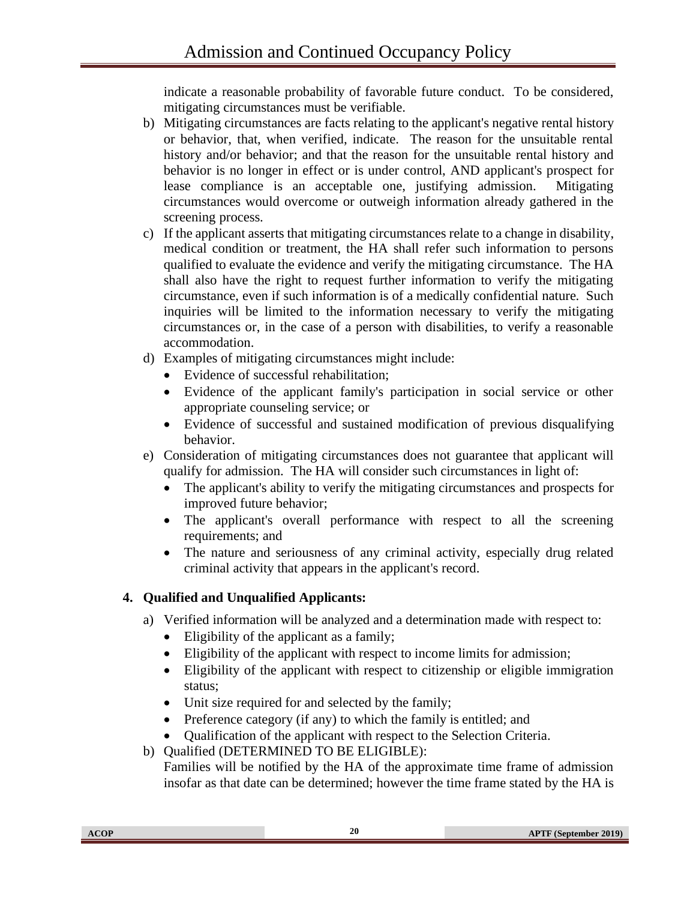indicate a reasonable probability of favorable future conduct. To be considered, mitigating circumstances must be verifiable.

b) Mitigating circumstances are facts relating to the applicant's negative rental history or behavior, that, when verified, indicate. The reason for the unsuitable rental history and/or behavior; and that the reason for the unsuitable rental history and behavior is no longer in effect or is under control, AND applicant's prospect for lease compliance is an acceptable one, justifying admission. Mitigating circumstances would overcome or outweigh information already gathered in the screening process.

c) If the applicant asserts that mitigating circumstances relate to a change in disability, medical condition or treatment, the HA shall refer such information to persons qualified to evaluate the evidence and verify the mitigating circumstance. The HA shall also have the right to request further information to verify the mitigating circumstance, even if such information is of a medically confidential nature. Such inquiries will be limited to the information necessary to verify the mitigating circumstances or, in the case of a person with disabilities, to verify a reasonable accommodation.

d) Examples of mitigating circumstances might include:
   - Evidence of successful rehabilitation;
   - Evidence of the applicant family's participation in social service or other appropriate counseling service; or
   - Evidence of successful and sustained modification of previous disqualifying behavior.

e) Consideration of mitigating circumstances does not guarantee that applicant will qualify for admission. The HA will consider such circumstances in light of:
   - The applicant's ability to verify the mitigating circumstances and prospects for improved future behavior;
   - The applicant's overall performance with respect to all the screening requirements; and
   - The nature and seriousness of any criminal activity, especially drug related criminal activity that appears in the applicant's record.

### 4. Qualified and Unqualified Applicants:

a) Verified information will be analyzed and a determination made with respect to:
   - Eligibility of the applicant as a family;
   - Eligibility of the applicant with respect to income limits for admission;
   - Eligibility of the applicant with respect to citizenship or eligible immigration status;
   - Unit size required for and selected by the family;
   - Preference category (if any) to which the family is entitled; and
   - Qualification of the applicant with respect to the Selection Criteria.

b) Qualified (DETERMINED TO BE ELIGIBLE):
   Families will be notified by the HA of the approximate time frame of admission insofar as that date can be determined; however the time frame stated by the HA is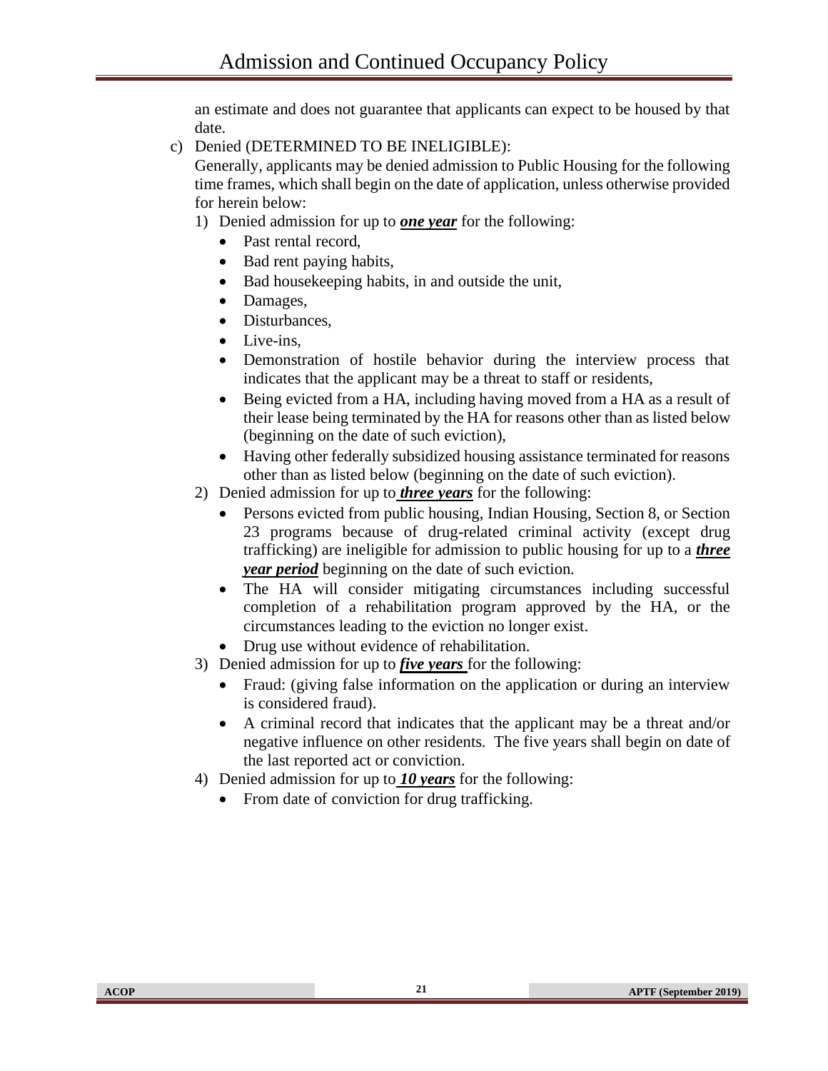an estimate and does not guarantee that applicants can expect to be housed by that date.

c) Denied (DETERMINED TO BE INELIGIBLE):
   Generally, applicants may be denied admission to Public Housing for the following time frames, which shall begin on the date of application, unless otherwise provided for herein below:

   1) Denied admission for up to ***one year*** for the following:
      - Past rental record,
      - Bad rent paying habits,
      - Bad housekeeping habits, in and outside the unit,
      - Damages,
      - Disturbances,
      - Live-ins,
      - Demonstration of hostile behavior during the interview process that indicates that the applicant may be a threat to staff or residents,
      - Being evicted from a HA, including having moved from a HA as a result of their lease being terminated by the HA for reasons other than as listed below (beginning on the date of such eviction),
      - Having other federally subsidized housing assistance terminated for reasons other than as listed below (beginning on the date of such eviction).

   2) Denied admission for up to ***three years*** for the following:
      - Persons evicted from public housing, Indian Housing, Section 8, or Section 23 programs because of drug-related criminal activity (except drug trafficking) are ineligible for admission to public housing for up to a ***three year period*** beginning on the date of such eviction.
      - The HA will consider mitigating circumstances including successful completion of a rehabilitation program approved by the HA, or the circumstances leading to the eviction no longer exist.
      - Drug use without evidence of rehabilitation.

   3) Denied admission for up to ***five years*** for the following:
      - Fraud: (giving false information on the application or during an interview is considered fraud).
      - A criminal record that indicates that the applicant may be a threat and/or negative influence on other residents. The five years shall begin on date of the last reported act or conviction.

   4) Denied admission for up to ***10 years*** for the following:
      - From date of conviction for drug trafficking.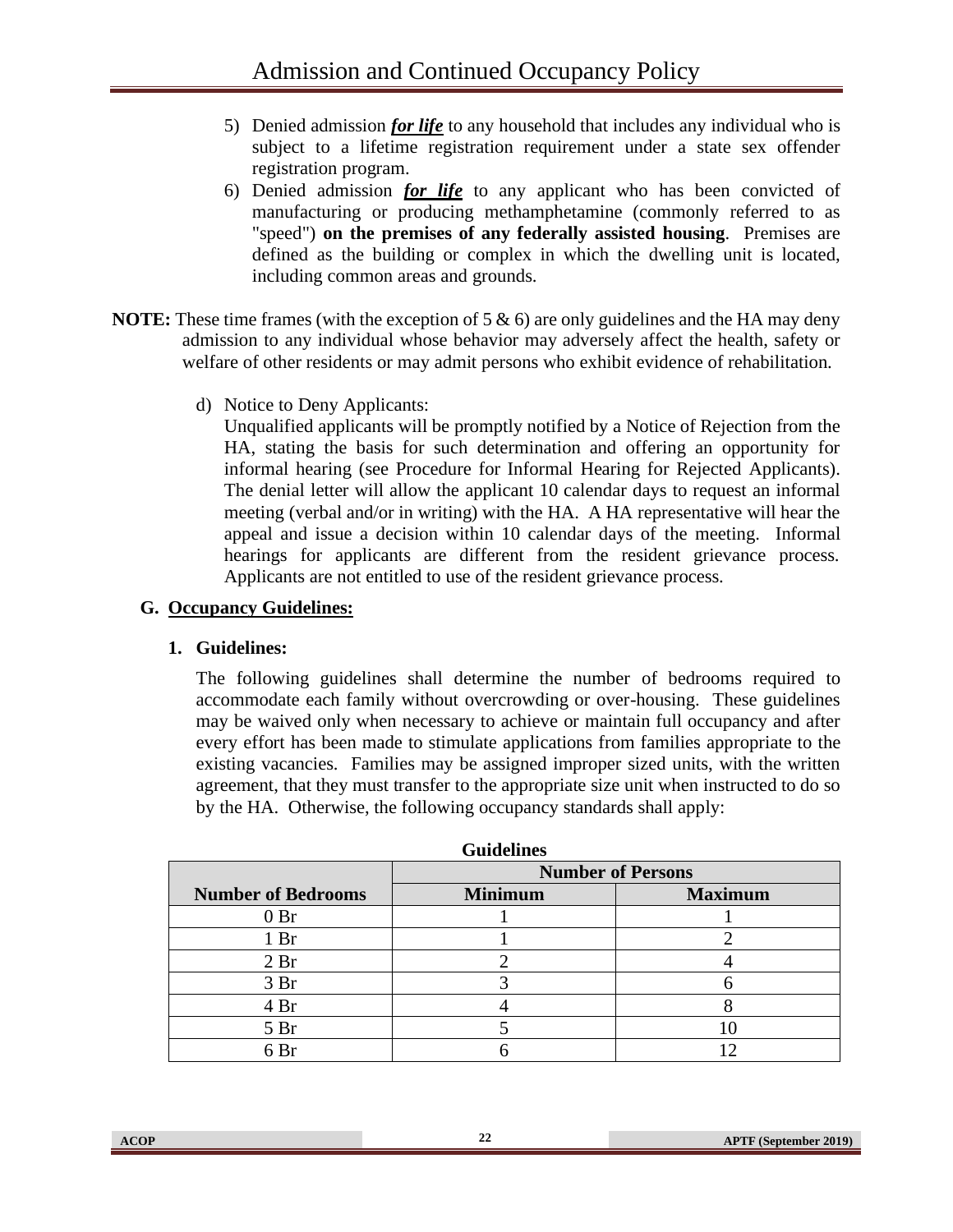5) Denied admission ***for life*** to any household that includes any individual who is subject to a lifetime registration requirement under a state sex offender registration program.
6) Denied admission ***for life*** to any applicant who has been convicted of manufacturing or producing methamphetamine (commonly referred to as "speed") **on the premises of any federally assisted housing**. Premises are defined as the building or complex in which the dwelling unit is located, including common areas and grounds.

**NOTE:** These time frames (with the exception of 5 & 6) are only guidelines and the HA may deny admission to any individual whose behavior may adversely affect the health, safety or welfare of other residents or may admit persons who exhibit evidence of rehabilitation.

d) Notice to Deny Applicants:
Unqualified applicants will be promptly notified by a Notice of Rejection from the HA, stating the basis for such determination and offering an opportunity for informal hearing (see Procedure for Informal Hearing for Rejected Applicants). The denial letter will allow the applicant 10 calendar days to request an informal meeting (verbal and/or in writing) with the HA. A HA representative will hear the appeal and issue a decision within 10 calendar days of the meeting. Informal hearings for applicants are different from the resident grievance process. Applicants are not entitled to use of the resident grievance process.

## G. Occupancy Guidelines:

### 1. Guidelines:

The following guidelines shall determine the number of bedrooms required to accommodate each family without overcrowding or over-housing. These guidelines may be waived only when necessary to achieve or maintain full occupancy and after every effort has been made to stimulate applications from families appropriate to the existing vacancies. Families may be assigned improper sized units, with the written agreement, that they must transfer to the appropriate size unit when instructed to do so by the HA. Otherwise, the following occupancy standards shall apply:

**Guidelines**

| | Number of Persons | |
|---|---|---|
| **Number of Bedrooms** | **Minimum** | **Maximum** |
| 0 Br | 1 | 1 |
| 1 Br | 1 | 2 |
| 2 Br | 2 | 4 |
| 3 Br | 3 | 6 |
| 4 Br | 4 | 8 |
| 5 Br | 5 | 10 |
| 6 Br | 6 | 12 |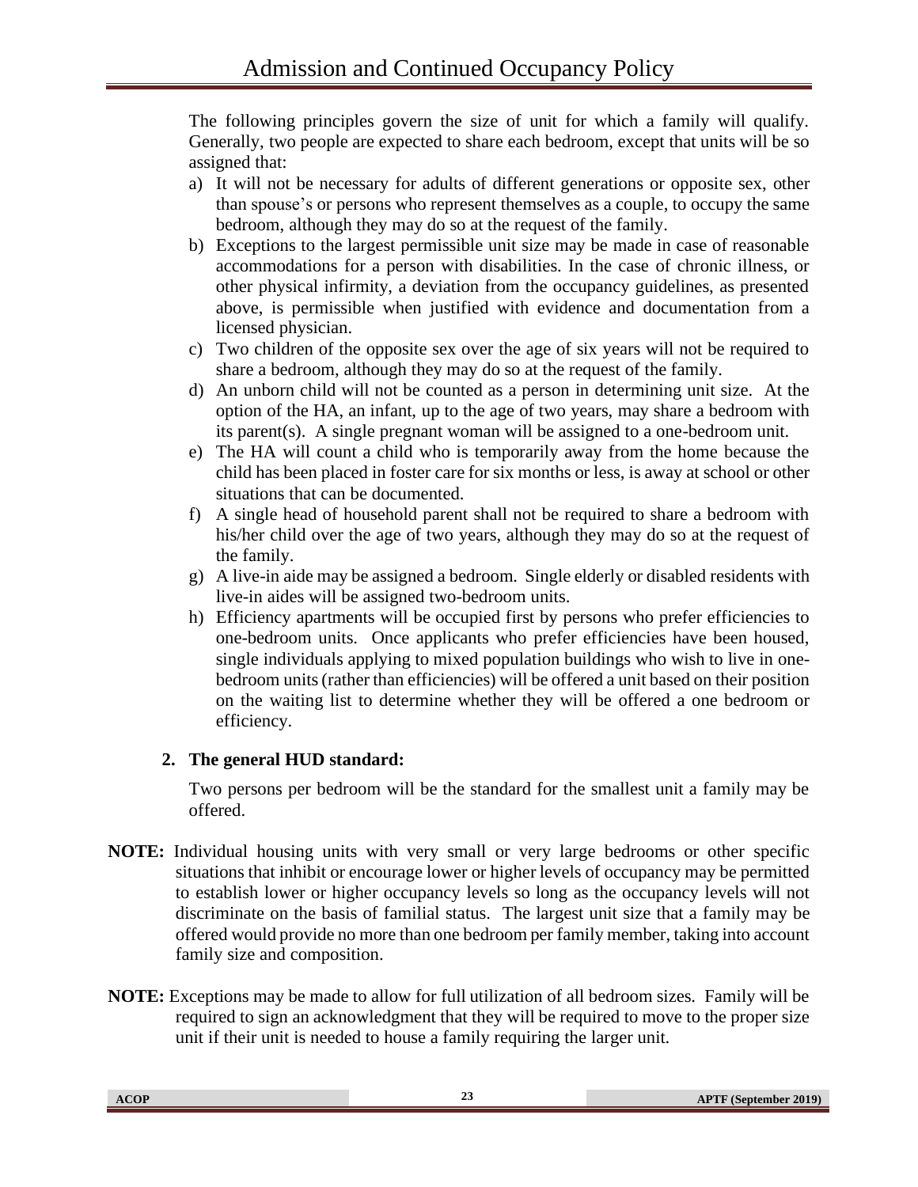The following principles govern the size of unit for which a family will qualify. Generally, two people are expected to share each bedroom, except that units will be so assigned that:

a) It will not be necessary for adults of different generations or opposite sex, other than spouse's or persons who represent themselves as a couple, to occupy the same bedroom, although they may do so at the request of the family.
b) Exceptions to the largest permissible unit size may be made in case of reasonable accommodations for a person with disabilities. In the case of chronic illness, or other physical infirmity, a deviation from the occupancy guidelines, as presented above, is permissible when justified with evidence and documentation from a licensed physician.
c) Two children of the opposite sex over the age of six years will not be required to share a bedroom, although they may do so at the request of the family.
d) An unborn child will not be counted as a person in determining unit size. At the option of the HA, an infant, up to the age of two years, may share a bedroom with its parent(s). A single pregnant woman will be assigned to a one-bedroom unit.
e) The HA will count a child who is temporarily away from the home because the child has been placed in foster care for six months or less, is away at school or other situations that can be documented.
f) A single head of household parent shall not be required to share a bedroom with his/her child over the age of two years, although they may do so at the request of the family.
g) A live-in aide may be assigned a bedroom. Single elderly or disabled residents with live-in aides will be assigned two-bedroom units.
h) Efficiency apartments will be occupied first by persons who prefer efficiencies to one-bedroom units. Once applicants who prefer efficiencies have been housed, single individuals applying to mixed population buildings who wish to live in one-bedroom units (rather than efficiencies) will be offered a unit based on their position on the waiting list to determine whether they will be offered a one bedroom or efficiency.

**2. The general HUD standard:**

Two persons per bedroom will be the standard for the smallest unit a family may be offered.

**NOTE:** Individual housing units with very small or very large bedrooms or other specific situations that inhibit or encourage lower or higher levels of occupancy may be permitted to establish lower or higher occupancy levels so long as the occupancy levels will not discriminate on the basis of familial status. The largest unit size that a family may be offered would provide no more than one bedroom per family member, taking into account family size and composition.

**NOTE:** Exceptions may be made to allow for full utilization of all bedroom sizes. Family will be required to sign an acknowledgment that they will be required to move to the proper size unit if their unit is needed to house a family requiring the larger unit.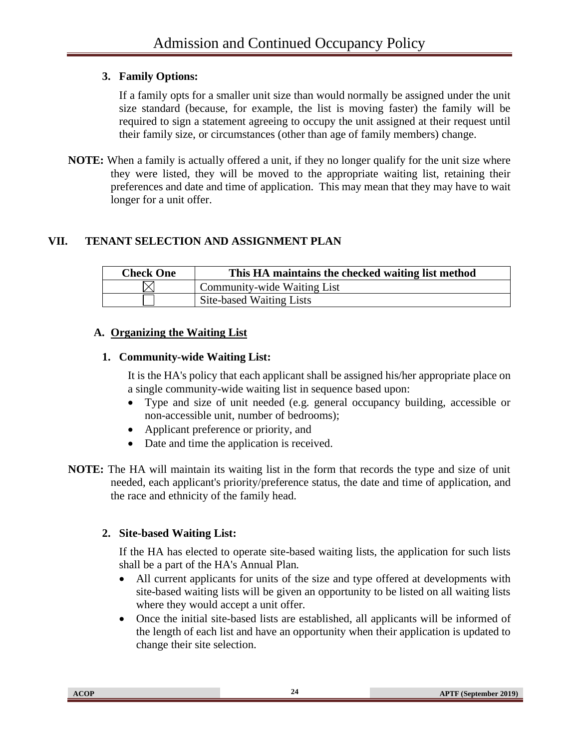### 3. Family Options:

If a family opts for a smaller unit size than would normally be assigned under the unit size standard (because, for example, the list is moving faster) the family will be required to sign a statement agreeing to occupy the unit assigned at their request until their family size, or circumstances (other than age of family members) change.

**NOTE:** When a family is actually offered a unit, if they no longer qualify for the unit size where they were listed, they will be moved to the appropriate waiting list, retaining their preferences and date and time of application. This may mean that they may have to wait longer for a unit offer.

## VII. TENANT SELECTION AND ASSIGNMENT PLAN

| Check One | This HA maintains the checked waiting list method |
|---|---|
| ☒ | Community-wide Waiting List |
| ☐ | Site-based Waiting Lists |

### A. Organizing the Waiting List

#### 1. Community-wide Waiting List:

It is the HA's policy that each applicant shall be assigned his/her appropriate place on a single community-wide waiting list in sequence based upon:

- Type and size of unit needed (e.g. general occupancy building, accessible or non-accessible unit, number of bedrooms);
- Applicant preference or priority, and
- Date and time the application is received.

**NOTE:** The HA will maintain its waiting list in the form that records the type and size of unit needed, each applicant's priority/preference status, the date and time of application, and the race and ethnicity of the family head.

#### 2. Site-based Waiting List:

If the HA has elected to operate site-based waiting lists, the application for such lists shall be a part of the HA's Annual Plan.

- All current applicants for units of the size and type offered at developments with site-based waiting lists will be given an opportunity to be listed on all waiting lists where they would accept a unit offer.
- Once the initial site-based lists are established, all applicants will be informed of the length of each list and have an opportunity when their application is updated to change their site selection.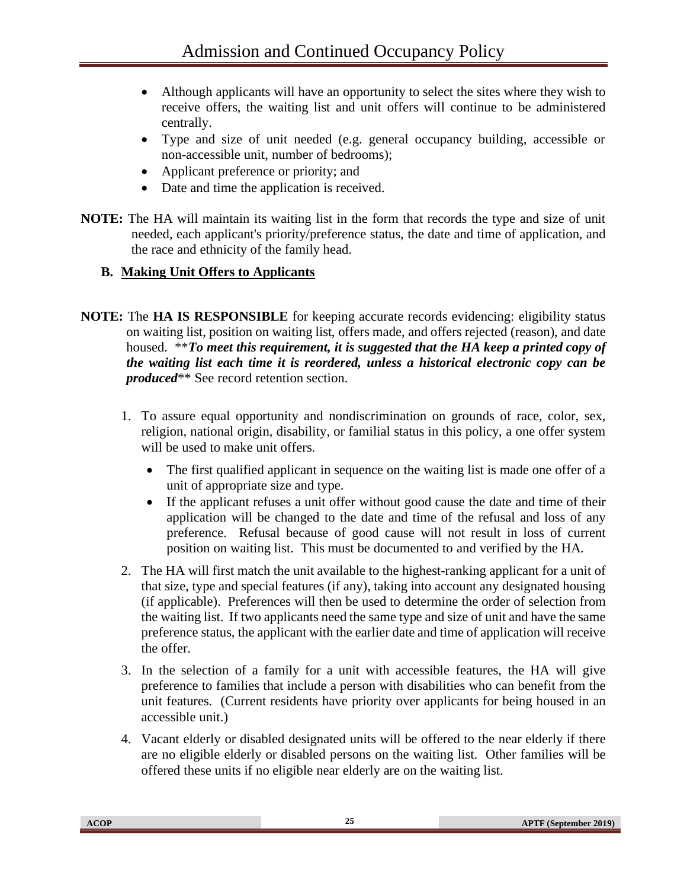- Although applicants will have an opportunity to select the sites where they wish to receive offers, the waiting list and unit offers will continue to be administered centrally.
- Type and size of unit needed (e.g. general occupancy building, accessible or non-accessible unit, number of bedrooms);
- Applicant preference or priority; and
- Date and time the application is received.

**NOTE:** The HA will maintain its waiting list in the form that records the type and size of unit needed, each applicant's priority/preference status, the date and time of application, and the race and ethnicity of the family head.

### B. Making Unit Offers to Applicants

**NOTE:** The **HA IS RESPONSIBLE** for keeping accurate records evidencing: eligibility status on waiting list, position on waiting list, offers made, and offers rejected (reason), and date housed. ***To meet this requirement, it is suggested that the HA keep a printed copy of the waiting list each time it is reordered, unless a historical electronic copy can be produced*** See record retention section.

1. To assure equal opportunity and nondiscrimination on grounds of race, color, sex, religion, national origin, disability, or familial status in this policy, a one offer system will be used to make unit offers.
   - The first qualified applicant in sequence on the waiting list is made one offer of a unit of appropriate size and type.
   - If the applicant refuses a unit offer without good cause the date and time of their application will be changed to the date and time of the refusal and loss of any preference. Refusal because of good cause will not result in loss of current position on waiting list. This must be documented to and verified by the HA.
2. The HA will first match the unit available to the highest-ranking applicant for a unit of that size, type and special features (if any), taking into account any designated housing (if applicable). Preferences will then be used to determine the order of selection from the waiting list. If two applicants need the same type and size of unit and have the same preference status, the applicant with the earlier date and time of application will receive the offer.
3. In the selection of a family for a unit with accessible features, the HA will give preference to families that include a person with disabilities who can benefit from the unit features. (Current residents have priority over applicants for being housed in an accessible unit.)
4. Vacant elderly or disabled designated units will be offered to the near elderly if there are no eligible elderly or disabled persons on the waiting list. Other families will be offered these units if no eligible near elderly are on the waiting list.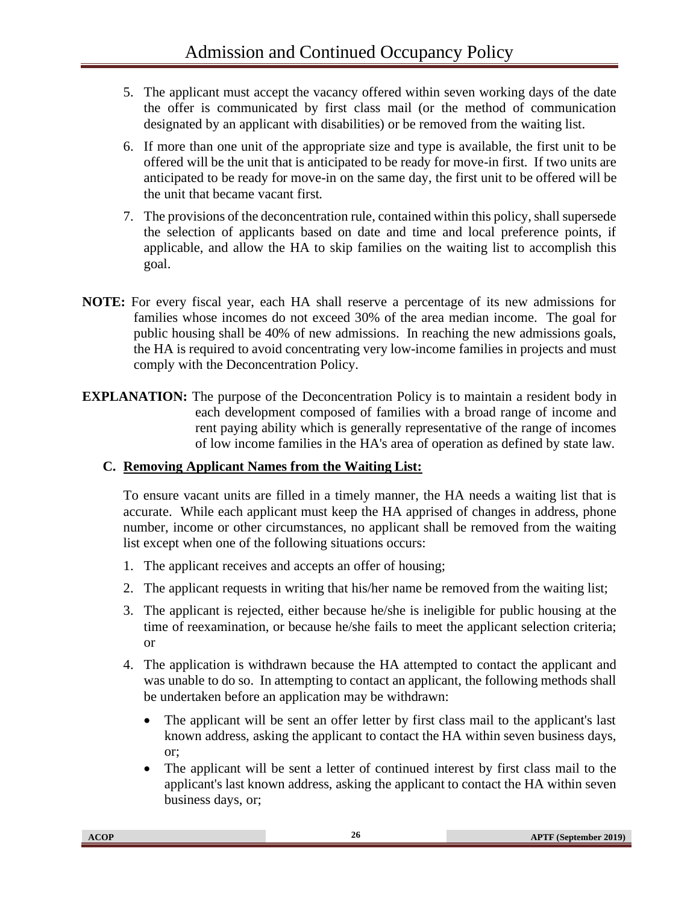5. The applicant must accept the vacancy offered within seven working days of the date the offer is communicated by first class mail (or the method of communication designated by an applicant with disabilities) or be removed from the waiting list.

6. If more than one unit of the appropriate size and type is available, the first unit to be offered will be the unit that is anticipated to be ready for move-in first. If two units are anticipated to be ready for move-in on the same day, the first unit to be offered will be the unit that became vacant first.

7. The provisions of the deconcentration rule, contained within this policy, shall supersede the selection of applicants based on date and time and local preference points, if applicable, and allow the HA to skip families on the waiting list to accomplish this goal.

**NOTE:** For every fiscal year, each HA shall reserve a percentage of its new admissions for families whose incomes do not exceed 30% of the area median income. The goal for public housing shall be 40% of new admissions. In reaching the new admissions goals, the HA is required to avoid concentrating very low-income families in projects and must comply with the Deconcentration Policy.

**EXPLANATION:** The purpose of the Deconcentration Policy is to maintain a resident body in each development composed of families with a broad range of income and rent paying ability which is generally representative of the range of incomes of low income families in the HA's area of operation as defined by state law.

### C. Removing Applicant Names from the Waiting List:

To ensure vacant units are filled in a timely manner, the HA needs a waiting list that is accurate. While each applicant must keep the HA apprised of changes in address, phone number, income or other circumstances, no applicant shall be removed from the waiting list except when one of the following situations occurs:

1. The applicant receives and accepts an offer of housing;
2. The applicant requests in writing that his/her name be removed from the waiting list;
3. The applicant is rejected, either because he/she is ineligible for public housing at the time of reexamination, or because he/she fails to meet the applicant selection criteria; or
4. The application is withdrawn because the HA attempted to contact the applicant and was unable to do so. In attempting to contact an applicant, the following methods shall be undertaken before an application may be withdrawn:
   - The applicant will be sent an offer letter by first class mail to the applicant's last known address, asking the applicant to contact the HA within seven business days, or;
   - The applicant will be sent a letter of continued interest by first class mail to the applicant's last known address, asking the applicant to contact the HA within seven business days, or;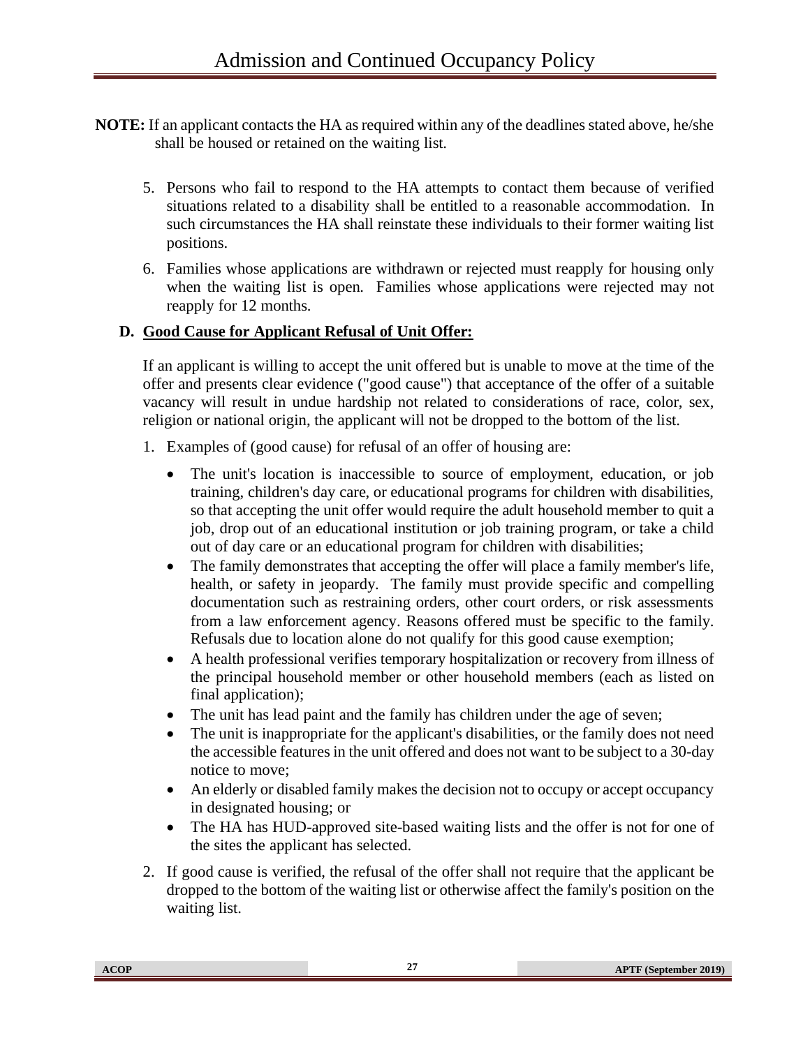**NOTE:** If an applicant contacts the HA as required within any of the deadlines stated above, he/she shall be housed or retained on the waiting list.

5. Persons who fail to respond to the HA attempts to contact them because of verified situations related to a disability shall be entitled to a reasonable accommodation. In such circumstances the HA shall reinstate these individuals to their former waiting list positions.
6. Families whose applications are withdrawn or rejected must reapply for housing only when the waiting list is open. Families whose applications were rejected may not reapply for 12 months.

### D. Good Cause for Applicant Refusal of Unit Offer:

If an applicant is willing to accept the unit offered but is unable to move at the time of the offer and presents clear evidence ("good cause") that acceptance of the offer of a suitable vacancy will result in undue hardship not related to considerations of race, color, sex, religion or national origin, the applicant will not be dropped to the bottom of the list.

1. Examples of (good cause) for refusal of an offer of housing are:
   - The unit's location is inaccessible to source of employment, education, or job training, children's day care, or educational programs for children with disabilities, so that accepting the unit offer would require the adult household member to quit a job, drop out of an educational institution or job training program, or take a child out of day care or an educational program for children with disabilities;
   - The family demonstrates that accepting the offer will place a family member's life, health, or safety in jeopardy. The family must provide specific and compelling documentation such as restraining orders, other court orders, or risk assessments from a law enforcement agency. Reasons offered must be specific to the family. Refusals due to location alone do not qualify for this good cause exemption;
   - A health professional verifies temporary hospitalization or recovery from illness of the principal household member or other household members (each as listed on final application);
   - The unit has lead paint and the family has children under the age of seven;
   - The unit is inappropriate for the applicant's disabilities, or the family does not need the accessible features in the unit offered and does not want to be subject to a 30-day notice to move;
   - An elderly or disabled family makes the decision not to occupy or accept occupancy in designated housing; or
   - The HA has HUD-approved site-based waiting lists and the offer is not for one of the sites the applicant has selected.
2. If good cause is verified, the refusal of the offer shall not require that the applicant be dropped to the bottom of the waiting list or otherwise affect the family's position on the waiting list.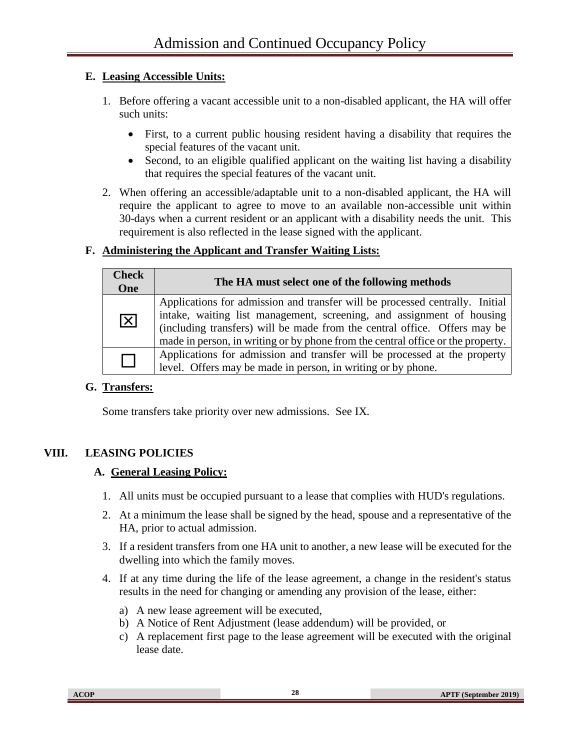### E. Leasing Accessible Units:

1. Before offering a vacant accessible unit to a non-disabled applicant, the HA will offer such units:
   - First, to a current public housing resident having a disability that requires the special features of the vacant unit.
   - Second, to an eligible qualified applicant on the waiting list having a disability that requires the special features of the vacant unit.
2. When offering an accessible/adaptable unit to a non-disabled applicant, the HA will require the applicant to agree to move to an available non-accessible unit within 30-days when a current resident or an applicant with a disability needs the unit. This requirement is also reflected in the lease signed with the applicant.

### F. Administering the Applicant and Transfer Waiting Lists:

| Check One | The HA must select one of the following methods |
|---|---|
| ☒ | Applications for admission and transfer will be processed centrally. Initial intake, waiting list management, screening, and assignment of housing (including transfers) will be made from the central office. Offers may be made in person, in writing or by phone from the central office or the property. |
| ☐ | Applications for admission and transfer will be processed at the property level. Offers may be made in person, in writing or by phone. |

### G. Transfers:

Some transfers take priority over new admissions. See IX.

## VIII. LEASING POLICIES

### A. General Leasing Policy:

1. All units must be occupied pursuant to a lease that complies with HUD's regulations.
2. At a minimum the lease shall be signed by the head, spouse and a representative of the HA, prior to actual admission.
3. If a resident transfers from one HA unit to another, a new lease will be executed for the dwelling into which the family moves.
4. If at any time during the life of the lease agreement, a change in the resident's status results in the need for changing or amending any provision of the lease, either:
   a) A new lease agreement will be executed,
   b) A Notice of Rent Adjustment (lease addendum) will be provided, or
   c) A replacement first page to the lease agreement will be executed with the original lease date.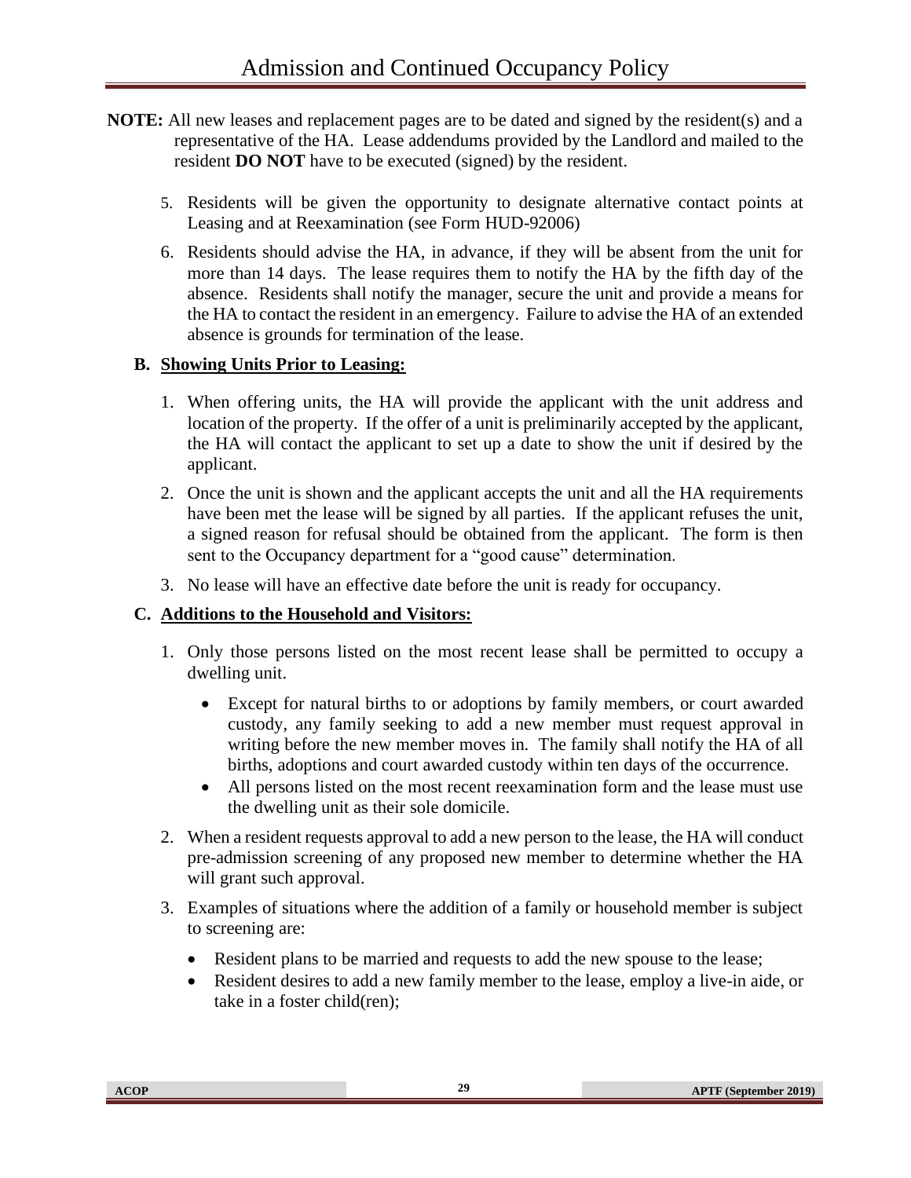**NOTE:** All new leases and replacement pages are to be dated and signed by the resident(s) and a representative of the HA. Lease addendums provided by the Landlord and mailed to the resident **DO NOT** have to be executed (signed) by the resident.

5. Residents will be given the opportunity to designate alternative contact points at Leasing and at Reexamination (see Form HUD-92006)
6. Residents should advise the HA, in advance, if they will be absent from the unit for more than 14 days. The lease requires them to notify the HA by the fifth day of the absence. Residents shall notify the manager, secure the unit and provide a means for the HA to contact the resident in an emergency. Failure to advise the HA of an extended absence is grounds for termination of the lease.

**B. Showing Units Prior to Leasing:**

1. When offering units, the HA will provide the applicant with the unit address and location of the property. If the offer of a unit is preliminarily accepted by the applicant, the HA will contact the applicant to set up a date to show the unit if desired by the applicant.
2. Once the unit is shown and the applicant accepts the unit and all the HA requirements have been met the lease will be signed by all parties. If the applicant refuses the unit, a signed reason for refusal should be obtained from the applicant. The form is then sent to the Occupancy department for a "good cause" determination.
3. No lease will have an effective date before the unit is ready for occupancy.

**C. Additions to the Household and Visitors:**

1. Only those persons listed on the most recent lease shall be permitted to occupy a dwelling unit.
   - Except for natural births to or adoptions by family members, or court awarded custody, any family seeking to add a new member must request approval in writing before the new member moves in. The family shall notify the HA of all births, adoptions and court awarded custody within ten days of the occurrence.
   - All persons listed on the most recent reexamination form and the lease must use the dwelling unit as their sole domicile.
2. When a resident requests approval to add a new person to the lease, the HA will conduct pre-admission screening of any proposed new member to determine whether the HA will grant such approval.
3. Examples of situations where the addition of a family or household member is subject to screening are:
   - Resident plans to be married and requests to add the new spouse to the lease;
   - Resident desires to add a new family member to the lease, employ a live-in aide, or take in a foster child(ren);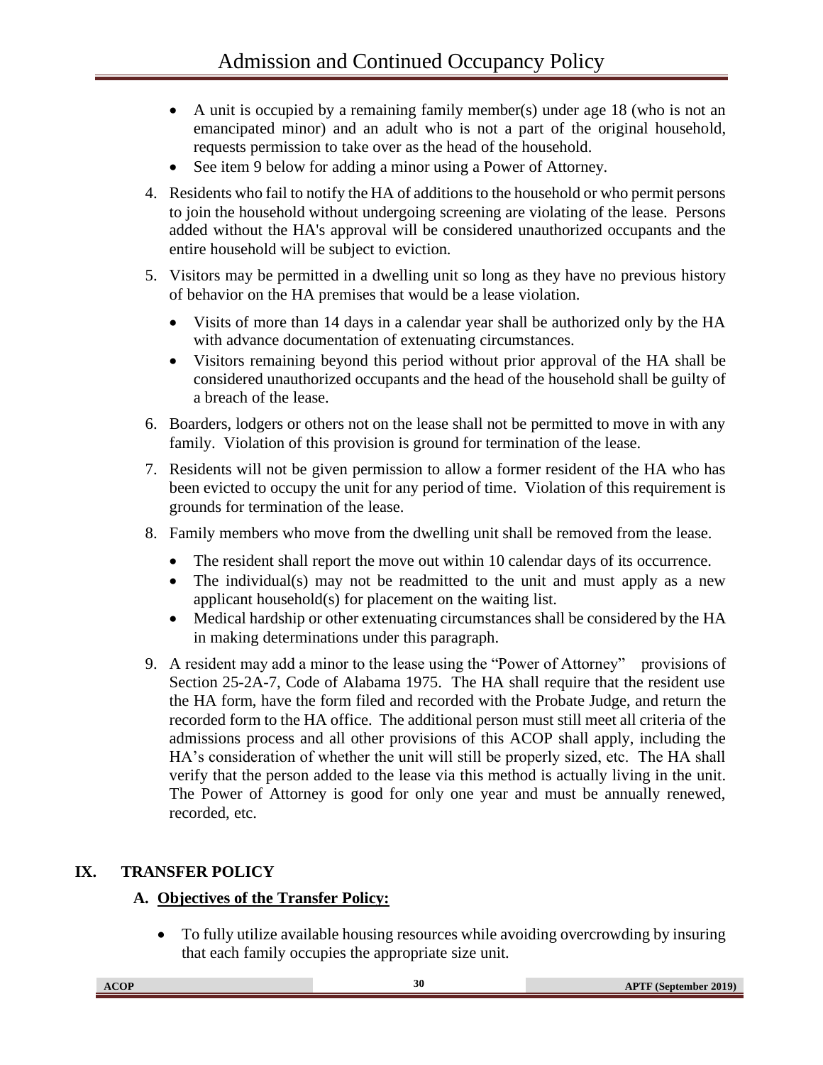- A unit is occupied by a remaining family member(s) under age 18 (who is not an emancipated minor) and an adult who is not a part of the original household, requests permission to take over as the head of the household.
- See item 9 below for adding a minor using a Power of Attorney.

4. Residents who fail to notify the HA of additions to the household or who permit persons to join the household without undergoing screening are violating of the lease. Persons added without the HA's approval will be considered unauthorized occupants and the entire household will be subject to eviction.

5. Visitors may be permitted in a dwelling unit so long as they have no previous history of behavior on the HA premises that would be a lease violation.
   - Visits of more than 14 days in a calendar year shall be authorized only by the HA with advance documentation of extenuating circumstances.
   - Visitors remaining beyond this period without prior approval of the HA shall be considered unauthorized occupants and the head of the household shall be guilty of a breach of the lease.

6. Boarders, lodgers or others not on the lease shall not be permitted to move in with any family. Violation of this provision is ground for termination of the lease.

7. Residents will not be given permission to allow a former resident of the HA who has been evicted to occupy the unit for any period of time. Violation of this requirement is grounds for termination of the lease.

8. Family members who move from the dwelling unit shall be removed from the lease.
   - The resident shall report the move out within 10 calendar days of its occurrence.
   - The individual(s) may not be readmitted to the unit and must apply as a new applicant household(s) for placement on the waiting list.
   - Medical hardship or other extenuating circumstances shall be considered by the HA in making determinations under this paragraph.

9. A resident may add a minor to the lease using the "Power of Attorney" provisions of Section 25-2A-7, Code of Alabama 1975. The HA shall require that the resident use the HA form, have the form filed and recorded with the Probate Judge, and return the recorded form to the HA office. The additional person must still meet all criteria of the admissions process and all other provisions of this ACOP shall apply, including the HA's consideration of whether the unit will still be properly sized, etc. The HA shall verify that the person added to the lease via this method is actually living in the unit. The Power of Attorney is good for only one year and must be annually renewed, recorded, etc.

## IX. TRANSFER POLICY

### A. Objectives of the Transfer Policy:

- To fully utilize available housing resources while avoiding overcrowding by insuring that each family occupies the appropriate size unit.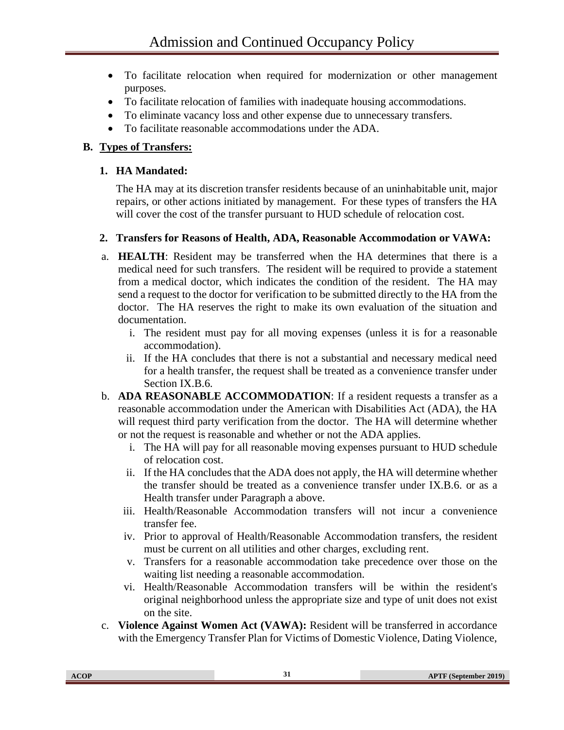- To facilitate relocation when required for modernization or other management purposes.
- To facilitate relocation of families with inadequate housing accommodations.
- To eliminate vacancy loss and other expense due to unnecessary transfers.
- To facilitate reasonable accommodations under the ADA.

**B. Types of Transfers:**

**1. HA Mandated:**

The HA may at its discretion transfer residents because of an uninhabitable unit, major repairs, or other actions initiated by management. For these types of transfers the HA will cover the cost of the transfer pursuant to HUD schedule of relocation cost.

**2. Transfers for Reasons of Health, ADA, Reasonable Accommodation or VAWA:**

a. **HEALTH**: Resident may be transferred when the HA determines that there is a medical need for such transfers. The resident will be required to provide a statement from a medical doctor, which indicates the condition of the resident. The HA may send a request to the doctor for verification to be submitted directly to the HA from the doctor. The HA reserves the right to make its own evaluation of the situation and documentation.
   i. The resident must pay for all moving expenses (unless it is for a reasonable accommodation).
   ii. If the HA concludes that there is not a substantial and necessary medical need for a health transfer, the request shall be treated as a convenience transfer under Section IX.B.6.

b. **ADA REASONABLE ACCOMMODATION**: If a resident requests a transfer as a reasonable accommodation under the American with Disabilities Act (ADA), the HA will request third party verification from the doctor. The HA will determine whether or not the request is reasonable and whether or not the ADA applies.
   i. The HA will pay for all reasonable moving expenses pursuant to HUD schedule of relocation cost.
   ii. If the HA concludes that the ADA does not apply, the HA will determine whether the transfer should be treated as a convenience transfer under IX.B.6. or as a Health transfer under Paragraph a above.
   iii. Health/Reasonable Accommodation transfers will not incur a convenience transfer fee.
   iv. Prior to approval of Health/Reasonable Accommodation transfers, the resident must be current on all utilities and other charges, excluding rent.
   v. Transfers for a reasonable accommodation take precedence over those on the waiting list needing a reasonable accommodation.
   vi. Health/Reasonable Accommodation transfers will be within the resident's original neighborhood unless the appropriate size and type of unit does not exist on the site.

c. **Violence Against Women Act (VAWA):** Resident will be transferred in accordance with the Emergency Transfer Plan for Victims of Domestic Violence, Dating Violence,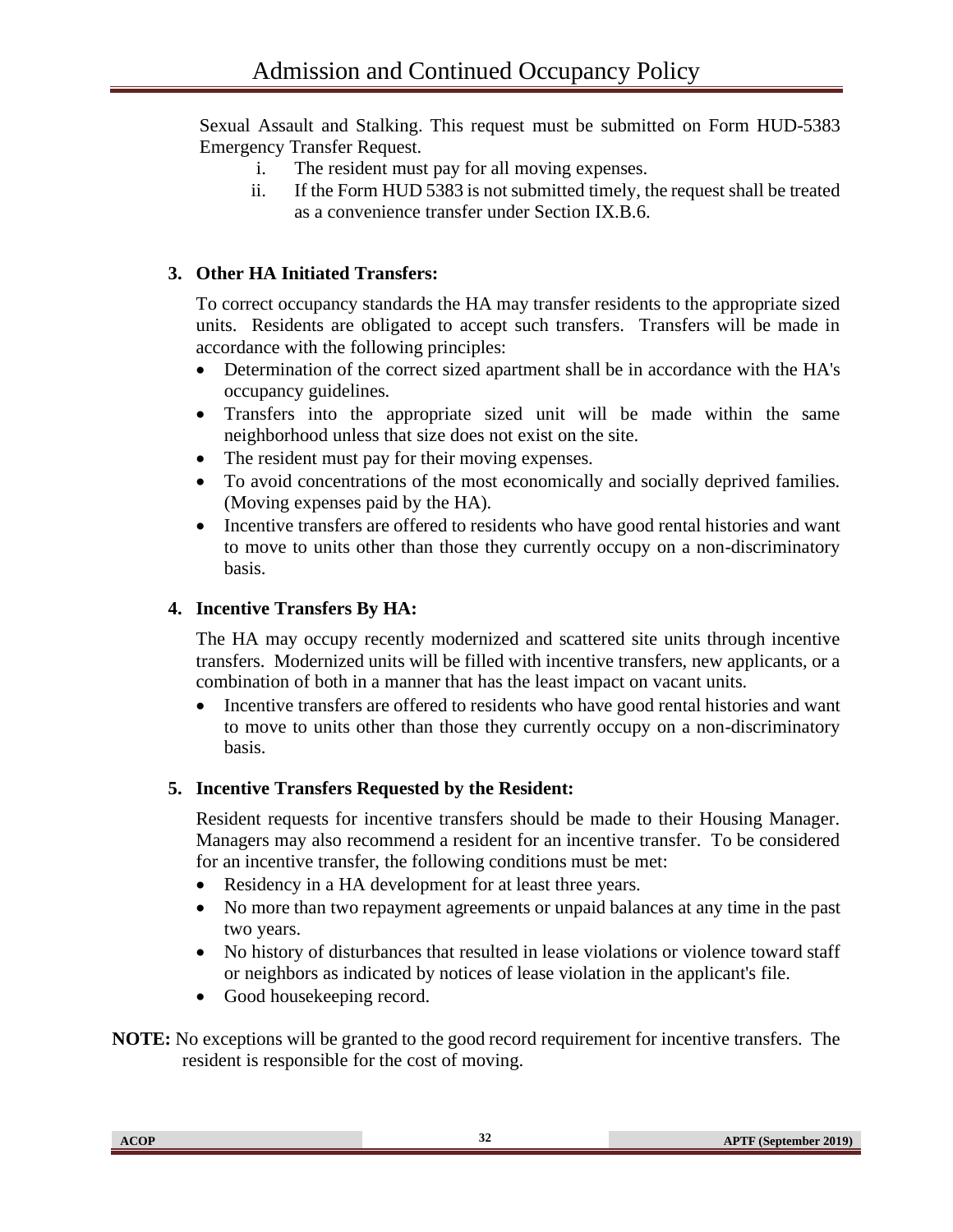Sexual Assault and Stalking. This request must be submitted on Form HUD-5383 Emergency Transfer Request.

i. The resident must pay for all moving expenses.
ii. If the Form HUD 5383 is not submitted timely, the request shall be treated as a convenience transfer under Section IX.B.6.

**3. Other HA Initiated Transfers:**

To correct occupancy standards the HA may transfer residents to the appropriate sized units. Residents are obligated to accept such transfers. Transfers will be made in accordance with the following principles:

- Determination of the correct sized apartment shall be in accordance with the HA's occupancy guidelines.
- Transfers into the appropriate sized unit will be made within the same neighborhood unless that size does not exist on the site.
- The resident must pay for their moving expenses.
- To avoid concentrations of the most economically and socially deprived families. (Moving expenses paid by the HA).
- Incentive transfers are offered to residents who have good rental histories and want to move to units other than those they currently occupy on a non-discriminatory basis.

**4. Incentive Transfers By HA:**

The HA may occupy recently modernized and scattered site units through incentive transfers. Modernized units will be filled with incentive transfers, new applicants, or a combination of both in a manner that has the least impact on vacant units.

- Incentive transfers are offered to residents who have good rental histories and want to move to units other than those they currently occupy on a non-discriminatory basis.

**5. Incentive Transfers Requested by the Resident:**

Resident requests for incentive transfers should be made to their Housing Manager. Managers may also recommend a resident for an incentive transfer. To be considered for an incentive transfer, the following conditions must be met:

- Residency in a HA development for at least three years.
- No more than two repayment agreements or unpaid balances at any time in the past two years.
- No history of disturbances that resulted in lease violations or violence toward staff or neighbors as indicated by notices of lease violation in the applicant's file.
- Good housekeeping record.

**NOTE:** No exceptions will be granted to the good record requirement for incentive transfers. The resident is responsible for the cost of moving.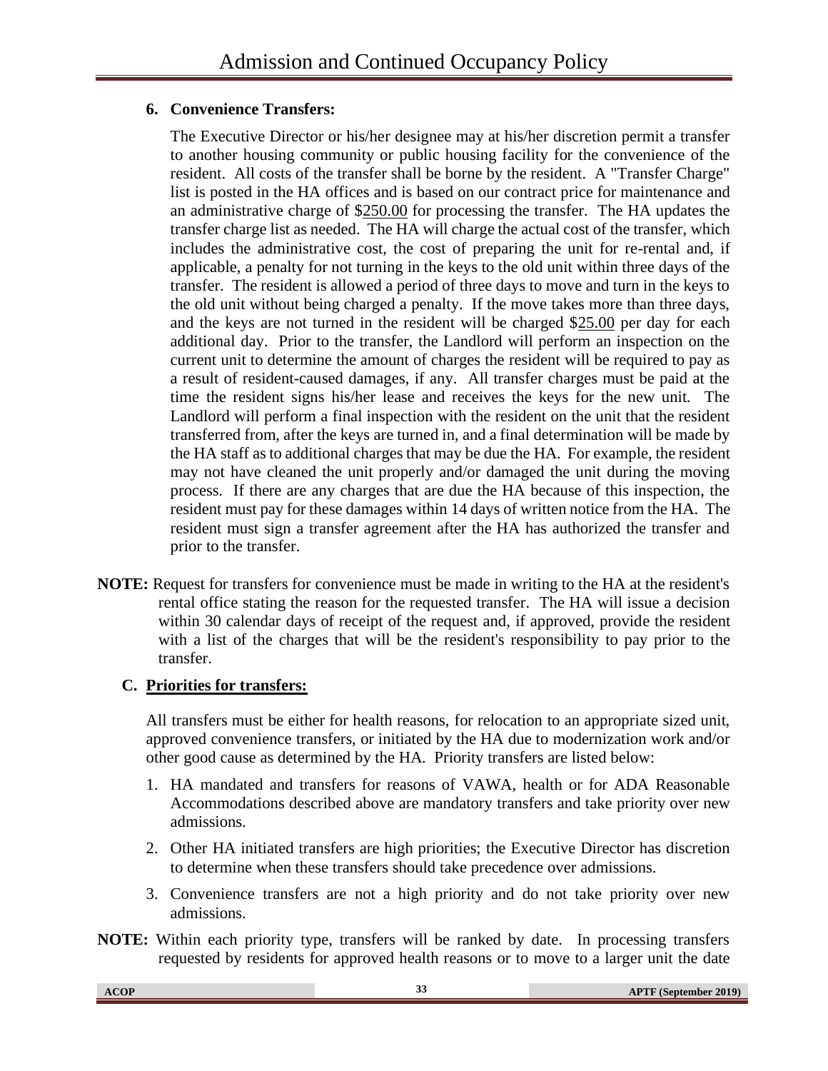**6. Convenience Transfers:**

The Executive Director or his/her designee may at his/her discretion permit a transfer to another housing community or public housing facility for the convenience of the resident. All costs of the transfer shall be borne by the resident. A "Transfer Charge" list is posted in the HA offices and is based on our contract price for maintenance and an administrative charge of $250.00 for processing the transfer. The HA updates the transfer charge list as needed. The HA will charge the actual cost of the transfer, which includes the administrative cost, the cost of preparing the unit for re-rental and, if applicable, a penalty for not turning in the keys to the old unit within three days of the transfer. The resident is allowed a period of three days to move and turn in the keys to the old unit without being charged a penalty. If the move takes more than three days, and the keys are not turned in the resident will be charged $25.00 per day for each additional day. Prior to the transfer, the Landlord will perform an inspection on the current unit to determine the amount of charges the resident will be required to pay as a result of resident-caused damages, if any. All transfer charges must be paid at the time the resident signs his/her lease and receives the keys for the new unit. The Landlord will perform a final inspection with the resident on the unit that the resident transferred from, after the keys are turned in, and a final determination will be made by the HA staff as to additional charges that may be due the HA. For example, the resident may not have cleaned the unit properly and/or damaged the unit during the moving process. If there are any charges that are due the HA because of this inspection, the resident must pay for these damages within 14 days of written notice from the HA. The resident must sign a transfer agreement after the HA has authorized the transfer and prior to the transfer.

**NOTE:** Request for transfers for convenience must be made in writing to the HA at the resident's rental office stating the reason for the requested transfer. The HA will issue a decision within 30 calendar days of receipt of the request and, if approved, provide the resident with a list of the charges that will be the resident's responsibility to pay prior to the transfer.

**C. Priorities for transfers:**

All transfers must be either for health reasons, for relocation to an appropriate sized unit, approved convenience transfers, or initiated by the HA due to modernization work and/or other good cause as determined by the HA. Priority transfers are listed below:

1. HA mandated and transfers for reasons of VAWA, health or for ADA Reasonable Accommodations described above are mandatory transfers and take priority over new admissions.
2. Other HA initiated transfers are high priorities; the Executive Director has discretion to determine when these transfers should take precedence over admissions.
3. Convenience transfers are not a high priority and do not take priority over new admissions.

**NOTE:** Within each priority type, transfers will be ranked by date. In processing transfers requested by residents for approved health reasons or to move to a larger unit the date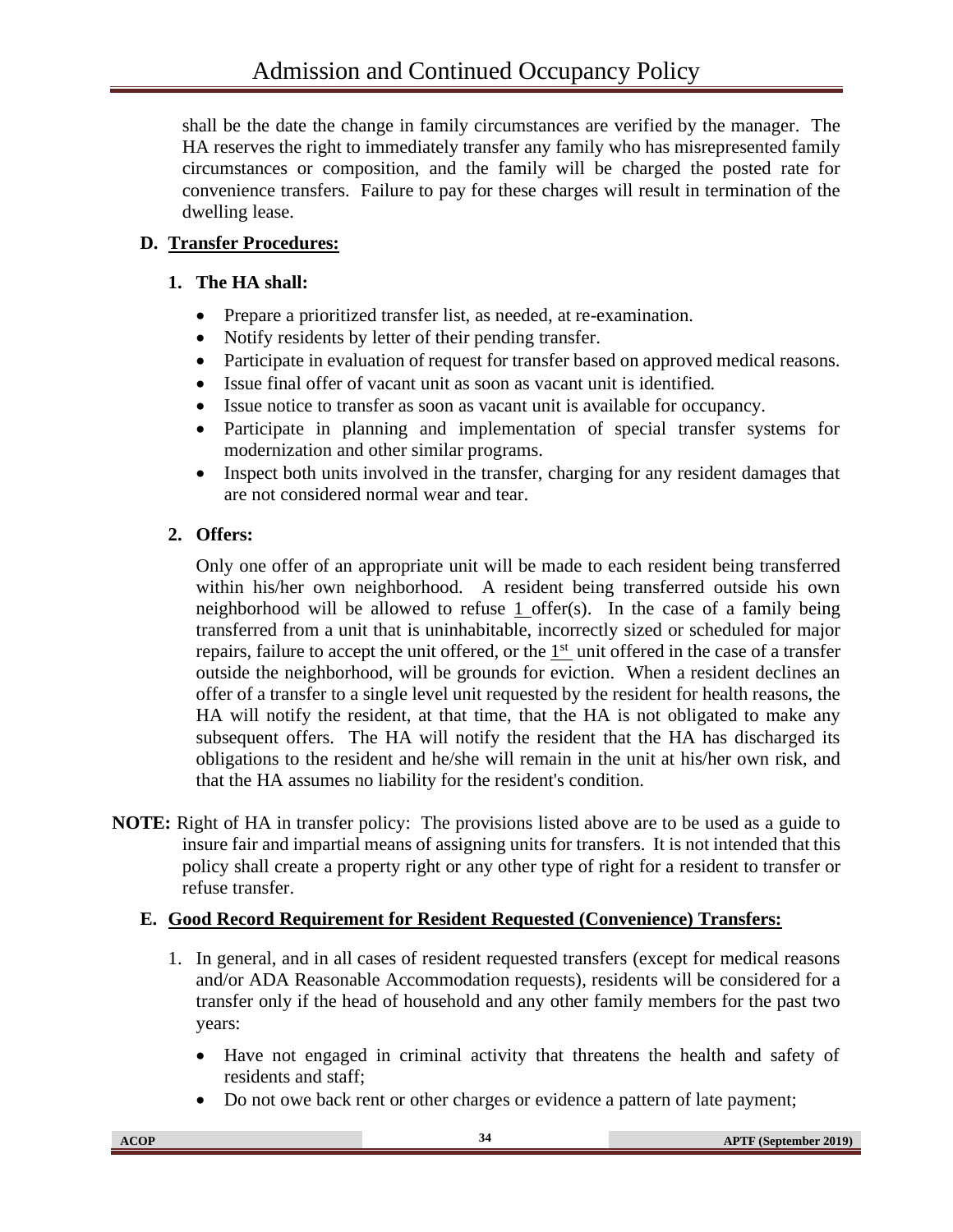shall be the date the change in family circumstances are verified by the manager. The HA reserves the right to immediately transfer any family who has misrepresented family circumstances or composition, and the family will be charged the posted rate for convenience transfers. Failure to pay for these charges will result in termination of the dwelling lease.

## D. Transfer Procedures:

### 1. The HA shall:

- Prepare a prioritized transfer list, as needed, at re-examination.
- Notify residents by letter of their pending transfer.
- Participate in evaluation of request for transfer based on approved medical reasons.
- Issue final offer of vacant unit as soon as vacant unit is identified.
- Issue notice to transfer as soon as vacant unit is available for occupancy.
- Participate in planning and implementation of special transfer systems for modernization and other similar programs.
- Inspect both units involved in the transfer, charging for any resident damages that are not considered normal wear and tear.

### 2. Offers:

Only one offer of an appropriate unit will be made to each resident being transferred within his/her own neighborhood. A resident being transferred outside his own neighborhood will be allowed to refuse 1 offer(s). In the case of a family being transferred from a unit that is uninhabitable, incorrectly sized or scheduled for major repairs, failure to accept the unit offered, or the 1st unit offered in the case of a transfer outside the neighborhood, will be grounds for eviction. When a resident declines an offer of a transfer to a single level unit requested by the resident for health reasons, the HA will notify the resident, at that time, that the HA is not obligated to make any subsequent offers. The HA will notify the resident that the HA has discharged its obligations to the resident and he/she will remain in the unit at his/her own risk, and that the HA assumes no liability for the resident's condition.

**NOTE:** Right of HA in transfer policy: The provisions listed above are to be used as a guide to insure fair and impartial means of assigning units for transfers. It is not intended that this policy shall create a property right or any other type of right for a resident to transfer or refuse transfer.

## E. Good Record Requirement for Resident Requested (Convenience) Transfers:

1. In general, and in all cases of resident requested transfers (except for medical reasons and/or ADA Reasonable Accommodation requests), residents will be considered for a transfer only if the head of household and any other family members for the past two years:

   - Have not engaged in criminal activity that threatens the health and safety of residents and staff;
   - Do not owe back rent or other charges or evidence a pattern of late payment;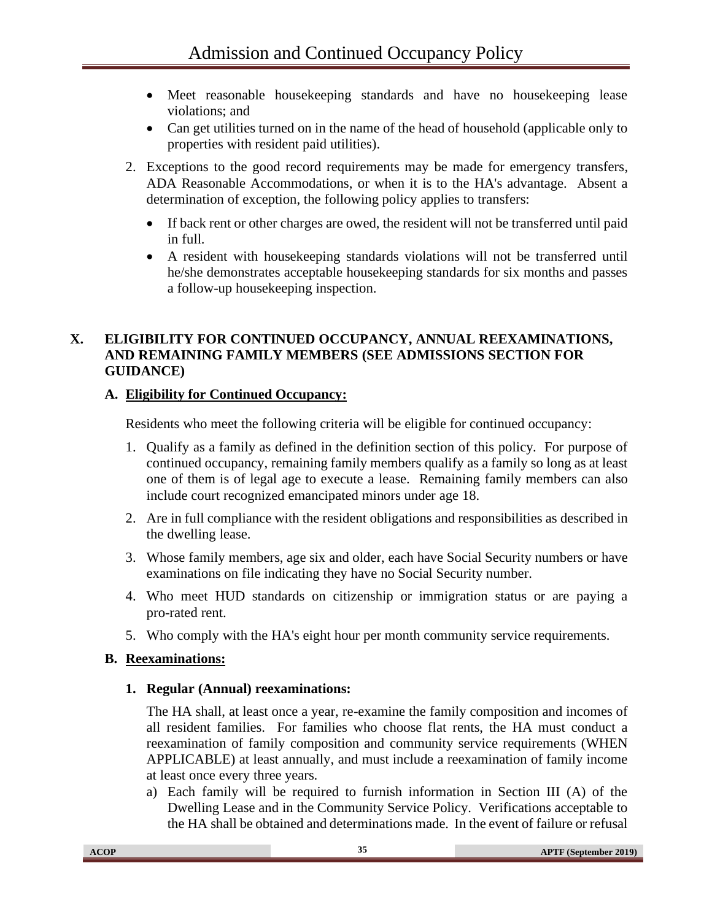- Meet reasonable housekeeping standards and have no housekeeping lease violations; and
- Can get utilities turned on in the name of the head of household (applicable only to properties with resident paid utilities).

2. Exceptions to the good record requirements may be made for emergency transfers, ADA Reasonable Accommodations, or when it is to the HA's advantage. Absent a determination of exception, the following policy applies to transfers:

   - If back rent or other charges are owed, the resident will not be transferred until paid in full.
   - A resident with housekeeping standards violations will not be transferred until he/she demonstrates acceptable housekeeping standards for six months and passes a follow-up housekeeping inspection.

## X. ELIGIBILITY FOR CONTINUED OCCUPANCY, ANNUAL REEXAMINATIONS, AND REMAINING FAMILY MEMBERS (SEE ADMISSIONS SECTION FOR GUIDANCE)

### A. Eligibility for Continued Occupancy:

Residents who meet the following criteria will be eligible for continued occupancy:

1. Qualify as a family as defined in the definition section of this policy. For purpose of continued occupancy, remaining family members qualify as a family so long as at least one of them is of legal age to execute a lease. Remaining family members can also include court recognized emancipated minors under age 18.
2. Are in full compliance with the resident obligations and responsibilities as described in the dwelling lease.
3. Whose family members, age six and older, each have Social Security numbers or have examinations on file indicating they have no Social Security number.
4. Who meet HUD standards on citizenship or immigration status or are paying a pro-rated rent.
5. Who comply with the HA's eight hour per month community service requirements.

### B. Reexaminations:

#### 1. Regular (Annual) reexaminations:

The HA shall, at least once a year, re-examine the family composition and incomes of all resident families. For families who choose flat rents, the HA must conduct a reexamination of family composition and community service requirements (WHEN APPLICABLE) at least annually, and must include a reexamination of family income at least once every three years.

a) Each family will be required to furnish information in Section III (A) of the Dwelling Lease and in the Community Service Policy. Verifications acceptable to the HA shall be obtained and determinations made. In the event of failure or refusal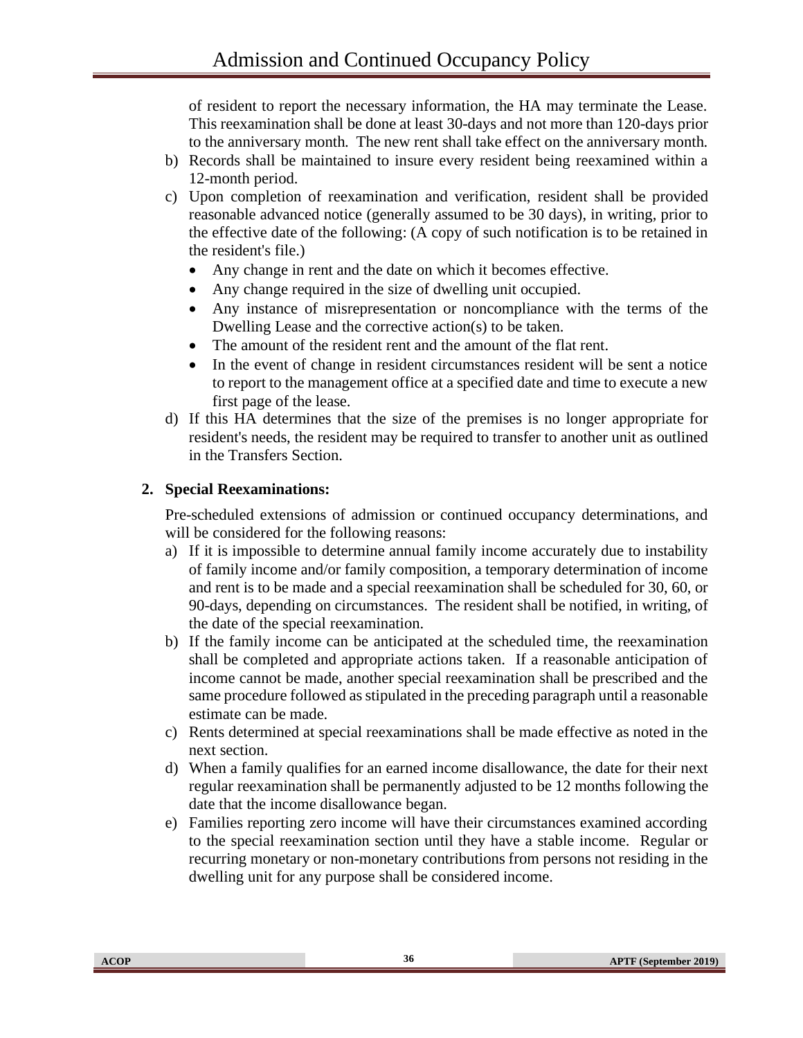of resident to report the necessary information, the HA may terminate the Lease. This reexamination shall be done at least 30-days and not more than 120-days prior to the anniversary month. The new rent shall take effect on the anniversary month.

b) Records shall be maintained to insure every resident being reexamined within a 12-month period.
c) Upon completion of reexamination and verification, resident shall be provided reasonable advanced notice (generally assumed to be 30 days), in writing, prior to the effective date of the following: (A copy of such notification is to be retained in the resident's file.)
   - Any change in rent and the date on which it becomes effective.
   - Any change required in the size of dwelling unit occupied.
   - Any instance of misrepresentation or noncompliance with the terms of the Dwelling Lease and the corrective action(s) to be taken.
   - The amount of the resident rent and the amount of the flat rent.
   - In the event of change in resident circumstances resident will be sent a notice to report to the management office at a specified date and time to execute a new first page of the lease.
d) If this HA determines that the size of the premises is no longer appropriate for resident's needs, the resident may be required to transfer to another unit as outlined in the Transfers Section.

**2. Special Reexaminations:**

Pre-scheduled extensions of admission or continued occupancy determinations, and will be considered for the following reasons:

a) If it is impossible to determine annual family income accurately due to instability of family income and/or family composition, a temporary determination of income and rent is to be made and a special reexamination shall be scheduled for 30, 60, or 90-days, depending on circumstances. The resident shall be notified, in writing, of the date of the special reexamination.
b) If the family income can be anticipated at the scheduled time, the reexamination shall be completed and appropriate actions taken. If a reasonable anticipation of income cannot be made, another special reexamination shall be prescribed and the same procedure followed as stipulated in the preceding paragraph until a reasonable estimate can be made.
c) Rents determined at special reexaminations shall be made effective as noted in the next section.
d) When a family qualifies for an earned income disallowance, the date for their next regular reexamination shall be permanently adjusted to be 12 months following the date that the income disallowance began.
e) Families reporting zero income will have their circumstances examined according to the special reexamination section until they have a stable income. Regular or recurring monetary or non-monetary contributions from persons not residing in the dwelling unit for any purpose shall be considered income.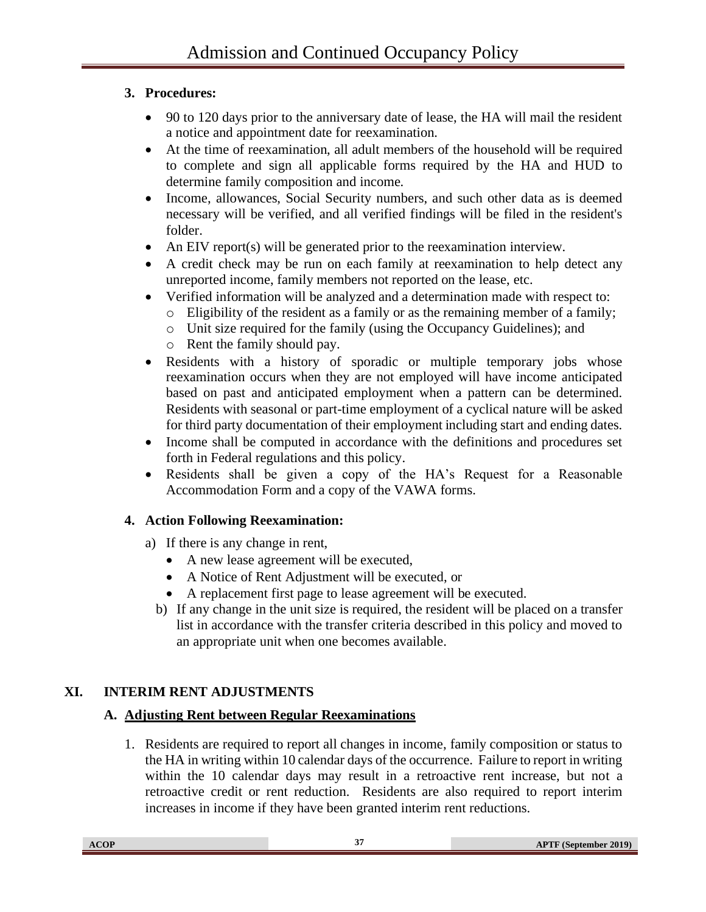### 3. Procedures:

- 90 to 120 days prior to the anniversary date of lease, the HA will mail the resident a notice and appointment date for reexamination.
- At the time of reexamination, all adult members of the household will be required to complete and sign all applicable forms required by the HA and HUD to determine family composition and income.
- Income, allowances, Social Security numbers, and such other data as is deemed necessary will be verified, and all verified findings will be filed in the resident's folder.
- An EIV report(s) will be generated prior to the reexamination interview.
- A credit check may be run on each family at reexamination to help detect any unreported income, family members not reported on the lease, etc.
- Verified information will be analyzed and a determination made with respect to:
  - Eligibility of the resident as a family or as the remaining member of a family;
  - Unit size required for the family (using the Occupancy Guidelines); and
  - Rent the family should pay.
- Residents with a history of sporadic or multiple temporary jobs whose reexamination occurs when they are not employed will have income anticipated based on past and anticipated employment when a pattern can be determined. Residents with seasonal or part-time employment of a cyclical nature will be asked for third party documentation of their employment including start and ending dates.
- Income shall be computed in accordance with the definitions and procedures set forth in Federal regulations and this policy.
- Residents shall be given a copy of the HA's Request for a Reasonable Accommodation Form and a copy of the VAWA forms.

### 4. Action Following Reexamination:

a) If there is any change in rent,
   - A new lease agreement will be executed,
   - A Notice of Rent Adjustment will be executed, or
   - A replacement first page to lease agreement will be executed.

b) If any change in the unit size is required, the resident will be placed on a transfer list in accordance with the transfer criteria described in this policy and moved to an appropriate unit when one becomes available.

## XI. INTERIM RENT ADJUSTMENTS

### A. Adjusting Rent between Regular Reexaminations

1. Residents are required to report all changes in income, family composition or status to the HA in writing within 10 calendar days of the occurrence. Failure to report in writing within the 10 calendar days may result in a retroactive rent increase, but not a retroactive credit or rent reduction. Residents are also required to report interim increases in income if they have been granted interim rent reductions.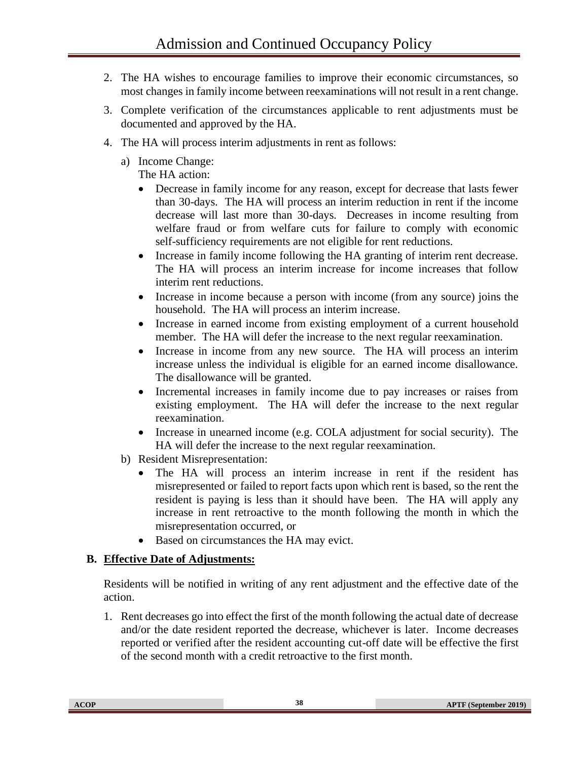2. The HA wishes to encourage families to improve their economic circumstances, so most changes in family income between reexaminations will not result in a rent change.

3. Complete verification of the circumstances applicable to rent adjustments must be documented and approved by the HA.

4. The HA will process interim adjustments in rent as follows:

   a) Income Change:
   The HA action:

   - Decrease in family income for any reason, except for decrease that lasts fewer than 30-days. The HA will process an interim reduction in rent if the income decrease will last more than 30-days. Decreases in income resulting from welfare fraud or from welfare cuts for failure to comply with economic self-sufficiency requirements are not eligible for rent reductions.
   - Increase in family income following the HA granting of interim rent decrease. The HA will process an interim increase for income increases that follow interim rent reductions.
   - Increase in income because a person with income (from any source) joins the household. The HA will process an interim increase.
   - Increase in earned income from existing employment of a current household member. The HA will defer the increase to the next regular reexamination.
   - Increase in income from any new source. The HA will process an interim increase unless the individual is eligible for an earned income disallowance. The disallowance will be granted.
   - Incremental increases in family income due to pay increases or raises from existing employment. The HA will defer the increase to the next regular reexamination.
   - Increase in unearned income (e.g. COLA adjustment for social security). The HA will defer the increase to the next regular reexamination.

   b) Resident Misrepresentation:

   - The HA will process an interim increase in rent if the resident has misrepresented or failed to report facts upon which rent is based, so the rent the resident is paying is less than it should have been. The HA will apply any increase in rent retroactive to the month following the month in which the misrepresentation occurred, or
   - Based on circumstances the HA may evict.

### B. Effective Date of Adjustments:

Residents will be notified in writing of any rent adjustment and the effective date of the action.

1. Rent decreases go into effect the first of the month following the actual date of decrease and/or the date resident reported the decrease, whichever is later. Income decreases reported or verified after the resident accounting cut-off date will be effective the first of the second month with a credit retroactive to the first month.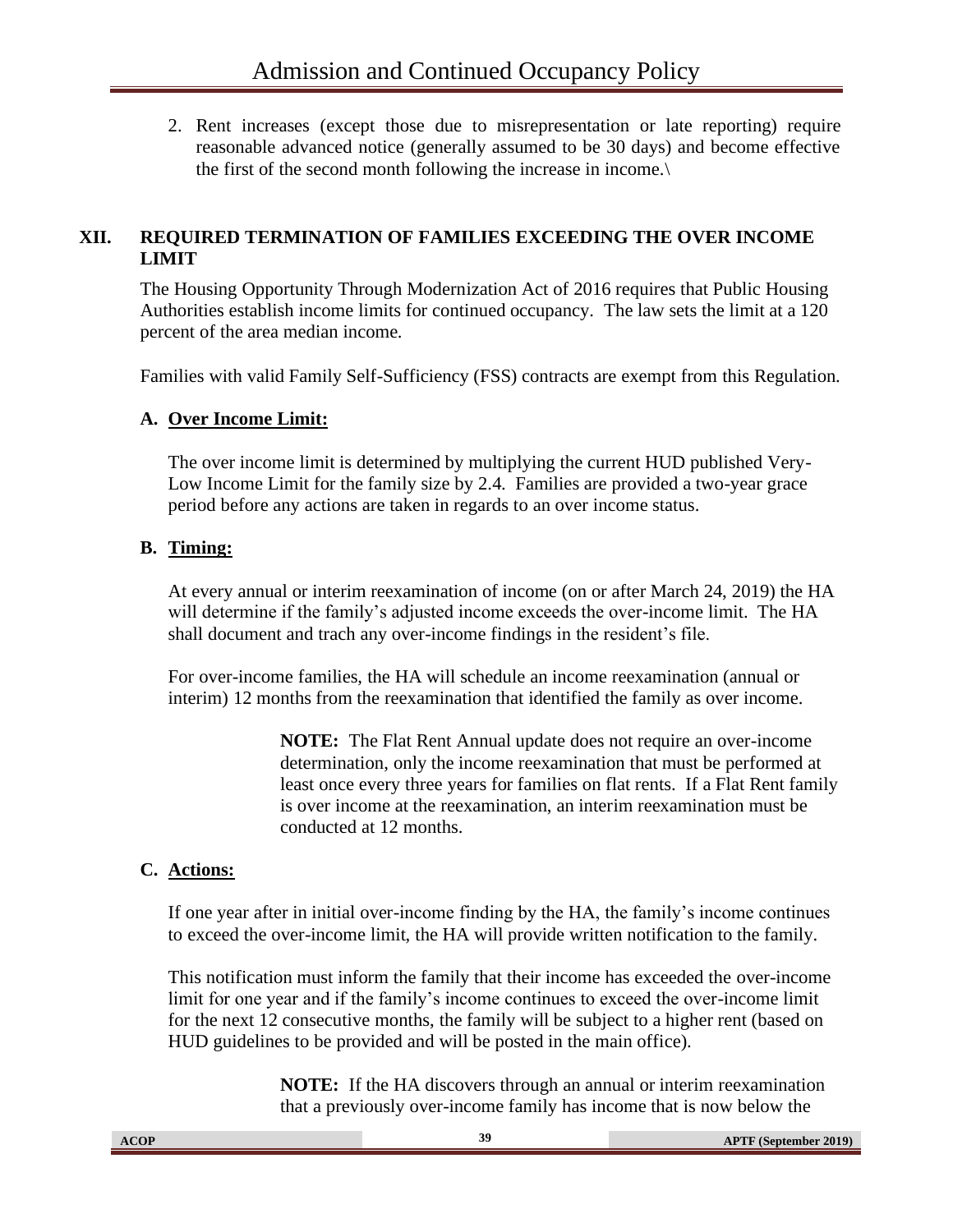2. Rent increases (except those due to misrepresentation or late reporting) require reasonable advanced notice (generally assumed to be 30 days) and become effective the first of the second month following the increase in income.\

## XII. REQUIRED TERMINATION OF FAMILIES EXCEEDING THE OVER INCOME LIMIT

The Housing Opportunity Through Modernization Act of 2016 requires that Public Housing Authorities establish income limits for continued occupancy. The law sets the limit at a 120 percent of the area median income.

Families with valid Family Self-Sufficiency (FSS) contracts are exempt from this Regulation.

### A. Over Income Limit:

The over income limit is determined by multiplying the current HUD published Very-Low Income Limit for the family size by 2.4. Families are provided a two-year grace period before any actions are taken in regards to an over income status.

### B. Timing:

At every annual or interim reexamination of income (on or after March 24, 2019) the HA will determine if the family's adjusted income exceeds the over-income limit. The HA shall document and trach any over-income findings in the resident's file.

For over-income families, the HA will schedule an income reexamination (annual or interim) 12 months from the reexamination that identified the family as over income.

> **NOTE:** The Flat Rent Annual update does not require an over-income determination, only the income reexamination that must be performed at least once every three years for families on flat rents. If a Flat Rent family is over income at the reexamination, an interim reexamination must be conducted at 12 months.

### C. Actions:

If one year after in initial over-income finding by the HA, the family's income continues to exceed the over-income limit, the HA will provide written notification to the family.

This notification must inform the family that their income has exceeded the over-income limit for one year and if the family's income continues to exceed the over-income limit for the next 12 consecutive months, the family will be subject to a higher rent (based on HUD guidelines to be provided and will be posted in the main office).

> **NOTE:** If the HA discovers through an annual or interim reexamination that a previously over-income family has income that is now below the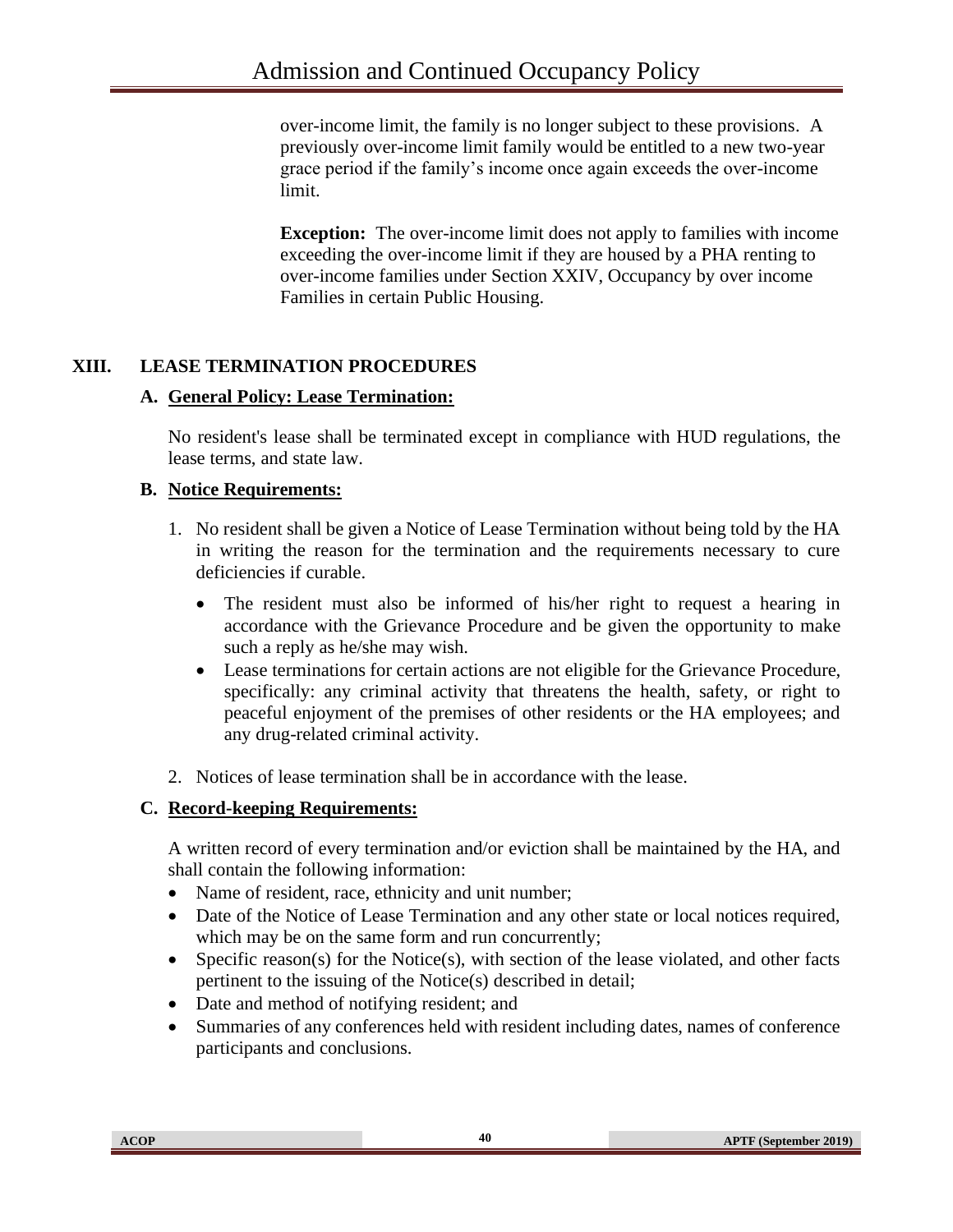over-income limit, the family is no longer subject to these provisions. A previously over-income limit family would be entitled to a new two-year grace period if the family's income once again exceeds the over-income limit.

**Exception:** The over-income limit does not apply to families with income exceeding the over-income limit if they are housed by a PHA renting to over-income families under Section XXIV, Occupancy by over income Families in certain Public Housing.

## XIII. LEASE TERMINATION PROCEDURES

### A. General Policy: Lease Termination:

No resident's lease shall be terminated except in compliance with HUD regulations, the lease terms, and state law.

### B. Notice Requirements:

1. No resident shall be given a Notice of Lease Termination without being told by the HA in writing the reason for the termination and the requirements necessary to cure deficiencies if curable.
   - The resident must also be informed of his/her right to request a hearing in accordance with the Grievance Procedure and be given the opportunity to make such a reply as he/she may wish.
   - Lease terminations for certain actions are not eligible for the Grievance Procedure, specifically: any criminal activity that threatens the health, safety, or right to peaceful enjoyment of the premises of other residents or the HA employees; and any drug-related criminal activity.
2. Notices of lease termination shall be in accordance with the lease.

### C. Record-keeping Requirements:

A written record of every termination and/or eviction shall be maintained by the HA, and shall contain the following information:

- Name of resident, race, ethnicity and unit number;
- Date of the Notice of Lease Termination and any other state or local notices required, which may be on the same form and run concurrently;
- Specific reason(s) for the Notice(s), with section of the lease violated, and other facts pertinent to the issuing of the Notice(s) described in detail;
- Date and method of notifying resident; and
- Summaries of any conferences held with resident including dates, names of conference participants and conclusions.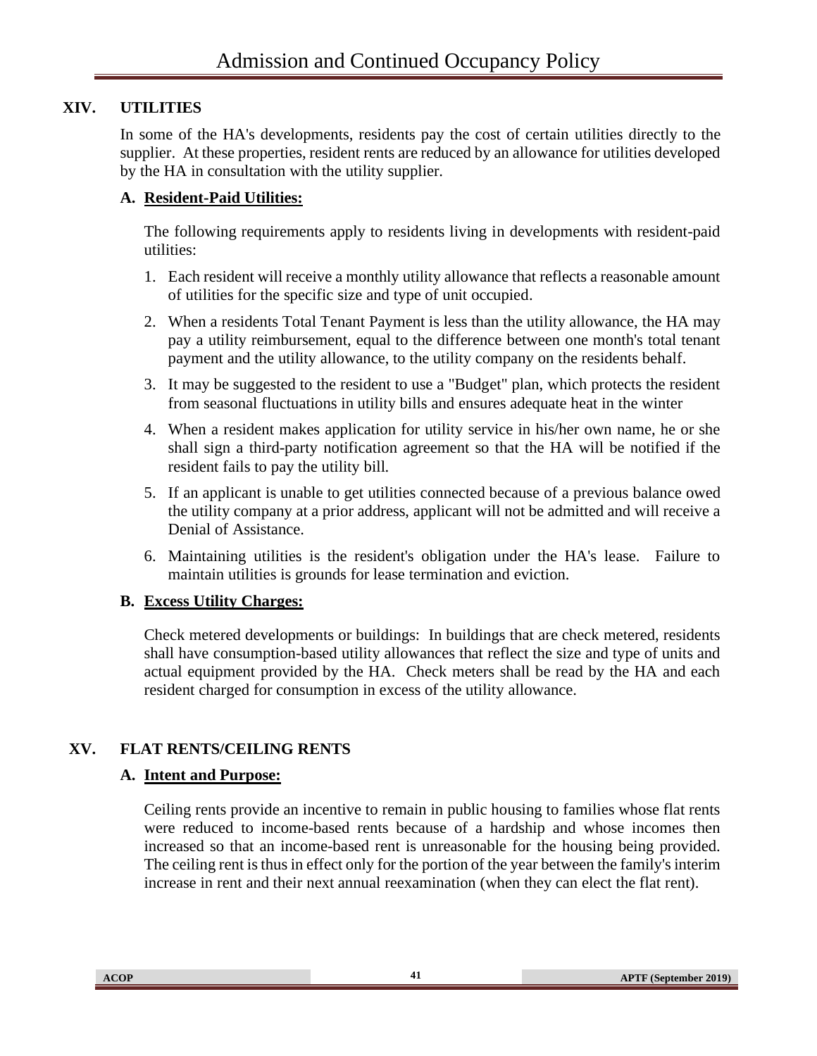## XIV. UTILITIES

In some of the HA's developments, residents pay the cost of certain utilities directly to the supplier. At these properties, resident rents are reduced by an allowance for utilities developed by the HA in consultation with the utility supplier.

### A. <u>Resident-Paid Utilities:</u>

The following requirements apply to residents living in developments with resident-paid utilities:

1. Each resident will receive a monthly utility allowance that reflects a reasonable amount of utilities for the specific size and type of unit occupied.
2. When a residents Total Tenant Payment is less than the utility allowance, the HA may pay a utility reimbursement, equal to the difference between one month's total tenant payment and the utility allowance, to the utility company on the residents behalf.
3. It may be suggested to the resident to use a "Budget" plan, which protects the resident from seasonal fluctuations in utility bills and ensures adequate heat in the winter
4. When a resident makes application for utility service in his/her own name, he or she shall sign a third-party notification agreement so that the HA will be notified if the resident fails to pay the utility bill.
5. If an applicant is unable to get utilities connected because of a previous balance owed the utility company at a prior address, applicant will not be admitted and will receive a Denial of Assistance.
6. Maintaining utilities is the resident's obligation under the HA's lease. Failure to maintain utilities is grounds for lease termination and eviction.

### B. <u>Excess Utility Charges:</u>

Check metered developments or buildings: In buildings that are check metered, residents shall have consumption-based utility allowances that reflect the size and type of units and actual equipment provided by the HA. Check meters shall be read by the HA and each resident charged for consumption in excess of the utility allowance.

## XV. FLAT RENTS/CEILING RENTS

### A. <u>Intent and Purpose:</u>

Ceiling rents provide an incentive to remain in public housing to families whose flat rents were reduced to income-based rents because of a hardship and whose incomes then increased so that an income-based rent is unreasonable for the housing being provided. The ceiling rent is thus in effect only for the portion of the year between the family's interim increase in rent and their next annual reexamination (when they can elect the flat rent).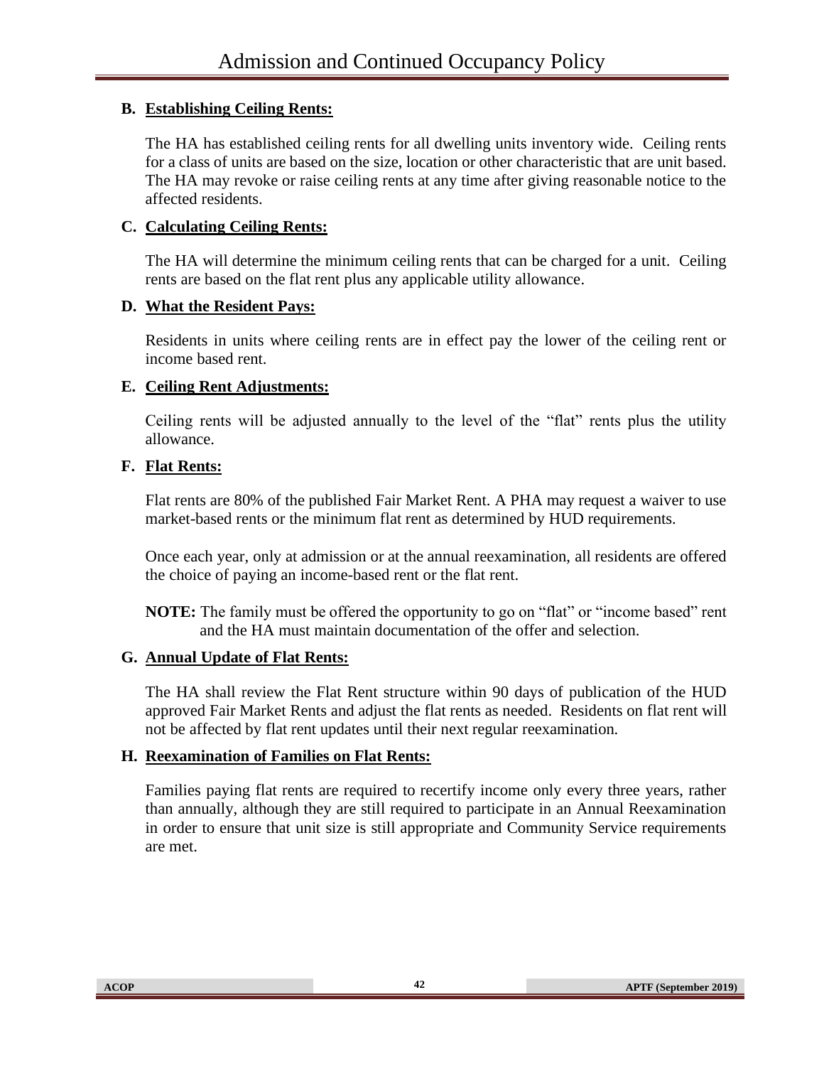**B. Establishing Ceiling Rents:**

The HA has established ceiling rents for all dwelling units inventory wide. Ceiling rents for a class of units are based on the size, location or other characteristic that are unit based. The HA may revoke or raise ceiling rents at any time after giving reasonable notice to the affected residents.

**C. Calculating Ceiling Rents:**

The HA will determine the minimum ceiling rents that can be charged for a unit. Ceiling rents are based on the flat rent plus any applicable utility allowance.

**D. What the Resident Pays:**

Residents in units where ceiling rents are in effect pay the lower of the ceiling rent or income based rent.

**E. Ceiling Rent Adjustments:**

Ceiling rents will be adjusted annually to the level of the "flat" rents plus the utility allowance.

**F. Flat Rents:**

Flat rents are 80% of the published Fair Market Rent. A PHA may request a waiver to use market-based rents or the minimum flat rent as determined by HUD requirements.

Once each year, only at admission or at the annual reexamination, all residents are offered the choice of paying an income-based rent or the flat rent.

**NOTE:** The family must be offered the opportunity to go on "flat" or "income based" rent and the HA must maintain documentation of the offer and selection.

**G. Annual Update of Flat Rents:**

The HA shall review the Flat Rent structure within 90 days of publication of the HUD approved Fair Market Rents and adjust the flat rents as needed. Residents on flat rent will not be affected by flat rent updates until their next regular reexamination.

**H. Reexamination of Families on Flat Rents:**

Families paying flat rents are required to recertify income only every three years, rather than annually, although they are still required to participate in an Annual Reexamination in order to ensure that unit size is still appropriate and Community Service requirements are met.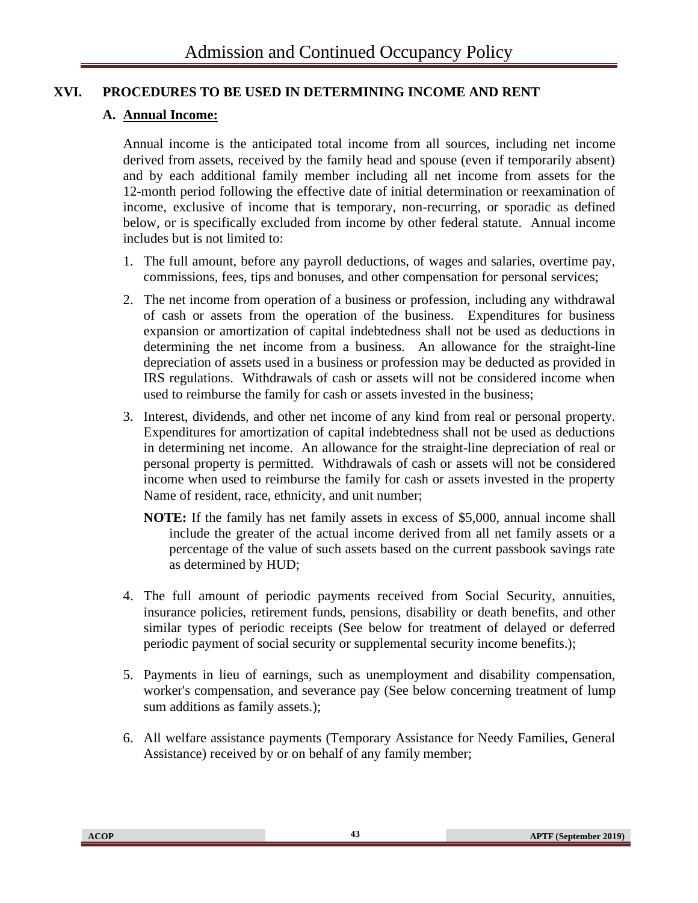## XVI. PROCEDURES TO BE USED IN DETERMINING INCOME AND RENT

### A. Annual Income:

Annual income is the anticipated total income from all sources, including net income derived from assets, received by the family head and spouse (even if temporarily absent) and by each additional family member including all net income from assets for the 12-month period following the effective date of initial determination or reexamination of income, exclusive of income that is temporary, non-recurring, or sporadic as defined below, or is specifically excluded from income by other federal statute. Annual income includes but is not limited to:

1. The full amount, before any payroll deductions, of wages and salaries, overtime pay, commissions, fees, tips and bonuses, and other compensation for personal services;

2. The net income from operation of a business or profession, including any withdrawal of cash or assets from the operation of the business. Expenditures for business expansion or amortization of capital indebtedness shall not be used as deductions in determining the net income from a business. An allowance for the straight-line depreciation of assets used in a business or profession may be deducted as provided in IRS regulations. Withdrawals of cash or assets will not be considered income when used to reimburse the family for cash or assets invested in the business;

3. Interest, dividends, and other net income of any kind from real or personal property. Expenditures for amortization of capital indebtedness shall not be used as deductions in determining net income. An allowance for the straight-line depreciation of real or personal property is permitted. Withdrawals of cash or assets will not be considered income when used to reimburse the family for cash or assets invested in the property Name of resident, race, ethnicity, and unit number;

   **NOTE:** If the family has net family assets in excess of $5,000, annual income shall include the greater of the actual income derived from all net family assets or a percentage of the value of such assets based on the current passbook savings rate as determined by HUD;

4. The full amount of periodic payments received from Social Security, annuities, insurance policies, retirement funds, pensions, disability or death benefits, and other similar types of periodic receipts (See below for treatment of delayed or deferred periodic payment of social security or supplemental security income benefits.);

5. Payments in lieu of earnings, such as unemployment and disability compensation, worker's compensation, and severance pay (See below concerning treatment of lump sum additions as family assets.);

6. All welfare assistance payments (Temporary Assistance for Needy Families, General Assistance) received by or on behalf of any family member;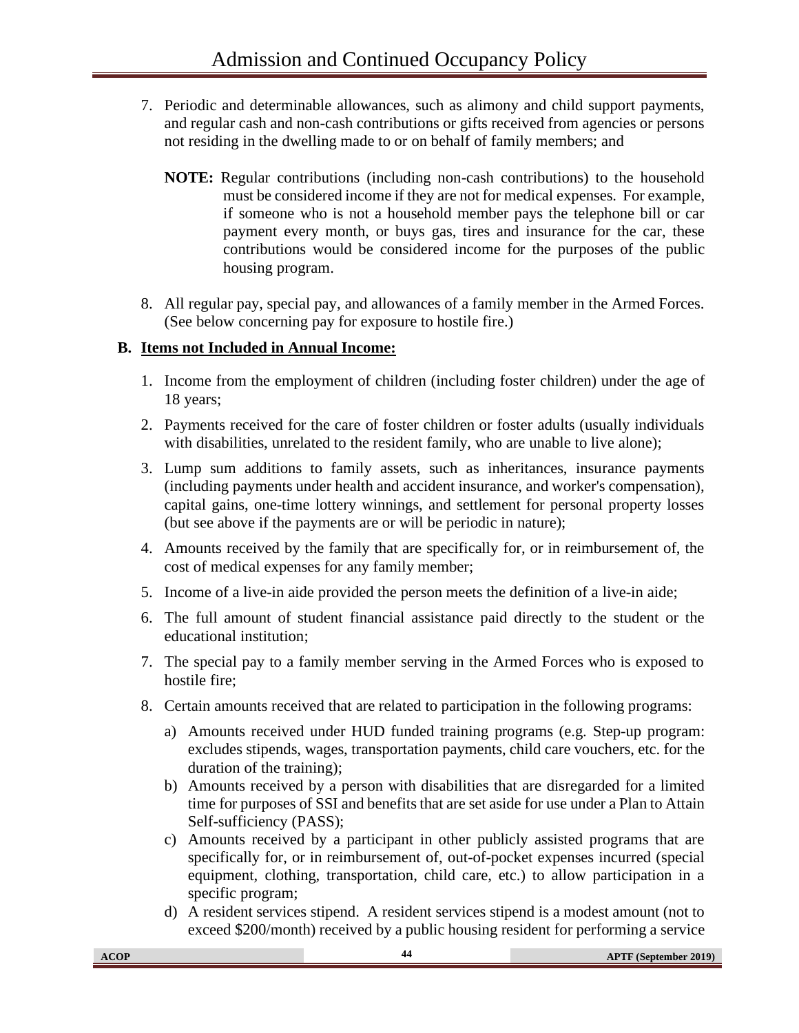7. Periodic and determinable allowances, such as alimony and child support payments, and regular cash and non-cash contributions or gifts received from agencies or persons not residing in the dwelling made to or on behalf of family members; and

   **NOTE:** Regular contributions (including non-cash contributions) to the household must be considered income if they are not for medical expenses. For example, if someone who is not a household member pays the telephone bill or car payment every month, or buys gas, tires and insurance for the car, these contributions would be considered income for the purposes of the public housing program.

8. All regular pay, special pay, and allowances of a family member in the Armed Forces. (See below concerning pay for exposure to hostile fire.)

**B. <u>Items not Included in Annual Income:</u>**

1. Income from the employment of children (including foster children) under the age of 18 years;
2. Payments received for the care of foster children or foster adults (usually individuals with disabilities, unrelated to the resident family, who are unable to live alone);
3. Lump sum additions to family assets, such as inheritances, insurance payments (including payments under health and accident insurance, and worker's compensation), capital gains, one-time lottery winnings, and settlement for personal property losses (but see above if the payments are or will be periodic in nature);
4. Amounts received by the family that are specifically for, or in reimbursement of, the cost of medical expenses for any family member;
5. Income of a live-in aide provided the person meets the definition of a live-in aide;
6. The full amount of student financial assistance paid directly to the student or the educational institution;
7. The special pay to a family member serving in the Armed Forces who is exposed to hostile fire;
8. Certain amounts received that are related to participation in the following programs:
   a) Amounts received under HUD funded training programs (e.g. Step-up program: excludes stipends, wages, transportation payments, child care vouchers, etc. for the duration of the training);
   b) Amounts received by a person with disabilities that are disregarded for a limited time for purposes of SSI and benefits that are set aside for use under a Plan to Attain Self-sufficiency (PASS);
   c) Amounts received by a participant in other publicly assisted programs that are specifically for, or in reimbursement of, out-of-pocket expenses incurred (special equipment, clothing, transportation, child care, etc.) to allow participation in a specific program;
   d) A resident services stipend. A resident services stipend is a modest amount (not to exceed $200/month) received by a public housing resident for performing a service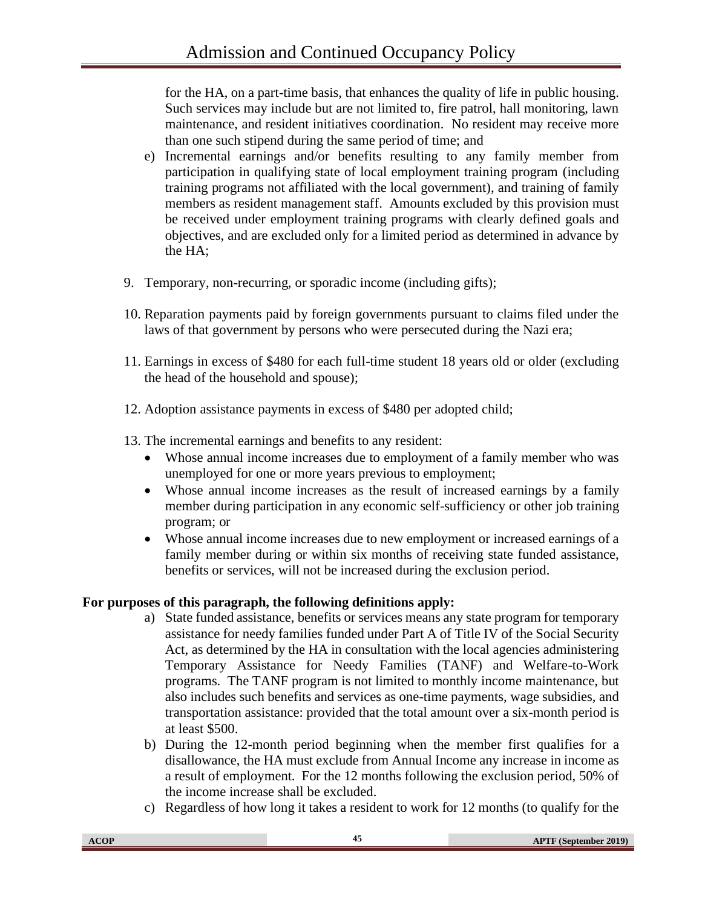for the HA, on a part-time basis, that enhances the quality of life in public housing. Such services may include but are not limited to, fire patrol, hall monitoring, lawn maintenance, and resident initiatives coordination. No resident may receive more than one such stipend during the same period of time; and

e) Incremental earnings and/or benefits resulting to any family member from participation in qualifying state of local employment training program (including training programs not affiliated with the local government), and training of family members as resident management staff. Amounts excluded by this provision must be received under employment training programs with clearly defined goals and objectives, and are excluded only for a limited period as determined in advance by the HA;

9. Temporary, non-recurring, or sporadic income (including gifts);

10. Reparation payments paid by foreign governments pursuant to claims filed under the laws of that government by persons who were persecuted during the Nazi era;

11. Earnings in excess of $480 for each full-time student 18 years old or older (excluding the head of the household and spouse);

12. Adoption assistance payments in excess of $480 per adopted child;

13. The incremental earnings and benefits to any resident:
    - Whose annual income increases due to employment of a family member who was unemployed for one or more years previous to employment;
    - Whose annual income increases as the result of increased earnings by a family member during participation in any economic self-sufficiency or other job training program; or
    - Whose annual income increases due to new employment or increased earnings of a family member during or within six months of receiving state funded assistance, benefits or services, will not be increased during the exclusion period.

**For purposes of this paragraph, the following definitions apply:**

a) State funded assistance, benefits or services means any state program for temporary assistance for needy families funded under Part A of Title IV of the Social Security Act, as determined by the HA in consultation with the local agencies administering Temporary Assistance for Needy Families (TANF) and Welfare-to-Work programs. The TANF program is not limited to monthly income maintenance, but also includes such benefits and services as one-time payments, wage subsidies, and transportation assistance: provided that the total amount over a six-month period is at least $500.

b) During the 12-month period beginning when the member first qualifies for a disallowance, the HA must exclude from Annual Income any increase in income as a result of employment. For the 12 months following the exclusion period, 50% of the income increase shall be excluded.

c) Regardless of how long it takes a resident to work for 12 months (to qualify for the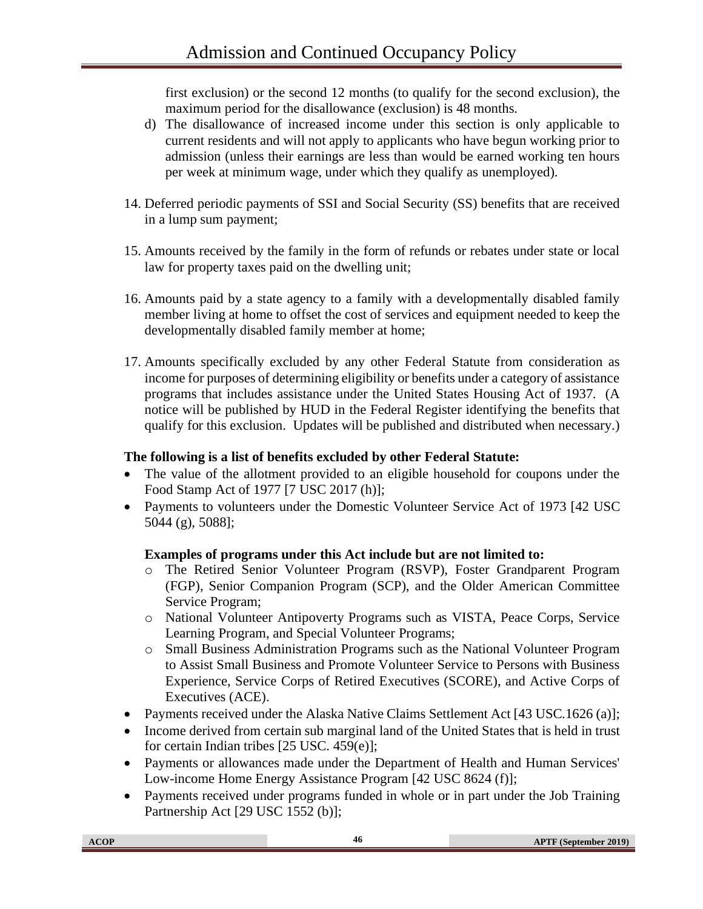first exclusion) or the second 12 months (to qualify for the second exclusion), the maximum period for the disallowance (exclusion) is 48 months.

d) The disallowance of increased income under this section is only applicable to current residents and will not apply to applicants who have begun working prior to admission (unless their earnings are less than would be earned working ten hours per week at minimum wage, under which they qualify as unemployed).

14. Deferred periodic payments of SSI and Social Security (SS) benefits that are received in a lump sum payment;

15. Amounts received by the family in the form of refunds or rebates under state or local law for property taxes paid on the dwelling unit;

16. Amounts paid by a state agency to a family with a developmentally disabled family member living at home to offset the cost of services and equipment needed to keep the developmentally disabled family member at home;

17. Amounts specifically excluded by any other Federal Statute from consideration as income for purposes of determining eligibility or benefits under a category of assistance programs that includes assistance under the United States Housing Act of 1937. (A notice will be published by HUD in the Federal Register identifying the benefits that qualify for this exclusion. Updates will be published and distributed when necessary.)

**The following is a list of benefits excluded by other Federal Statute:**

- The value of the allotment provided to an eligible household for coupons under the Food Stamp Act of 1977 [7 USC 2017 (h)];
- Payments to volunteers under the Domestic Volunteer Service Act of 1973 [42 USC 5044 (g), 5088];

  **Examples of programs under this Act include but are not limited to:**

  - The Retired Senior Volunteer Program (RSVP), Foster Grandparent Program (FGP), Senior Companion Program (SCP), and the Older American Committee Service Program;
  - National Volunteer Antipoverty Programs such as VISTA, Peace Corps, Service Learning Program, and Special Volunteer Programs;
  - Small Business Administration Programs such as the National Volunteer Program to Assist Small Business and Promote Volunteer Service to Persons with Business Experience, Service Corps of Retired Executives (SCORE), and Active Corps of Executives (ACE).
- Payments received under the Alaska Native Claims Settlement Act [43 USC.1626 (a)];
- Income derived from certain sub marginal land of the United States that is held in trust for certain Indian tribes [25 USC. 459(e)];
- Payments or allowances made under the Department of Health and Human Services' Low-income Home Energy Assistance Program [42 USC 8624 (f)];
- Payments received under programs funded in whole or in part under the Job Training Partnership Act [29 USC 1552 (b)];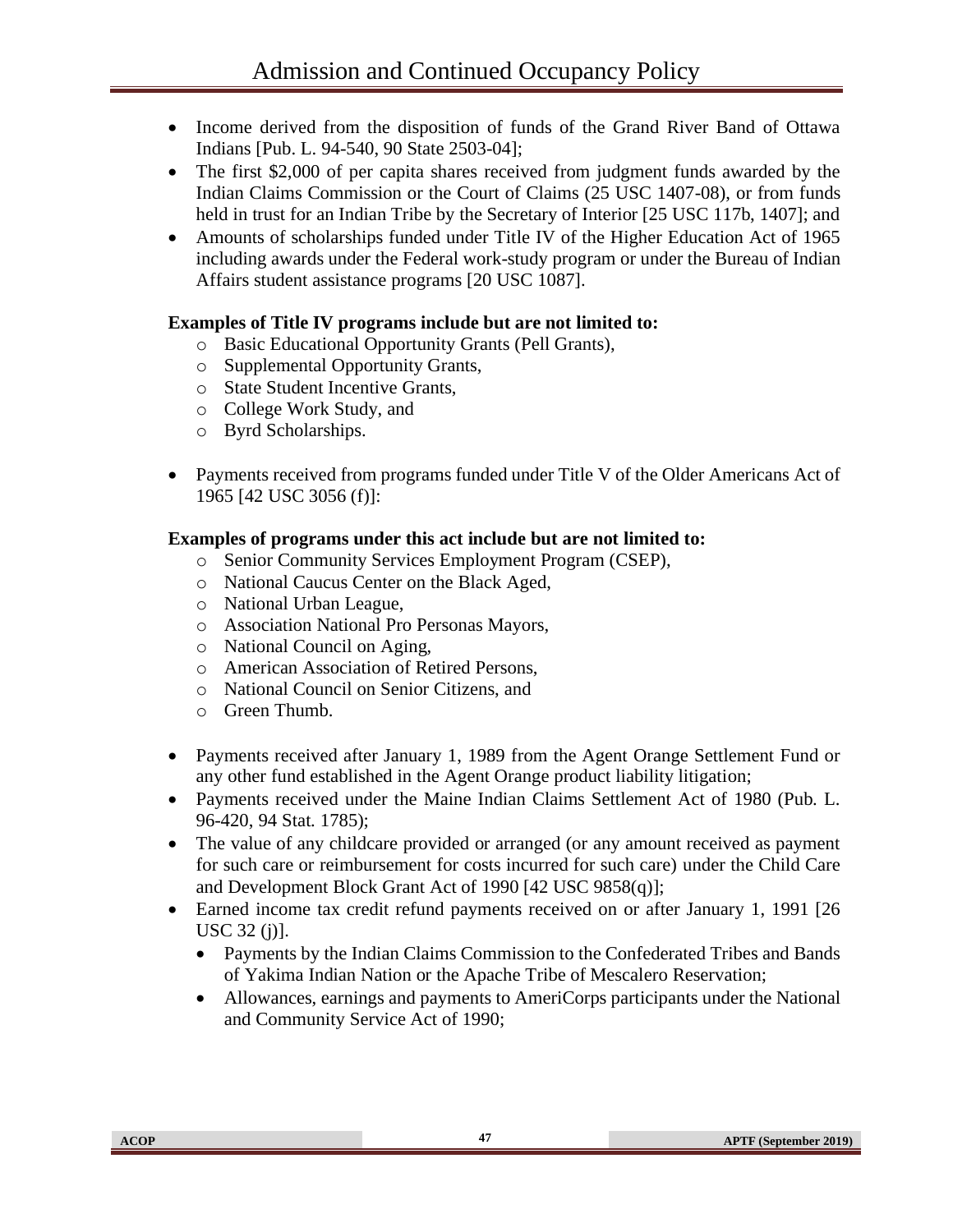- Income derived from the disposition of funds of the Grand River Band of Ottawa Indians [Pub. L. 94-540, 90 State 2503-04];
- The first $2,000 of per capita shares received from judgment funds awarded by the Indian Claims Commission or the Court of Claims (25 USC 1407-08), or from funds held in trust for an Indian Tribe by the Secretary of Interior [25 USC 117b, 1407]; and
- Amounts of scholarships funded under Title IV of the Higher Education Act of 1965 including awards under the Federal work-study program or under the Bureau of Indian Affairs student assistance programs [20 USC 1087].

**Examples of Title IV programs include but are not limited to:**

- Basic Educational Opportunity Grants (Pell Grants),
- Supplemental Opportunity Grants,
- State Student Incentive Grants,
- College Work Study, and
- Byrd Scholarships.

- Payments received from programs funded under Title V of the Older Americans Act of 1965 [42 USC 3056 (f)]:

**Examples of programs under this act include but are not limited to:**

- Senior Community Services Employment Program (CSEP),
- National Caucus Center on the Black Aged,
- National Urban League,
- Association National Pro Personas Mayors,
- National Council on Aging,
- American Association of Retired Persons,
- National Council on Senior Citizens, and
- Green Thumb.

- Payments received after January 1, 1989 from the Agent Orange Settlement Fund or any other fund established in the Agent Orange product liability litigation;
- Payments received under the Maine Indian Claims Settlement Act of 1980 (Pub. L. 96-420, 94 Stat. 1785);
- The value of any childcare provided or arranged (or any amount received as payment for such care or reimbursement for costs incurred for such care) under the Child Care and Development Block Grant Act of 1990 [42 USC 9858(q)];
- Earned income tax credit refund payments received on or after January 1, 1991 [26 USC 32 (j)].
  - Payments by the Indian Claims Commission to the Confederated Tribes and Bands of Yakima Indian Nation or the Apache Tribe of Mescalero Reservation;
  - Allowances, earnings and payments to AmeriCorps participants under the National and Community Service Act of 1990;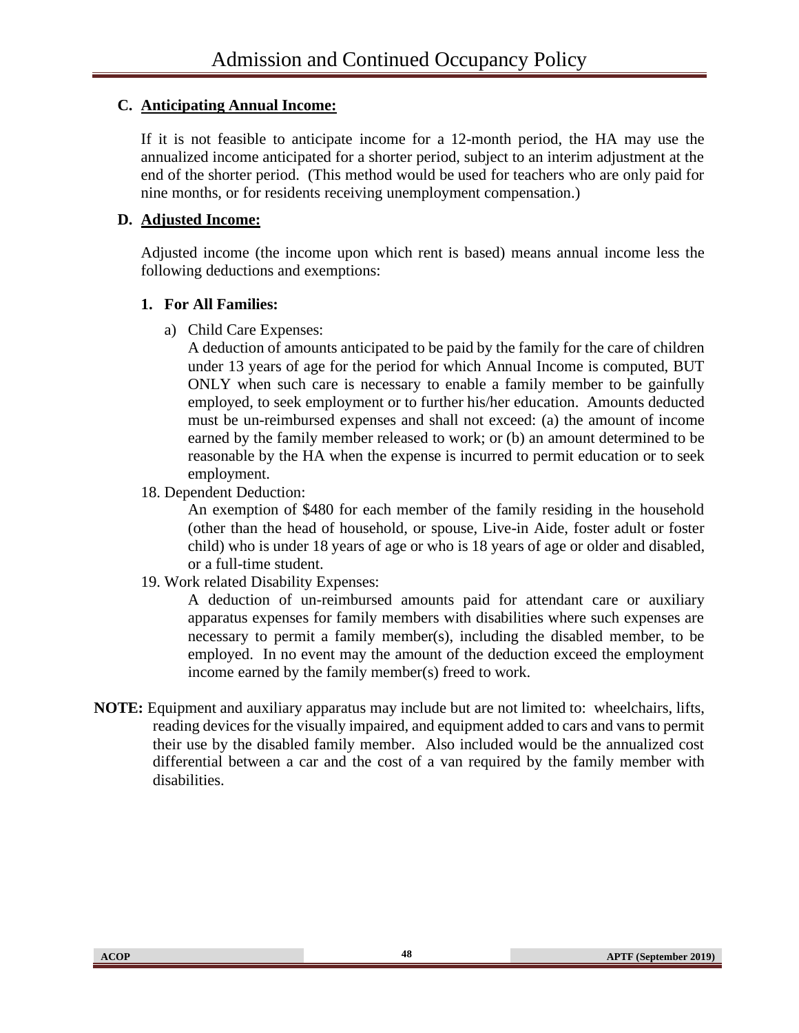**C. Anticipating Annual Income:**

If it is not feasible to anticipate income for a 12-month period, the HA may use the annualized income anticipated for a shorter period, subject to an interim adjustment at the end of the shorter period. (This method would be used for teachers who are only paid for nine months, or for residents receiving unemployment compensation.)

**D. Adjusted Income:**

Adjusted income (the income upon which rent is based) means annual income less the following deductions and exemptions:

**1. For All Families:**

a) Child Care Expenses:
A deduction of amounts anticipated to be paid by the family for the care of children under 13 years of age for the period for which Annual Income is computed, BUT ONLY when such care is necessary to enable a family member to be gainfully employed, to seek employment or to further his/her education. Amounts deducted must be un-reimbursed expenses and shall not exceed: (a) the amount of income earned by the family member released to work; or (b) an amount determined to be reasonable by the HA when the expense is incurred to permit education or to seek employment.

18. Dependent Deduction:
An exemption of $480 for each member of the family residing in the household (other than the head of household, or spouse, Live-in Aide, foster adult or foster child) who is under 18 years of age or who is 18 years of age or older and disabled, or a full-time student.

19. Work related Disability Expenses:
A deduction of un-reimbursed amounts paid for attendant care or auxiliary apparatus expenses for family members with disabilities where such expenses are necessary to permit a family member(s), including the disabled member, to be employed. In no event may the amount of the deduction exceed the employment income earned by the family member(s) freed to work.

**NOTE:** Equipment and auxiliary apparatus may include but are not limited to: wheelchairs, lifts, reading devices for the visually impaired, and equipment added to cars and vans to permit their use by the disabled family member. Also included would be the annualized cost differential between a car and the cost of a van required by the family member with disabilities.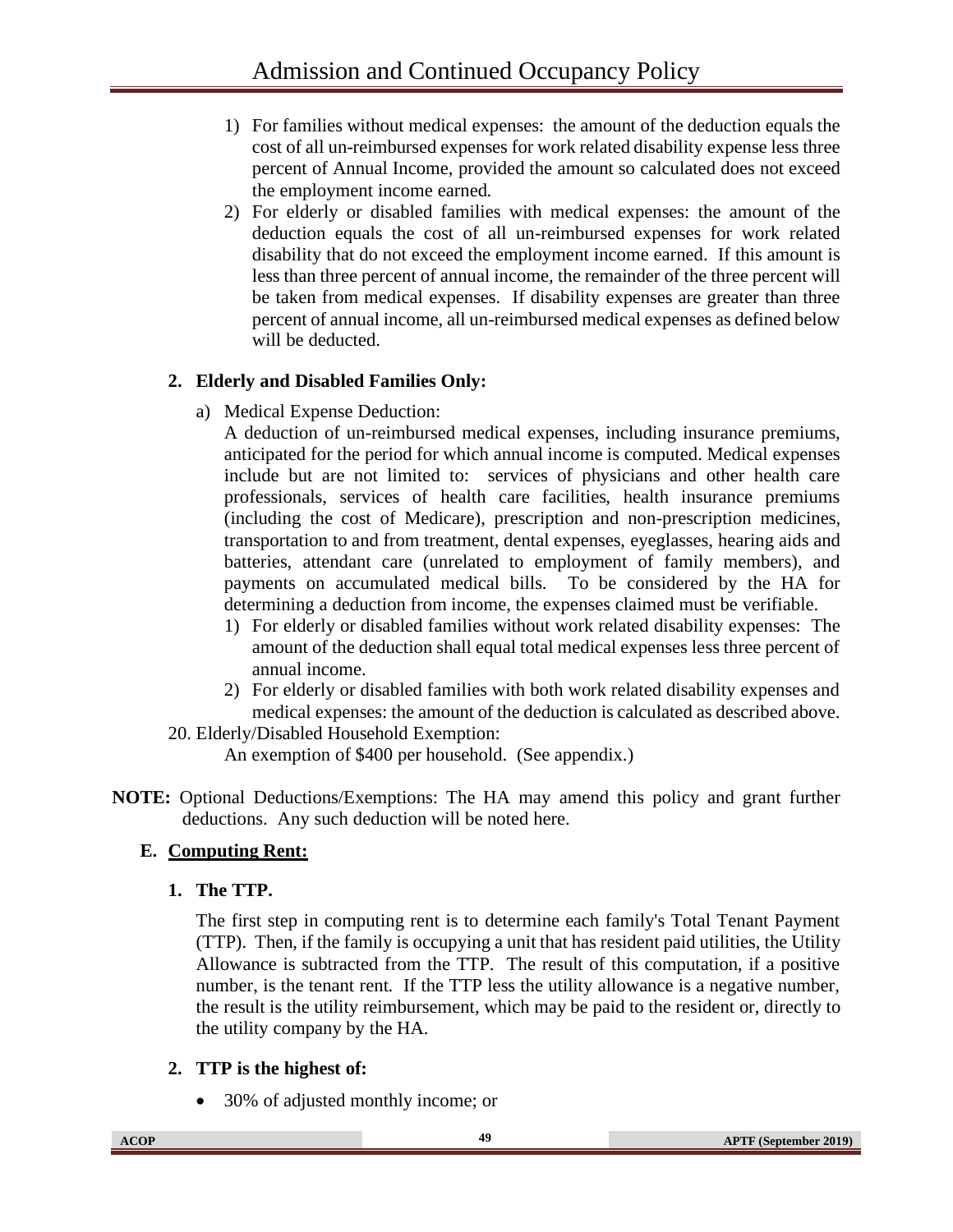1) For families without medical expenses: the amount of the deduction equals the cost of all un-reimbursed expenses for work related disability expense less three percent of Annual Income, provided the amount so calculated does not exceed the employment income earned.
2) For elderly or disabled families with medical expenses: the amount of the deduction equals the cost of all un-reimbursed expenses for work related disability that do not exceed the employment income earned. If this amount is less than three percent of annual income, the remainder of the three percent will be taken from medical expenses. If disability expenses are greater than three percent of annual income, all un-reimbursed medical expenses as defined below will be deducted.

**2. Elderly and Disabled Families Only:**

a) Medical Expense Deduction:
A deduction of un-reimbursed medical expenses, including insurance premiums, anticipated for the period for which annual income is computed. Medical expenses include but are not limited to: services of physicians and other health care professionals, services of health care facilities, health insurance premiums (including the cost of Medicare), prescription and non-prescription medicines, transportation to and from treatment, dental expenses, eyeglasses, hearing aids and batteries, attendant care (unrelated to employment of family members), and payments on accumulated medical bills. To be considered by the HA for determining a deduction from income, the expenses claimed must be verifiable.
1) For elderly or disabled families without work related disability expenses: The amount of the deduction shall equal total medical expenses less three percent of annual income.
2) For elderly or disabled families with both work related disability expenses and medical expenses: the amount of the deduction is calculated as described above.

20. Elderly/Disabled Household Exemption:
An exemption of $400 per household. (See appendix.)

**NOTE:** Optional Deductions/Exemptions: The HA may amend this policy and grant further deductions. Any such deduction will be noted here.

### E. Computing Rent:

**1. The TTP.**

The first step in computing rent is to determine each family's Total Tenant Payment (TTP). Then, if the family is occupying a unit that has resident paid utilities, the Utility Allowance is subtracted from the TTP. The result of this computation, if a positive number, is the tenant rent. If the TTP less the utility allowance is a negative number, the result is the utility reimbursement, which may be paid to the resident or, directly to the utility company by the HA.

**2. TTP is the highest of:**

- 30% of adjusted monthly income; or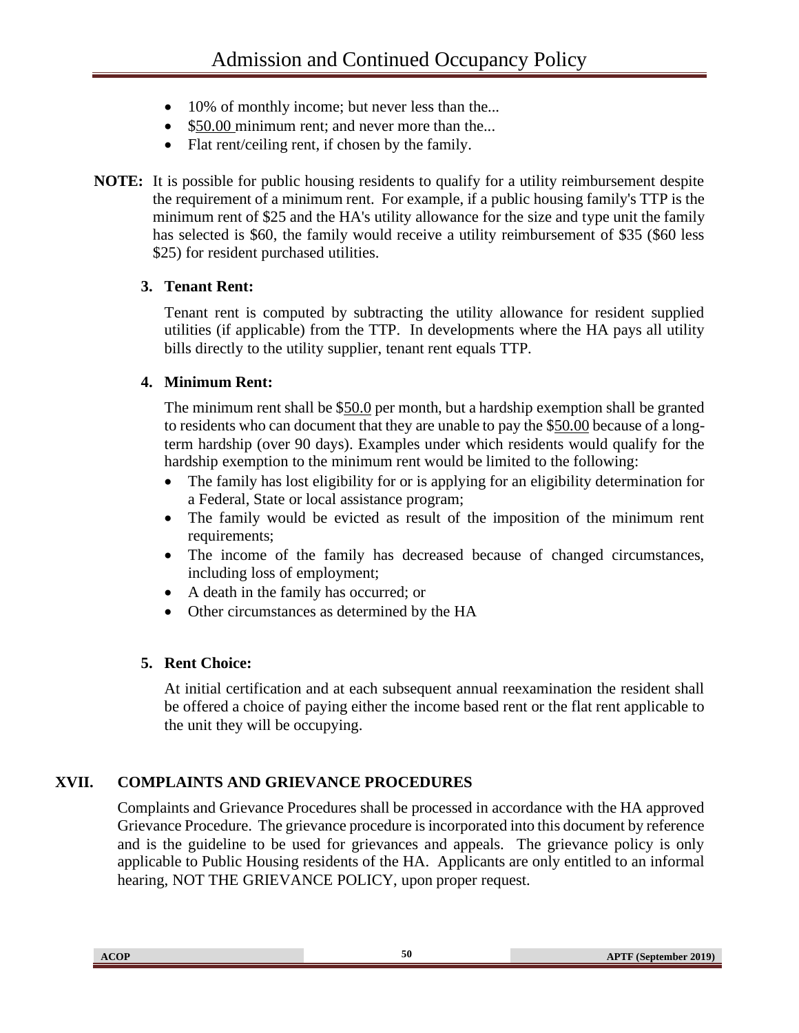- 10% of monthly income; but never less than the...
- $50.00 minimum rent; and never more than the...
- Flat rent/ceiling rent, if chosen by the family.

**NOTE:** It is possible for public housing residents to qualify for a utility reimbursement despite the requirement of a minimum rent. For example, if a public housing family's TTP is the minimum rent of $25 and the HA's utility allowance for the size and type unit the family has selected is $60, the family would receive a utility reimbursement of $35 ($60 less $25) for resident purchased utilities.

### 3. Tenant Rent:

Tenant rent is computed by subtracting the utility allowance for resident supplied utilities (if applicable) from the TTP. In developments where the HA pays all utility bills directly to the utility supplier, tenant rent equals TTP.

### 4. Minimum Rent:

The minimum rent shall be $50.0 per month, but a hardship exemption shall be granted to residents who can document that they are unable to pay the $50.00 because of a long-term hardship (over 90 days). Examples under which residents would qualify for the hardship exemption to the minimum rent would be limited to the following:

- The family has lost eligibility for or is applying for an eligibility determination for a Federal, State or local assistance program;
- The family would be evicted as result of the imposition of the minimum rent requirements;
- The income of the family has decreased because of changed circumstances, including loss of employment;
- A death in the family has occurred; or
- Other circumstances as determined by the HA

### 5. Rent Choice:

At initial certification and at each subsequent annual reexamination the resident shall be offered a choice of paying either the income based rent or the flat rent applicable to the unit they will be occupying.

## XVII. COMPLAINTS AND GRIEVANCE PROCEDURES

Complaints and Grievance Procedures shall be processed in accordance with the HA approved Grievance Procedure. The grievance procedure is incorporated into this document by reference and is the guideline to be used for grievances and appeals. The grievance policy is only applicable to Public Housing residents of the HA. Applicants are only entitled to an informal hearing, NOT THE GRIEVANCE POLICY, upon proper request.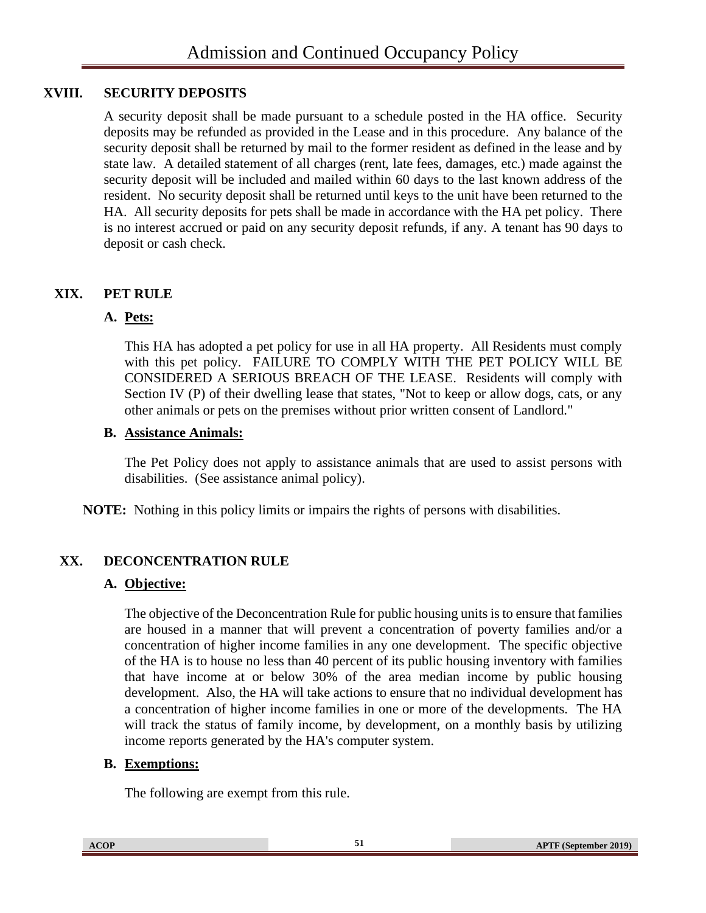## XVIII. SECURITY DEPOSITS

A security deposit shall be made pursuant to a schedule posted in the HA office. Security deposits may be refunded as provided in the Lease and in this procedure. Any balance of the security deposit shall be returned by mail to the former resident as defined in the lease and by state law. A detailed statement of all charges (rent, late fees, damages, etc.) made against the security deposit will be included and mailed within 60 days to the last known address of the resident. No security deposit shall be returned until keys to the unit have been returned to the HA. All security deposits for pets shall be made in accordance with the HA pet policy. There is no interest accrued or paid on any security deposit refunds, if any. A tenant has 90 days to deposit or cash check.

## XIX. PET RULE

### A. Pets:

This HA has adopted a pet policy for use in all HA property. All Residents must comply with this pet policy. FAILURE TO COMPLY WITH THE PET POLICY WILL BE CONSIDERED A SERIOUS BREACH OF THE LEASE. Residents will comply with Section IV (P) of their dwelling lease that states, "Not to keep or allow dogs, cats, or any other animals or pets on the premises without prior written consent of Landlord."

### B. Assistance Animals:

The Pet Policy does not apply to assistance animals that are used to assist persons with disabilities. (See assistance animal policy).

**NOTE:** Nothing in this policy limits or impairs the rights of persons with disabilities.

## XX. DECONCENTRATION RULE

### A. Objective:

The objective of the Deconcentration Rule for public housing units is to ensure that families are housed in a manner that will prevent a concentration of poverty families and/or a concentration of higher income families in any one development. The specific objective of the HA is to house no less than 40 percent of its public housing inventory with families that have income at or below 30% of the area median income by public housing development. Also, the HA will take actions to ensure that no individual development has a concentration of higher income families in one or more of the developments. The HA will track the status of family income, by development, on a monthly basis by utilizing income reports generated by the HA's computer system.

### B. Exemptions:

The following are exempt from this rule.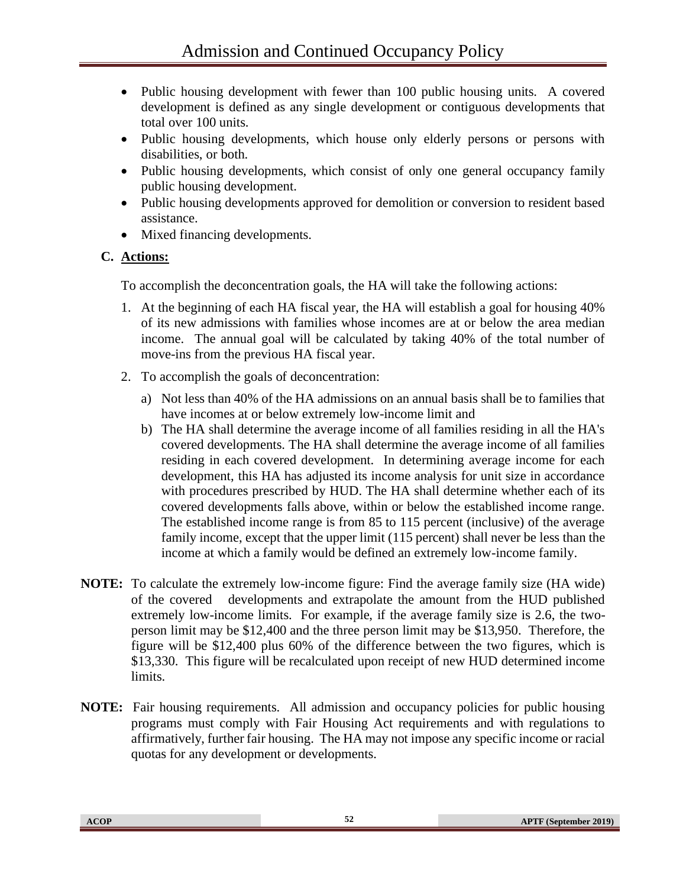- Public housing development with fewer than 100 public housing units. A covered development is defined as any single development or contiguous developments that total over 100 units.
- Public housing developments, which house only elderly persons or persons with disabilities, or both.
- Public housing developments, which consist of only one general occupancy family public housing development.
- Public housing developments approved for demolition or conversion to resident based assistance.
- Mixed financing developments.

### C. Actions:

To accomplish the deconcentration goals, the HA will take the following actions:

1. At the beginning of each HA fiscal year, the HA will establish a goal for housing 40% of its new admissions with families whose incomes are at or below the area median income. The annual goal will be calculated by taking 40% of the total number of move-ins from the previous HA fiscal year.
2. To accomplish the goals of deconcentration:
   a) Not less than 40% of the HA admissions on an annual basis shall be to families that have incomes at or below extremely low-income limit and
   b) The HA shall determine the average income of all families residing in all the HA's covered developments. The HA shall determine the average income of all families residing in each covered development. In determining average income for each development, this HA has adjusted its income analysis for unit size in accordance with procedures prescribed by HUD. The HA shall determine whether each of its covered developments falls above, within or below the established income range. The established income range is from 85 to 115 percent (inclusive) of the average family income, except that the upper limit (115 percent) shall never be less than the income at which a family would be defined an extremely low-income family.

**NOTE:** To calculate the extremely low-income figure: Find the average family size (HA wide) of the covered developments and extrapolate the amount from the HUD published extremely low-income limits. For example, if the average family size is 2.6, the two-person limit may be $12,400 and the three person limit may be $13,950. Therefore, the figure will be $12,400 plus 60% of the difference between the two figures, which is $13,330. This figure will be recalculated upon receipt of new HUD determined income limits.

**NOTE:** Fair housing requirements. All admission and occupancy policies for public housing programs must comply with Fair Housing Act requirements and with regulations to affirmatively, further fair housing. The HA may not impose any specific income or racial quotas for any development or developments.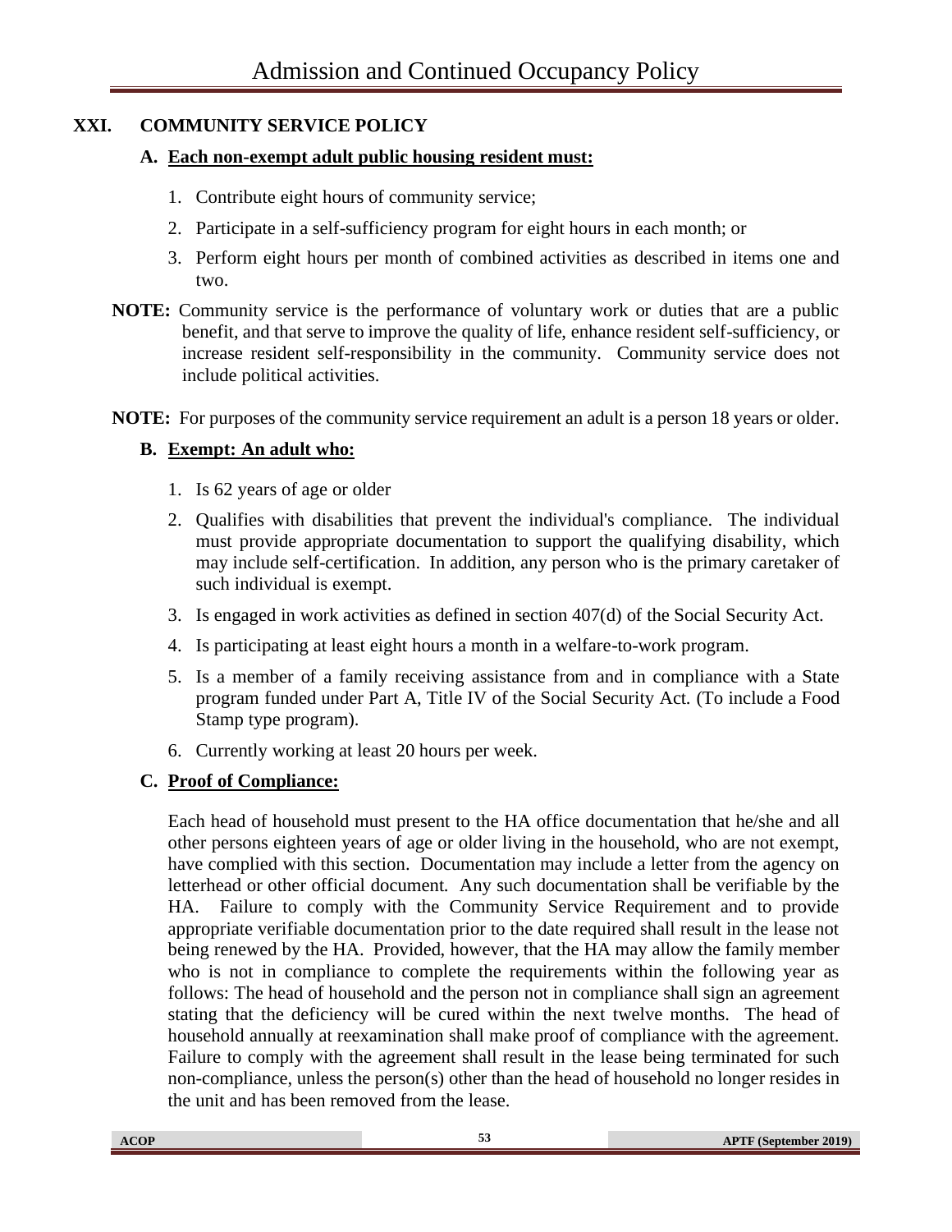## XXI. COMMUNITY SERVICE POLICY

### A. Each non-exempt adult public housing resident must:

1. Contribute eight hours of community service;
2. Participate in a self-sufficiency program for eight hours in each month; or
3. Perform eight hours per month of combined activities as described in items one and two.

**NOTE:** Community service is the performance of voluntary work or duties that are a public benefit, and that serve to improve the quality of life, enhance resident self-sufficiency, or increase resident self-responsibility in the community. Community service does not include political activities.

**NOTE:** For purposes of the community service requirement an adult is a person 18 years or older.

### B. Exempt: An adult who:

1. Is 62 years of age or older
2. Qualifies with disabilities that prevent the individual's compliance. The individual must provide appropriate documentation to support the qualifying disability, which may include self-certification. In addition, any person who is the primary caretaker of such individual is exempt.
3. Is engaged in work activities as defined in section 407(d) of the Social Security Act.
4. Is participating at least eight hours a month in a welfare-to-work program.
5. Is a member of a family receiving assistance from and in compliance with a State program funded under Part A, Title IV of the Social Security Act. (To include a Food Stamp type program).
6. Currently working at least 20 hours per week.

### C. Proof of Compliance:

Each head of household must present to the HA office documentation that he/she and all other persons eighteen years of age or older living in the household, who are not exempt, have complied with this section. Documentation may include a letter from the agency on letterhead or other official document. Any such documentation shall be verifiable by the HA. Failure to comply with the Community Service Requirement and to provide appropriate verifiable documentation prior to the date required shall result in the lease not being renewed by the HA. Provided, however, that the HA may allow the family member who is not in compliance to complete the requirements within the following year as follows: The head of household and the person not in compliance shall sign an agreement stating that the deficiency will be cured within the next twelve months. The head of household annually at reexamination shall make proof of compliance with the agreement. Failure to comply with the agreement shall result in the lease being terminated for such non-compliance, unless the person(s) other than the head of household no longer resides in the unit and has been removed from the lease.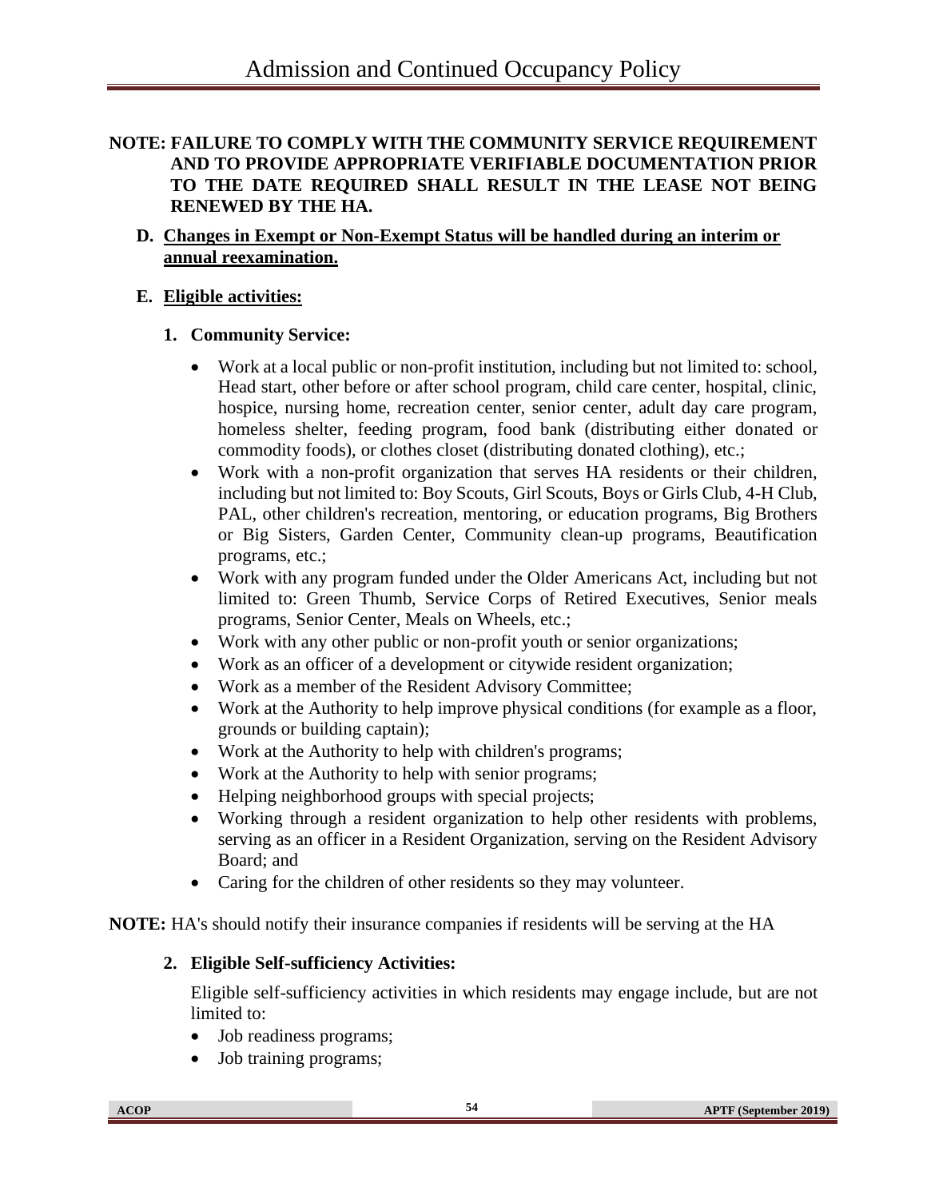**NOTE: FAILURE TO COMPLY WITH THE COMMUNITY SERVICE REQUIREMENT AND TO PROVIDE APPROPRIATE VERIFIABLE DOCUMENTATION PRIOR TO THE DATE REQUIRED SHALL RESULT IN THE LEASE NOT BEING RENEWED BY THE HA.**

**D. <u>Changes in Exempt or Non-Exempt Status will be handled during an interim or annual reexamination.</u>**

**E. <u>Eligible activities:</u>**

**1. Community Service:**

- Work at a local public or non-profit institution, including but not limited to: school, Head start, other before or after school program, child care center, hospital, clinic, hospice, nursing home, recreation center, senior center, adult day care program, homeless shelter, feeding program, food bank (distributing either donated or commodity foods), or clothes closet (distributing donated clothing), etc.;
- Work with a non-profit organization that serves HA residents or their children, including but not limited to: Boy Scouts, Girl Scouts, Boys or Girls Club, 4-H Club, PAL, other children's recreation, mentoring, or education programs, Big Brothers or Big Sisters, Garden Center, Community clean-up programs, Beautification programs, etc.;
- Work with any program funded under the Older Americans Act, including but not limited to: Green Thumb, Service Corps of Retired Executives, Senior meals programs, Senior Center, Meals on Wheels, etc.;
- Work with any other public or non-profit youth or senior organizations;
- Work as an officer of a development or citywide resident organization;
- Work as a member of the Resident Advisory Committee;
- Work at the Authority to help improve physical conditions (for example as a floor, grounds or building captain);
- Work at the Authority to help with children's programs;
- Work at the Authority to help with senior programs;
- Helping neighborhood groups with special projects;
- Working through a resident organization to help other residents with problems, serving as an officer in a Resident Organization, serving on the Resident Advisory Board; and
- Caring for the children of other residents so they may volunteer.

**NOTE:** HA's should notify their insurance companies if residents will be serving at the HA

**2. Eligible Self-sufficiency Activities:**

Eligible self-sufficiency activities in which residents may engage include, but are not limited to:

- Job readiness programs;
- Job training programs;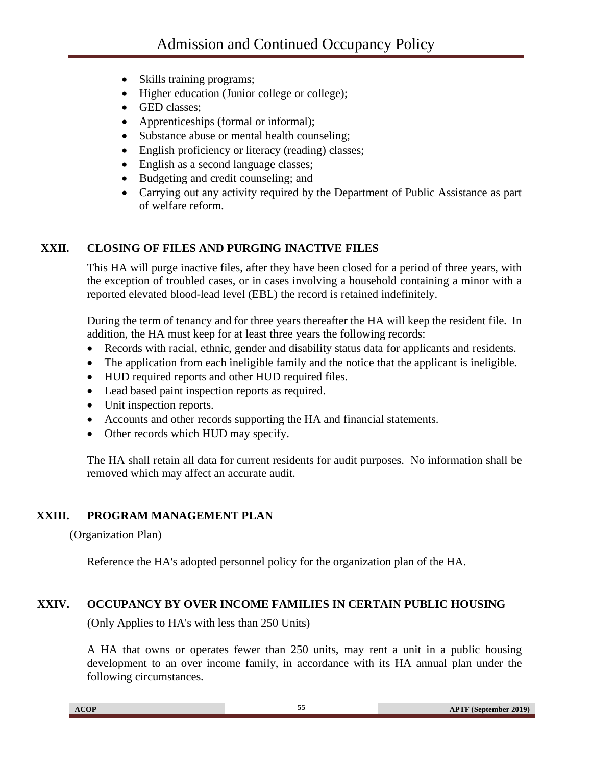- Skills training programs;
- Higher education (Junior college or college);
- GED classes;
- Apprenticeships (formal or informal);
- Substance abuse or mental health counseling;
- English proficiency or literacy (reading) classes;
- English as a second language classes;
- Budgeting and credit counseling; and
- Carrying out any activity required by the Department of Public Assistance as part of welfare reform.

## XXII. CLOSING OF FILES AND PURGING INACTIVE FILES

This HA will purge inactive files, after they have been closed for a period of three years, with the exception of troubled cases, or in cases involving a household containing a minor with a reported elevated blood-lead level (EBL) the record is retained indefinitely.

During the term of tenancy and for three years thereafter the HA will keep the resident file. In addition, the HA must keep for at least three years the following records:

- Records with racial, ethnic, gender and disability status data for applicants and residents.
- The application from each ineligible family and the notice that the applicant is ineligible.
- HUD required reports and other HUD required files.
- Lead based paint inspection reports as required.
- Unit inspection reports.
- Accounts and other records supporting the HA and financial statements.
- Other records which HUD may specify.

The HA shall retain all data for current residents for audit purposes. No information shall be removed which may affect an accurate audit.

## XXIII. PROGRAM MANAGEMENT PLAN

(Organization Plan)

Reference the HA's adopted personnel policy for the organization plan of the HA.

## XXIV. OCCUPANCY BY OVER INCOME FAMILIES IN CERTAIN PUBLIC HOUSING

(Only Applies to HA's with less than 250 Units)

A HA that owns or operates fewer than 250 units, may rent a unit in a public housing development to an over income family, in accordance with its HA annual plan under the following circumstances.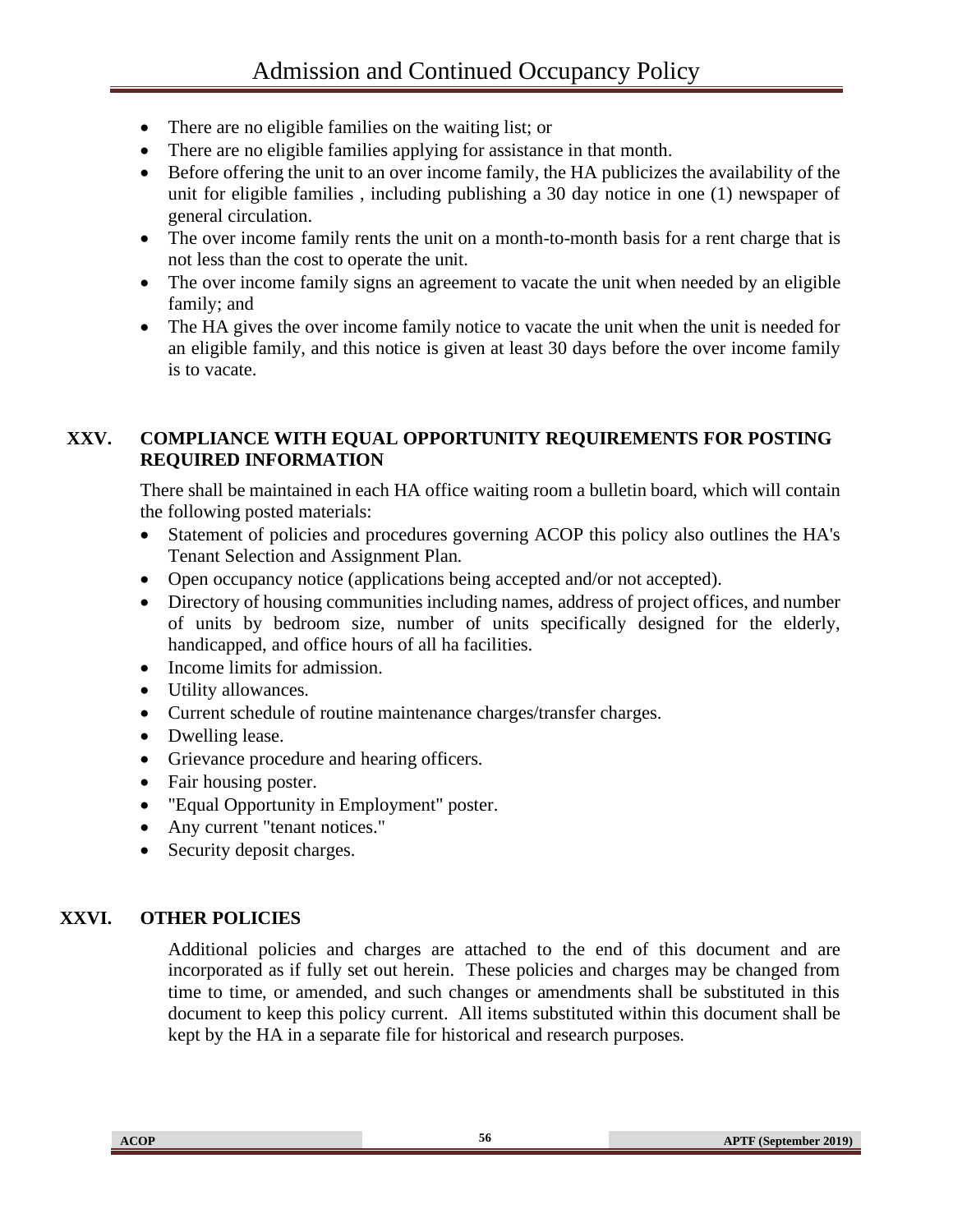- There are no eligible families on the waiting list; or
- There are no eligible families applying for assistance in that month.
- Before offering the unit to an over income family, the HA publicizes the availability of the unit for eligible families , including publishing a 30 day notice in one (1) newspaper of general circulation.
- The over income family rents the unit on a month-to-month basis for a rent charge that is not less than the cost to operate the unit.
- The over income family signs an agreement to vacate the unit when needed by an eligible family; and
- The HA gives the over income family notice to vacate the unit when the unit is needed for an eligible family, and this notice is given at least 30 days before the over income family is to vacate.

## XXV. COMPLIANCE WITH EQUAL OPPORTUNITY REQUIREMENTS FOR POSTING REQUIRED INFORMATION

There shall be maintained in each HA office waiting room a bulletin board, which will contain the following posted materials:

- Statement of policies and procedures governing ACOP this policy also outlines the HA's Tenant Selection and Assignment Plan.
- Open occupancy notice (applications being accepted and/or not accepted).
- Directory of housing communities including names, address of project offices, and number of units by bedroom size, number of units specifically designed for the elderly, handicapped, and office hours of all ha facilities.
- Income limits for admission.
- Utility allowances.
- Current schedule of routine maintenance charges/transfer charges.
- Dwelling lease.
- Grievance procedure and hearing officers.
- Fair housing poster.
- "Equal Opportunity in Employment" poster.
- Any current "tenant notices."
- Security deposit charges.

## XXVI. OTHER POLICIES

Additional policies and charges are attached to the end of this document and are incorporated as if fully set out herein. These policies and charges may be changed from time to time, or amended, and such changes or amendments shall be substituted in this document to keep this policy current. All items substituted within this document shall be kept by the HA in a separate file for historical and research purposes.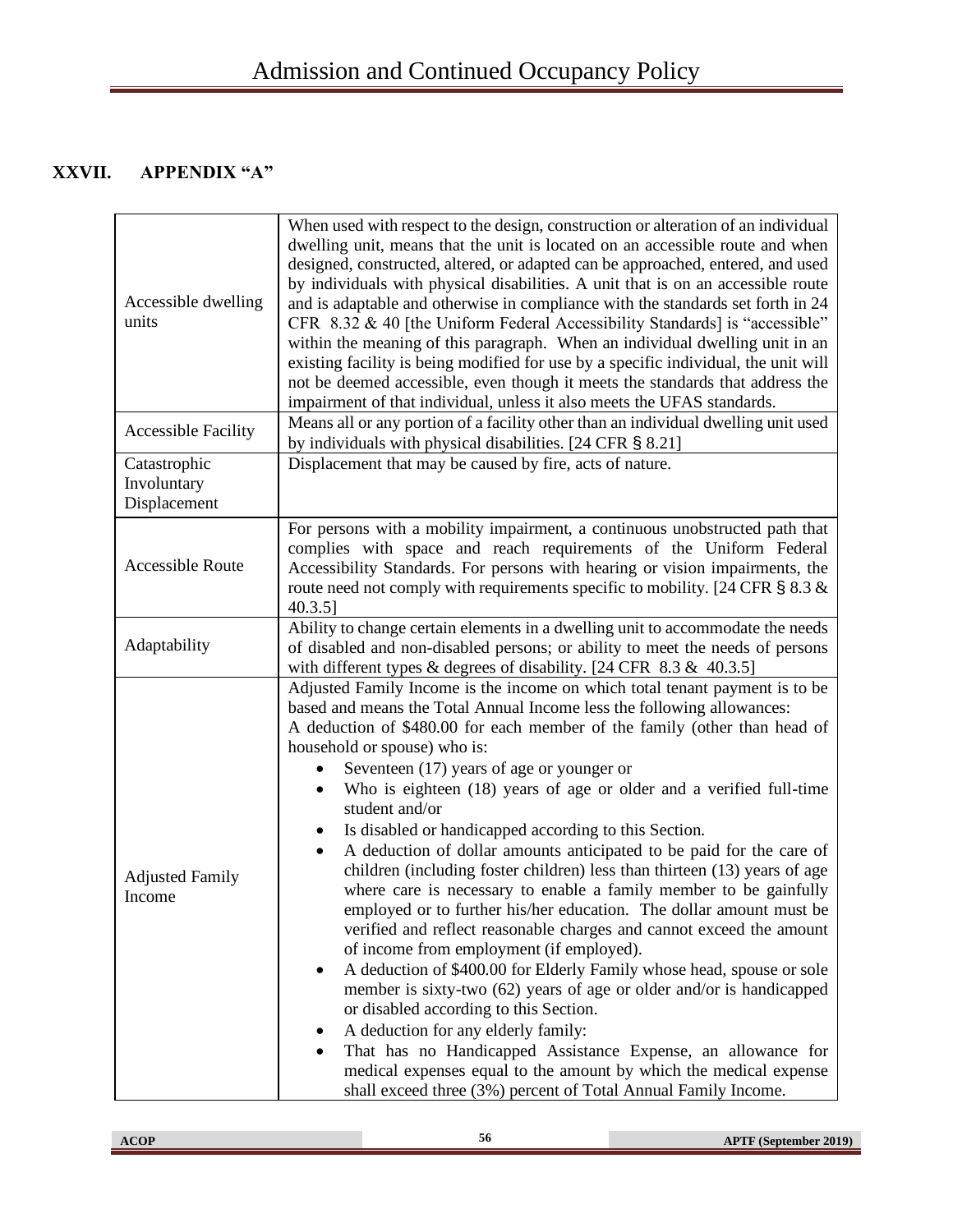## XXVII. APPENDIX "A"

| | |
|---|---|
| Accessible dwelling units | When used with respect to the design, construction or alteration of an individual dwelling unit, means that the unit is located on an accessible route and when designed, constructed, altered, or adapted can be approached, entered, and used by individuals with physical disabilities. A unit that is on an accessible route and is adaptable and otherwise in compliance with the standards set forth in 24 CFR 8.32 & 40 [the Uniform Federal Accessibility Standards] is "accessible" within the meaning of this paragraph. When an individual dwelling unit in an existing facility is being modified for use by a specific individual, the unit will not be deemed accessible, even though it meets the standards that address the impairment of that individual, unless it also meets the UFAS standards. |
| Accessible Facility | Means all or any portion of a facility other than an individual dwelling unit used by individuals with physical disabilities. [24 CFR § 8.21] |
| Catastrophic Involuntary Displacement | Displacement that may be caused by fire, acts of nature. |
| Accessible Route | For persons with a mobility impairment, a continuous unobstructed path that complies with space and reach requirements of the Uniform Federal Accessibility Standards. For persons with hearing or vision impairments, the route need not comply with requirements specific to mobility. [24 CFR § 8.3 & 40.3.5] |
| Adaptability | Ability to change certain elements in a dwelling unit to accommodate the needs of disabled and non-disabled persons; or ability to meet the needs of persons with different types & degrees of disability. [24 CFR 8.3 & 40.3.5] |
| Adjusted Family Income | Adjusted Family Income is the income on which total tenant payment is to be based and means the Total Annual Income less the following allowances:<br>A deduction of $480.00 for each member of the family (other than head of household or spouse) who is:<br>• Seventeen (17) years of age or younger or<br>• Who is eighteen (18) years of age or older and a verified full-time student and/or<br>• Is disabled or handicapped according to this Section.<br>• A deduction of dollar amounts anticipated to be paid for the care of children (including foster children) less than thirteen (13) years of age where care is necessary to enable a family member to be gainfully employed or to further his/her education. The dollar amount must be verified and reflect reasonable charges and cannot exceed the amount of income from employment (if employed).<br>• A deduction of $400.00 for Elderly Family whose head, spouse or sole member is sixty-two (62) years of age or older and/or is handicapped or disabled according to this Section.<br>• A deduction for any elderly family:<br>• That has no Handicapped Assistance Expense, an allowance for medical expenses equal to the amount by which the medical expense shall exceed three (3%) percent of Total Annual Family Income. |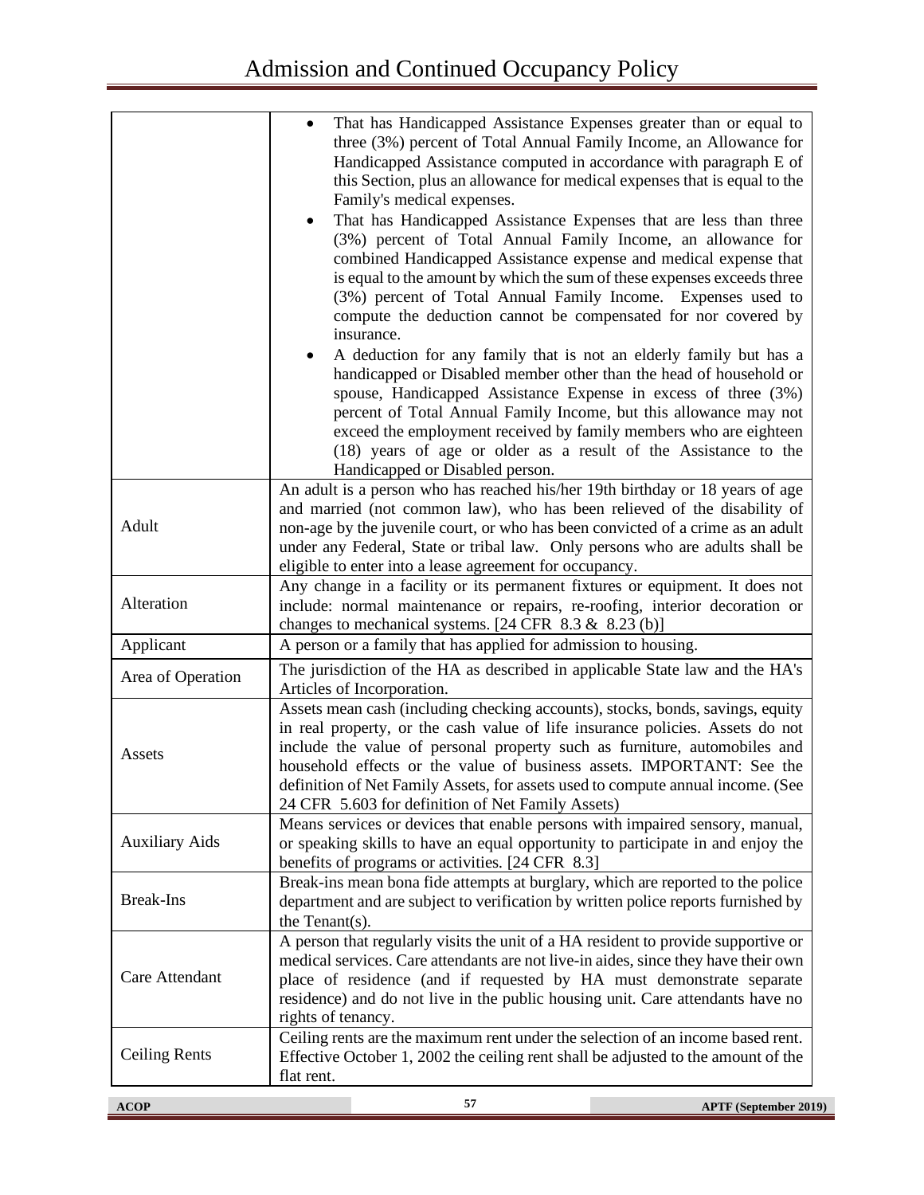| | |
|---|---|
| | • That has Handicapped Assistance Expenses greater than or equal to three (3%) percent of Total Annual Family Income, an Allowance for Handicapped Assistance computed in accordance with paragraph E of this Section, plus an allowance for medical expenses that is equal to the Family's medical expenses.<br>• That has Handicapped Assistance Expenses that are less than three (3%) percent of Total Annual Family Income, an allowance for combined Handicapped Assistance expense and medical expense that is equal to the amount by which the sum of these expenses exceeds three (3%) percent of Total Annual Family Income. Expenses used to compute the deduction cannot be compensated for nor covered by insurance.<br>• A deduction for any family that is not an elderly family but has a handicapped or Disabled member other than the head of household or spouse, Handicapped Assistance Expense in excess of three (3%) percent of Total Annual Family Income, but this allowance may not exceed the employment received by family members who are eighteen (18) years of age or older as a result of the Assistance to the Handicapped or Disabled person. |
| Adult | An adult is a person who has reached his/her 19th birthday or 18 years of age and married (not common law), who has been relieved of the disability of non-age by the juvenile court, or who has been convicted of a crime as an adult under any Federal, State or tribal law. Only persons who are adults shall be eligible to enter into a lease agreement for occupancy. |
| Alteration | Any change in a facility or its permanent fixtures or equipment. It does not include: normal maintenance or repairs, re-roofing, interior decoration or changes to mechanical systems. [24 CFR 8.3 & 8.23 (b)] |
| Applicant | A person or a family that has applied for admission to housing. |
| Area of Operation | The jurisdiction of the HA as described in applicable State law and the HA's Articles of Incorporation. |
| Assets | Assets mean cash (including checking accounts), stocks, bonds, savings, equity in real property, or the cash value of life insurance policies. Assets do not include the value of personal property such as furniture, automobiles and household effects or the value of business assets. IMPORTANT: See the definition of Net Family Assets, for assets used to compute annual income. (See 24 CFR 5.603 for definition of Net Family Assets) |
| Auxiliary Aids | Means services or devices that enable persons with impaired sensory, manual, or speaking skills to have an equal opportunity to participate in and enjoy the benefits of programs or activities. [24 CFR 8.3] |
| Break-Ins | Break-ins mean bona fide attempts at burglary, which are reported to the police department and are subject to verification by written police reports furnished by the Tenant(s). |
| Care Attendant | A person that regularly visits the unit of a HA resident to provide supportive or medical services. Care attendants are not live-in aides, since they have their own place of residence (and if requested by HA must demonstrate separate residence) and do not live in the public housing unit. Care attendants have no rights of tenancy. |
| Ceiling Rents | Ceiling rents are the maximum rent under the selection of an income based rent. Effective October 1, 2002 the ceiling rent shall be adjusted to the amount of the flat rent. |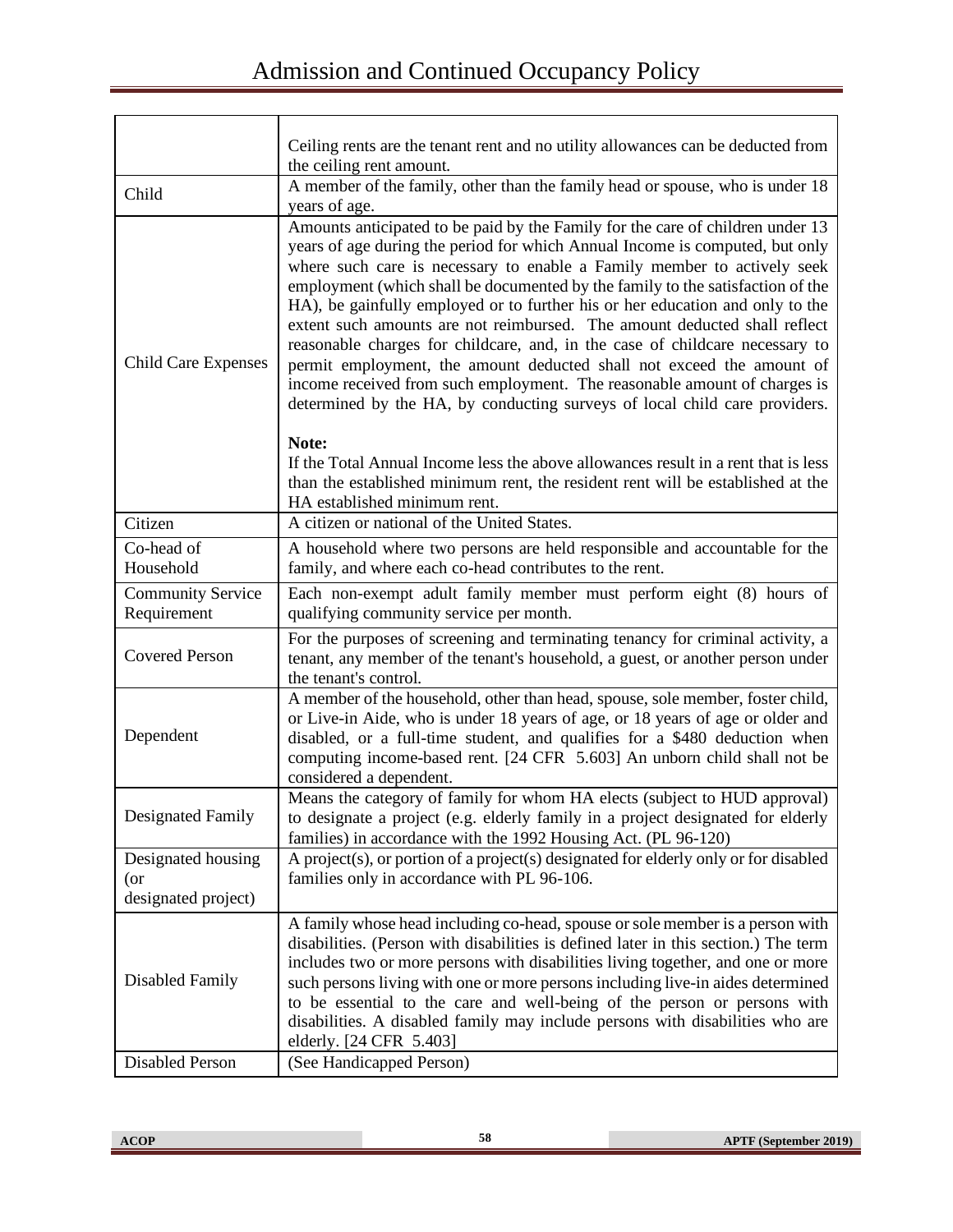| | |
|---|---|
| | Ceiling rents are the tenant rent and no utility allowances can be deducted from the ceiling rent amount. |
| Child | A member of the family, other than the family head or spouse, who is under 18 years of age. |
| Child Care Expenses | Amounts anticipated to be paid by the Family for the care of children under 13 years of age during the period for which Annual Income is computed, but only where such care is necessary to enable a Family member to actively seek employment (which shall be documented by the family to the satisfaction of the HA), be gainfully employed or to further his or her education and only to the extent such amounts are not reimbursed. The amount deducted shall reflect reasonable charges for childcare, and, in the case of childcare necessary to permit employment, the amount deducted shall not exceed the amount of income received from such employment. The reasonable amount of charges is determined by the HA, by conducting surveys of local child care providers.<br><br>**Note:**<br>If the Total Annual Income less the above allowances result in a rent that is less than the established minimum rent, the resident rent will be established at the HA established minimum rent. |
| Citizen | A citizen or national of the United States. |
| Co-head of Household | A household where two persons are held responsible and accountable for the family, and where each co-head contributes to the rent. |
| Community Service Requirement | Each non-exempt adult family member must perform eight (8) hours of qualifying community service per month. |
| Covered Person | For the purposes of screening and terminating tenancy for criminal activity, a tenant, any member of the tenant's household, a guest, or another person under the tenant's control. |
| Dependent | A member of the household, other than head, spouse, sole member, foster child, or Live-in Aide, who is under 18 years of age, or 18 years of age or older and disabled, or a full-time student, and qualifies for a $480 deduction when computing income-based rent. [24 CFR 5.603] An unborn child shall not be considered a dependent. |
| Designated Family | Means the category of family for whom HA elects (subject to HUD approval) to designate a project (e.g. elderly family in a project designated for elderly families) in accordance with the 1992 Housing Act. (PL 96-120) |
| Designated housing (or designated project) | A project(s), or portion of a project(s) designated for elderly only or for disabled families only in accordance with PL 96-106. |
| Disabled Family | A family whose head including co-head, spouse or sole member is a person with disabilities. (Person with disabilities is defined later in this section.) The term includes two or more persons with disabilities living together, and one or more such persons living with one or more persons including live-in aides determined to be essential to the care and well-being of the person or persons with disabilities. A disabled family may include persons with disabilities who are elderly. [24 CFR 5.403] |
| Disabled Person | (See Handicapped Person) |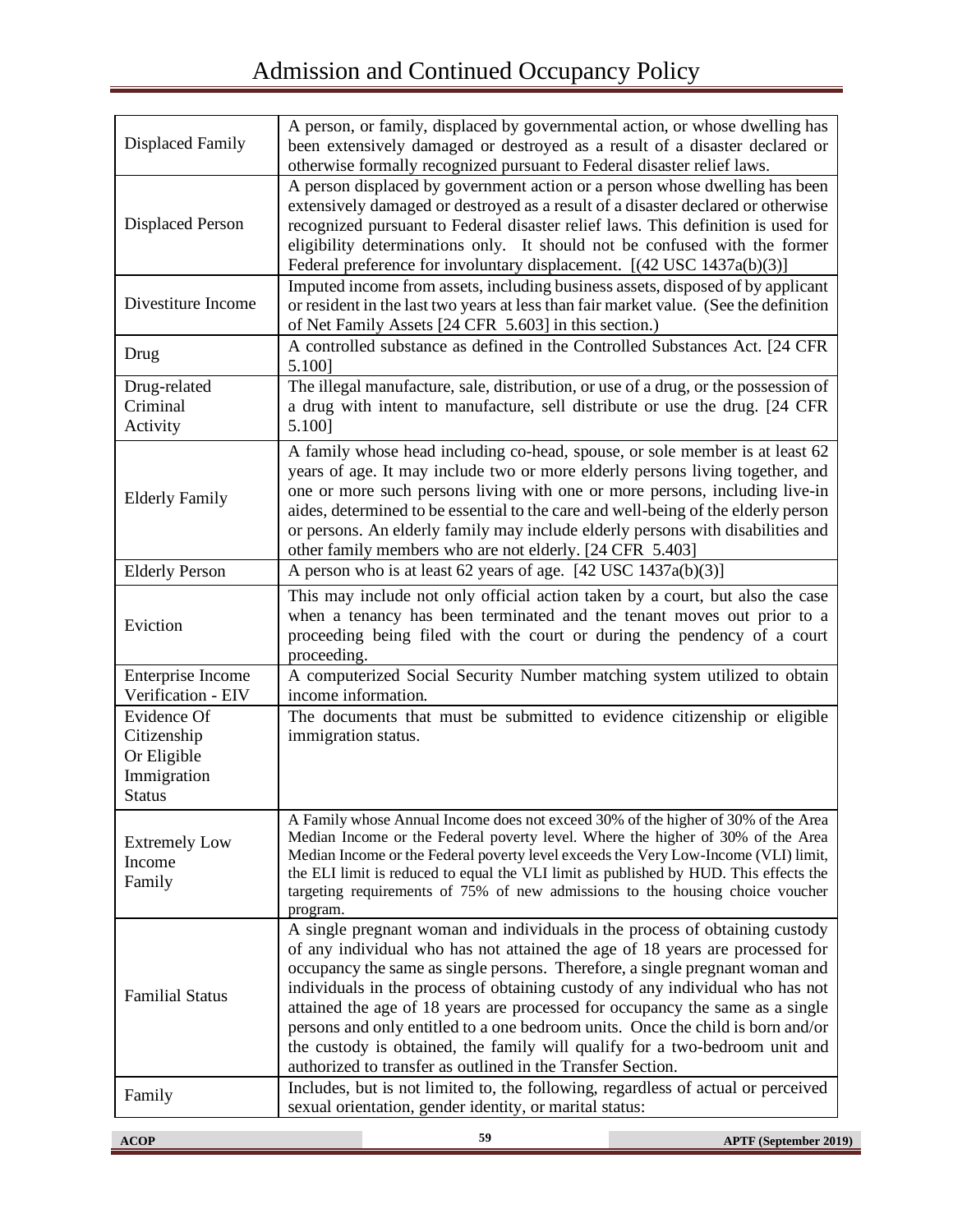| | |
|---|---|
| Displaced Family | A person, or family, displaced by governmental action, or whose dwelling has been extensively damaged or destroyed as a result of a disaster declared or otherwise formally recognized pursuant to Federal disaster relief laws. |
| Displaced Person | A person displaced by government action or a person whose dwelling has been extensively damaged or destroyed as a result of a disaster declared or otherwise recognized pursuant to Federal disaster relief laws. This definition is used for eligibility determinations only. It should not be confused with the former Federal preference for involuntary displacement. [(42 USC 1437a(b)(3)] |
| Divestiture Income | Imputed income from assets, including business assets, disposed of by applicant or resident in the last two years at less than fair market value. (See the definition of Net Family Assets [24 CFR 5.603] in this section.) |
| Drug | A controlled substance as defined in the Controlled Substances Act. [24 CFR 5.100] |
| Drug-related Criminal Activity | The illegal manufacture, sale, distribution, or use of a drug, or the possession of a drug with intent to manufacture, sell distribute or use the drug. [24 CFR 5.100] |
| Elderly Family | A family whose head including co-head, spouse, or sole member is at least 62 years of age. It may include two or more elderly persons living together, and one or more such persons living with one or more persons, including live-in aides, determined to be essential to the care and well-being of the elderly person or persons. An elderly family may include elderly persons with disabilities and other family members who are not elderly. [24 CFR 5.403] |
| Elderly Person | A person who is at least 62 years of age. [42 USC 1437a(b)(3)] |
| Eviction | This may include not only official action taken by a court, but also the case when a tenancy has been terminated and the tenant moves out prior to a proceeding being filed with the court or during the pendency of a court proceeding. |
| Enterprise Income Verification - EIV | A computerized Social Security Number matching system utilized to obtain income information. |
| Evidence Of Citizenship Or Eligible Immigration Status | The documents that must be submitted to evidence citizenship or eligible immigration status. |
| Extremely Low Income Family | A Family whose Annual Income does not exceed 30% of the higher of 30% of the Area Median Income or the Federal poverty level. Where the higher of 30% of the Area Median Income or the Federal poverty level exceeds the Very Low-Income (VLI) limit, the ELI limit is reduced to equal the VLI limit as published by HUD. This effects the targeting requirements of 75% of new admissions to the housing choice voucher program. |
| Familial Status | A single pregnant woman and individuals in the process of obtaining custody of any individual who has not attained the age of 18 years are processed for occupancy the same as single persons. Therefore, a single pregnant woman and individuals in the process of obtaining custody of any individual who has not attained the age of 18 years are processed for occupancy the same as a single persons and only entitled to a one bedroom units. Once the child is born and/or the custody is obtained, the family will qualify for a two-bedroom unit and authorized to transfer as outlined in the Transfer Section. |
| Family | Includes, but is not limited to, the following, regardless of actual or perceived sexual orientation, gender identity, or marital status: |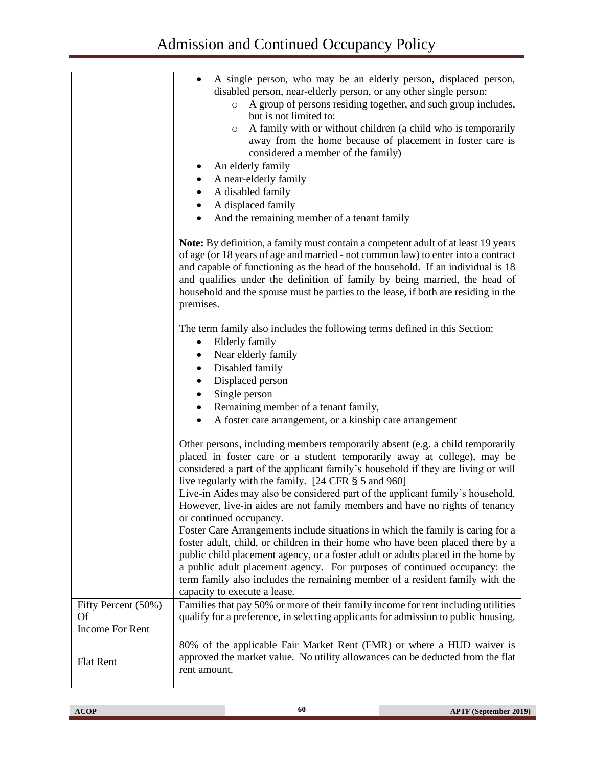| | |
|---|---|
| | • A single person, who may be an elderly person, displaced person, disabled person, near-elderly person, or any other single person:<br>  ○ A group of persons residing together, and such group includes, but is not limited to:<br>  ○ A family with or without children (a child who is temporarily away from the home because of placement in foster care is considered a member of the family)<br>• An elderly family<br>• A near-elderly family<br>• A disabled family<br>• A displaced family<br>• And the remaining member of a tenant family<br><br>**Note:** By definition, a family must contain a competent adult of at least 19 years of age (or 18 years of age and married - not common law) to enter into a contract and capable of functioning as the head of the household. If an individual is 18 and qualifies under the definition of family by being married, the head of household and the spouse must be parties to the lease, if both are residing in the premises.<br><br>The term family also includes the following terms defined in this Section:<br>• Elderly family<br>• Near elderly family<br>• Disabled family<br>• Displaced person<br>• Single person<br>• Remaining member of a tenant family,<br>• A foster care arrangement, or a kinship care arrangement<br><br>Other persons, including members temporarily absent (e.g. a child temporarily placed in foster care or a student temporarily away at college), may be considered a part of the applicant family's household if they are living or will live regularly with the family. [24 CFR § 5 and 960]<br>Live-in Aides may also be considered part of the applicant family's household. However, live-in aides are not family members and have no rights of tenancy or continued occupancy.<br>Foster Care Arrangements include situations in which the family is caring for a foster adult, child, or children in their home who have been placed there by a public child placement agency, or a foster adult or adults placed in the home by a public adult placement agency. For purposes of continued occupancy: the term family also includes the remaining member of a resident family with the capacity to execute a lease. |
| Fifty Percent (50%) Of Income For Rent | Families that pay 50% or more of their family income for rent including utilities qualify for a preference, in selecting applicants for admission to public housing. |
| Flat Rent | 80% of the applicable Fair Market Rent (FMR) or where a HUD waiver is approved the market value. No utility allowances can be deducted from the flat rent amount. |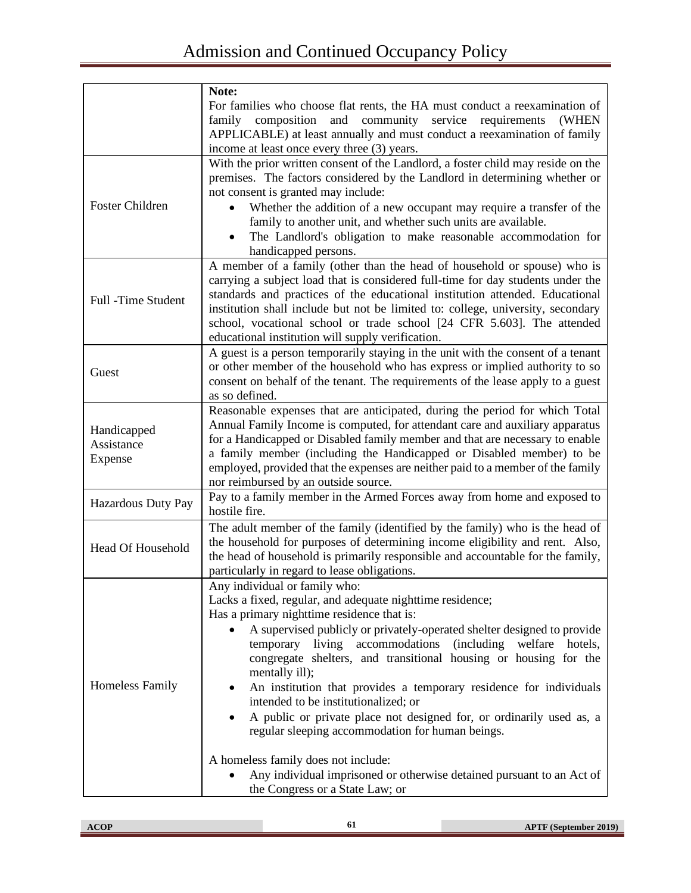| | |
|---|---|
| | **Note:**<br>For families who choose flat rents, the HA must conduct a reexamination of family composition and community service requirements (WHEN APPLICABLE) at least annually and must conduct a reexamination of family income at least once every three (3) years. |
| Foster Children | With the prior written consent of the Landlord, a foster child may reside on the premises. The factors considered by the Landlord in determining whether or not consent is granted may include:<br>• Whether the addition of a new occupant may require a transfer of the family to another unit, and whether such units are available.<br>• The Landlord's obligation to make reasonable accommodation for handicapped persons. |
| Full -Time Student | A member of a family (other than the head of household or spouse) who is carrying a subject load that is considered full-time for day students under the standards and practices of the educational institution attended. Educational institution shall include but not be limited to: college, university, secondary school, vocational school or trade school [24 CFR 5.603]. The attended educational institution will supply verification. |
| Guest | A guest is a person temporarily staying in the unit with the consent of a tenant or other member of the household who has express or implied authority to so consent on behalf of the tenant. The requirements of the lease apply to a guest as so defined. |
| Handicapped Assistance Expense | Reasonable expenses that are anticipated, during the period for which Total Annual Family Income is computed, for attendant care and auxiliary apparatus for a Handicapped or Disabled family member and that are necessary to enable a family member (including the Handicapped or Disabled member) to be employed, provided that the expenses are neither paid to a member of the family nor reimbursed by an outside source. |
| Hazardous Duty Pay | Pay to a family member in the Armed Forces away from home and exposed to hostile fire. |
| Head Of Household | The adult member of the family (identified by the family) who is the head of the household for purposes of determining income eligibility and rent. Also, the head of household is primarily responsible and accountable for the family, particularly in regard to lease obligations. |
| Homeless Family | Any individual or family who:<br>Lacks a fixed, regular, and adequate nighttime residence;<br>Has a primary nighttime residence that is:<br>• A supervised publicly or privately-operated shelter designed to provide temporary living accommodations (including welfare hotels, congregate shelters, and transitional housing or housing for the mentally ill);<br>• An institution that provides a temporary residence for individuals intended to be institutionalized; or<br>• A public or private place not designed for, or ordinarily used as, a regular sleeping accommodation for human beings.<br><br>A homeless family does not include:<br>• Any individual imprisoned or otherwise detained pursuant to an Act of the Congress or a State Law; or |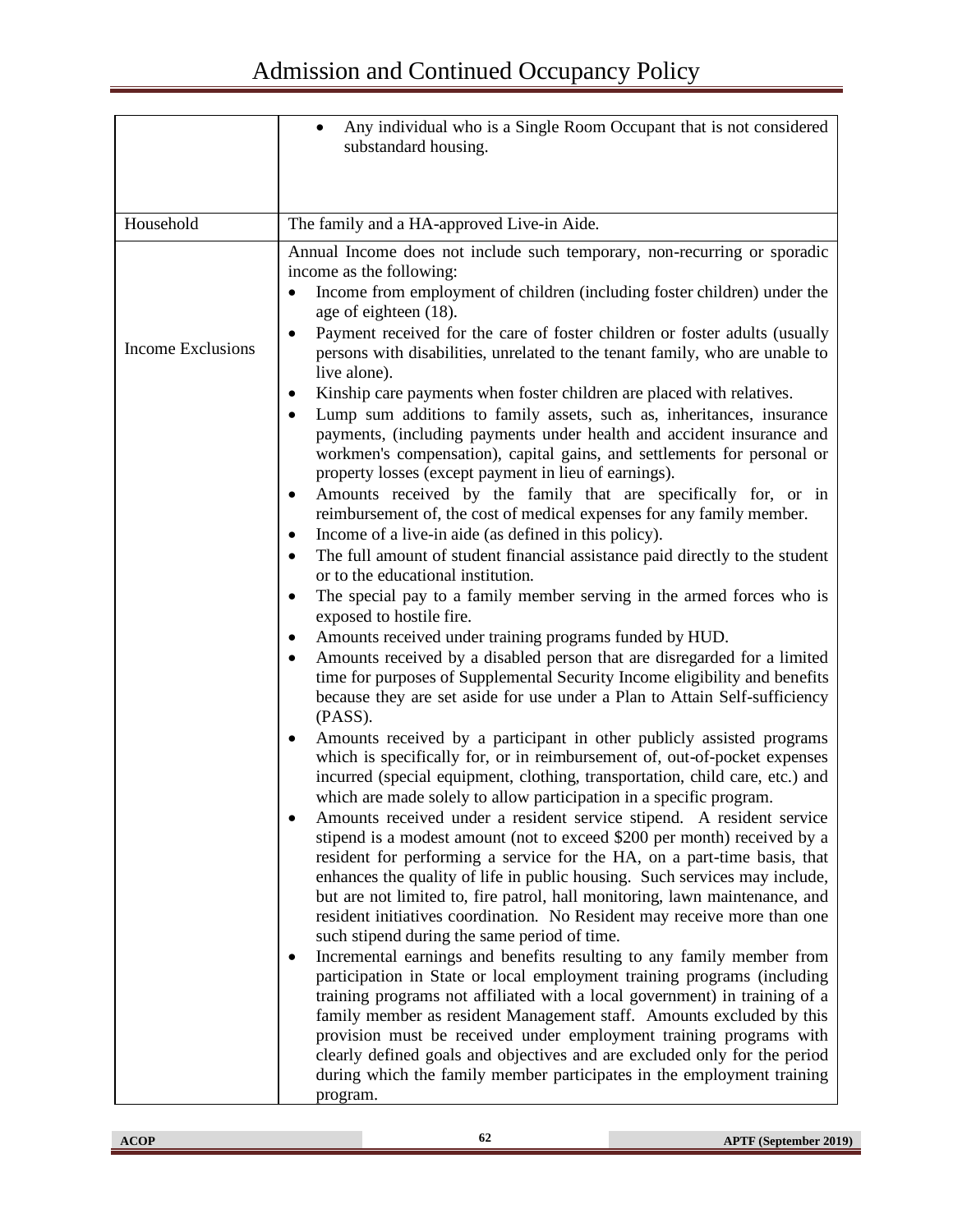| | |
|---|---|
| | • Any individual who is a Single Room Occupant that is not considered substandard housing. |
| Household | The family and a HA-approved Live-in Aide. |
| Income Exclusions | Annual Income does not include such temporary, non-recurring or sporadic income as the following:<br>• Income from employment of children (including foster children) under the age of eighteen (18).<br>• Payment received for the care of foster children or foster adults (usually persons with disabilities, unrelated to the tenant family, who are unable to live alone).<br>• Kinship care payments when foster children are placed with relatives.<br>• Lump sum additions to family assets, such as, inheritances, insurance payments, (including payments under health and accident insurance and workmen's compensation), capital gains, and settlements for personal or property losses (except payment in lieu of earnings).<br>• Amounts received by the family that are specifically for, or in reimbursement of, the cost of medical expenses for any family member.<br>• Income of a live-in aide (as defined in this policy).<br>• The full amount of student financial assistance paid directly to the student or to the educational institution.<br>• The special pay to a family member serving in the armed forces who is exposed to hostile fire.<br>• Amounts received under training programs funded by HUD.<br>• Amounts received by a disabled person that are disregarded for a limited time for purposes of Supplemental Security Income eligibility and benefits because they are set aside for use under a Plan to Attain Self-sufficiency (PASS).<br>• Amounts received by a participant in other publicly assisted programs which is specifically for, or in reimbursement of, out-of-pocket expenses incurred (special equipment, clothing, transportation, child care, etc.) and which are made solely to allow participation in a specific program.<br>• Amounts received under a resident service stipend. A resident service stipend is a modest amount (not to exceed $200 per month) received by a resident for performing a service for the HA, on a part-time basis, that enhances the quality of life in public housing. Such services may include, but are not limited to, fire patrol, hall monitoring, lawn maintenance, and resident initiatives coordination. No Resident may receive more than one such stipend during the same period of time.<br>• Incremental earnings and benefits resulting to any family member from participation in State or local employment training programs (including training programs not affiliated with a local government) in training of a family member as resident Management staff. Amounts excluded by this provision must be received under employment training programs with clearly defined goals and objectives and are excluded only for the period during which the family member participates in the employment training program. |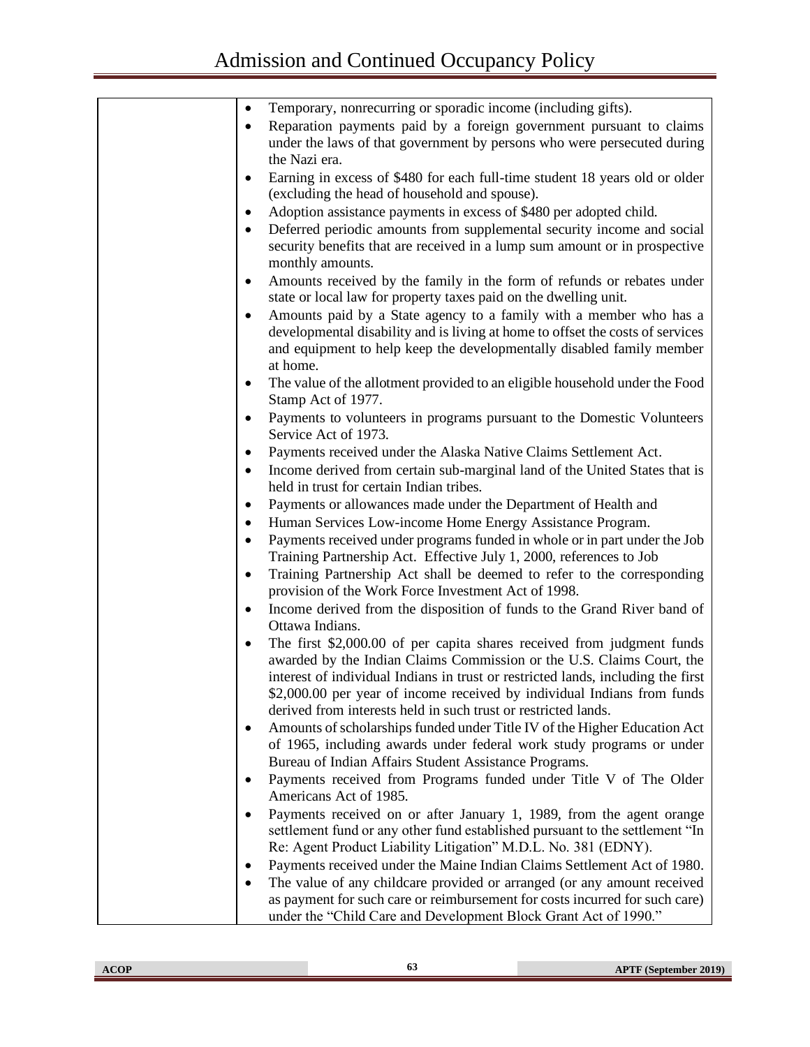| | |
|---|---|
| | • Temporary, nonrecurring or sporadic income (including gifts).<br>• Reparation payments paid by a foreign government pursuant to claims under the laws of that government by persons who were persecuted during the Nazi era.<br>• Earning in excess of $480 for each full-time student 18 years old or older (excluding the head of household and spouse).<br>• Adoption assistance payments in excess of $480 per adopted child.<br>• Deferred periodic amounts from supplemental security income and social security benefits that are received in a lump sum amount or in prospective monthly amounts.<br>• Amounts received by the family in the form of refunds or rebates under state or local law for property taxes paid on the dwelling unit.<br>• Amounts paid by a State agency to a family with a member who has a developmental disability and is living at home to offset the costs of services and equipment to help keep the developmentally disabled family member at home.<br>• The value of the allotment provided to an eligible household under the Food Stamp Act of 1977.<br>• Payments to volunteers in programs pursuant to the Domestic Volunteers Service Act of 1973.<br>• Payments received under the Alaska Native Claims Settlement Act.<br>• Income derived from certain sub-marginal land of the United States that is held in trust for certain Indian tribes.<br>• Payments or allowances made under the Department of Health and<br>• Human Services Low-income Home Energy Assistance Program.<br>• Payments received under programs funded in whole or in part under the Job Training Partnership Act. Effective July 1, 2000, references to Job<br>• Training Partnership Act shall be deemed to refer to the corresponding provision of the Work Force Investment Act of 1998.<br>• Income derived from the disposition of funds to the Grand River band of Ottawa Indians.<br>• The first $2,000.00 of per capita shares received from judgment funds awarded by the Indian Claims Commission or the U.S. Claims Court, the interest of individual Indians in trust or restricted lands, including the first $2,000.00 per year of income received by individual Indians from funds derived from interests held in such trust or restricted lands.<br>• Amounts of scholarships funded under Title IV of the Higher Education Act of 1965, including awards under federal work study programs or under Bureau of Indian Affairs Student Assistance Programs.<br>• Payments received from Programs funded under Title V of The Older Americans Act of 1985.<br>• Payments received on or after January 1, 1989, from the agent orange settlement fund or any other fund established pursuant to the settlement "In Re: Agent Product Liability Litigation" M.D.L. No. 381 (EDNY).<br>• Payments received under the Maine Indian Claims Settlement Act of 1980.<br>• The value of any childcare provided or arranged (or any amount received as payment for such care or reimbursement for costs incurred for such care) under the "Child Care and Development Block Grant Act of 1990." |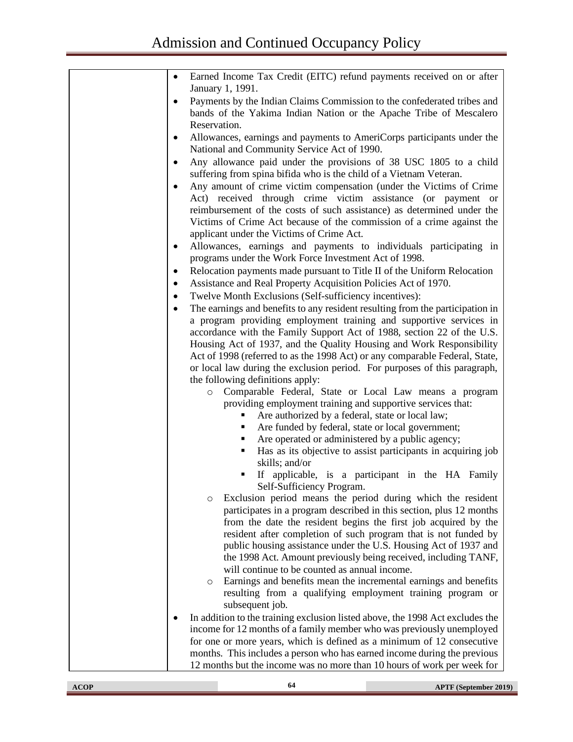- Earned Income Tax Credit (EITC) refund payments received on or after January 1, 1991.
- Payments by the Indian Claims Commission to the confederated tribes and bands of the Yakima Indian Nation or the Apache Tribe of Mescalero Reservation.
- Allowances, earnings and payments to AmeriCorps participants under the National and Community Service Act of 1990.
- Any allowance paid under the provisions of 38 USC 1805 to a child suffering from spina bifida who is the child of a Vietnam Veteran.
- Any amount of crime victim compensation (under the Victims of Crime Act) received through crime victim assistance (or payment or reimbursement of the costs of such assistance) as determined under the Victims of Crime Act because of the commission of a crime against the applicant under the Victims of Crime Act.
- Allowances, earnings and payments to individuals participating in programs under the Work Force Investment Act of 1998.
- Relocation payments made pursuant to Title II of the Uniform Relocation
- Assistance and Real Property Acquisition Policies Act of 1970.
- Twelve Month Exclusions (Self-sufficiency incentives):
- The earnings and benefits to any resident resulting from the participation in a program providing employment training and supportive services in accordance with the Family Support Act of 1988, section 22 of the U.S. Housing Act of 1937, and the Quality Housing and Work Responsibility Act of 1998 (referred to as the 1998 Act) or any comparable Federal, State, or local law during the exclusion period. For purposes of this paragraph, the following definitions apply:
    - Comparable Federal, State or Local Law means a program providing employment training and supportive services that:
        - Are authorized by a federal, state or local law;
        - Are funded by federal, state or local government;
        - Are operated or administered by a public agency;
        - Has as its objective to assist participants in acquiring job skills; and/or
        - If applicable, is a participant in the HA Family Self-Sufficiency Program.
    - Exclusion period means the period during which the resident participates in a program described in this section, plus 12 months from the date the resident begins the first job acquired by the resident after completion of such program that is not funded by public housing assistance under the U.S. Housing Act of 1937 and the 1998 Act. Amount previously being received, including TANF, will continue to be counted as annual income.
    - Earnings and benefits mean the incremental earnings and benefits resulting from a qualifying employment training program or subsequent job.
- In addition to the training exclusion listed above, the 1998 Act excludes the income for 12 months of a family member who was previously unemployed for one or more years, which is defined as a minimum of 12 consecutive months. This includes a person who has earned income during the previous 12 months but the income was no more than 10 hours of work per week for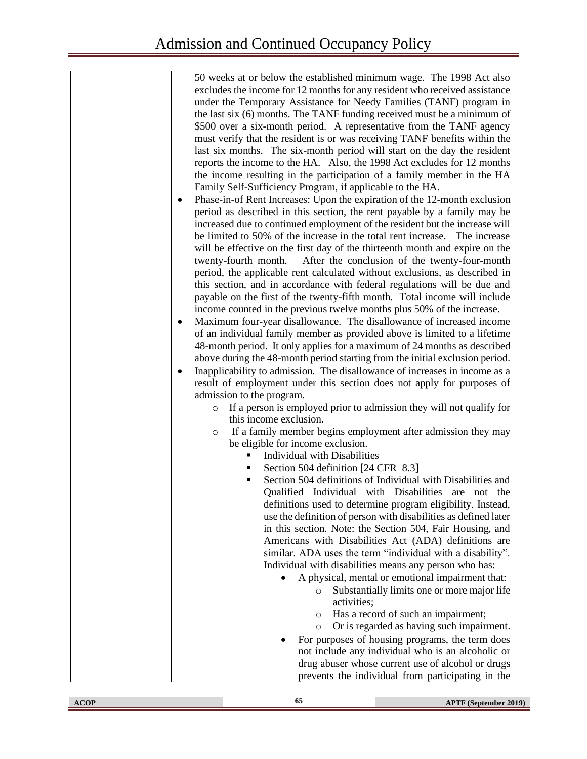| | 50 weeks at or below the established minimum wage. The 1998 Act also excludes the income for 12 months for any resident who received assistance under the Temporary Assistance for Needy Families (TANF) program in the last six (6) months. The TANF funding received must be a minimum of $500 over a six-month period. A representative from the TANF agency must verify that the resident is or was receiving TANF benefits within the last six months. The six-month period will start on the day the resident reports the income to the HA. Also, the 1998 Act excludes for 12 months the income resulting in the participation of a family member in the HA Family Self-Sufficiency Program, if applicable to the HA.<br>• Phase-in-of Rent Increases: Upon the expiration of the 12-month exclusion period as described in this section, the rent payable by a family may be increased due to continued employment of the resident but the increase will be limited to 50% of the increase in the total rent increase. The increase will be effective on the first day of the thirteenth month and expire on the twenty-fourth month. After the conclusion of the twenty-four-month period, the applicable rent calculated without exclusions, as described in this section, and in accordance with federal regulations will be due and payable on the first of the twenty-fifth month. Total income will include income counted in the previous twelve months plus 50% of the increase.<br>• Maximum four-year disallowance. The disallowance of increased income of an individual family member as provided above is limited to a lifetime 48-month period. It only applies for a maximum of 24 months as described above during the 48-month period starting from the initial exclusion period.<br>• Inapplicability to admission. The disallowance of increases in income as a result of employment under this section does not apply for purposes of admission to the program.<br>  o If a person is employed prior to admission they will not qualify for this income exclusion.<br>  o If a family member begins employment after admission they may be eligible for income exclusion.<br>    ▪ Individual with Disabilities<br>    ▪ Section 504 definition [24 CFR 8.3]<br>    ▪ Section 504 definitions of Individual with Disabilities and Qualified Individual with Disabilities are not the definitions used to determine program eligibility. Instead, use the definition of person with disabilities as defined later in this section. Note: the Section 504, Fair Housing, and Americans with Disabilities Act (ADA) definitions are similar. ADA uses the term "individual with a disability". Individual with disabilities means any person who has:<br>      • A physical, mental or emotional impairment that:<br>        o Substantially limits one or more major life activities;<br>        o Has a record of such an impairment;<br>        o Or is regarded as having such impairment.<br>      • For purposes of housing programs, the term does not include any individual who is an alcoholic or drug abuser whose current use of alcohol or drugs prevents the individual from participating in the |
|---|---|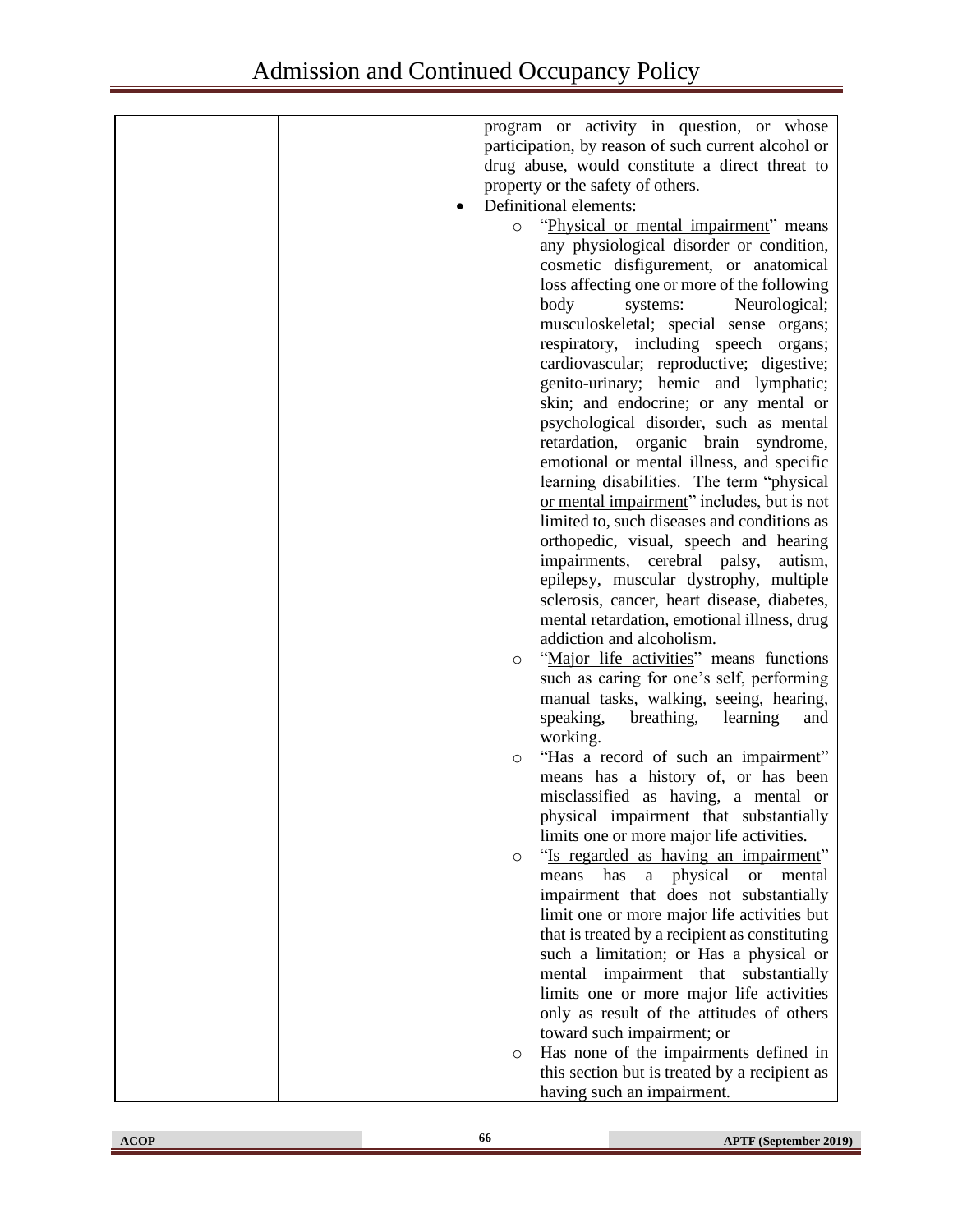| | |
|---|---|
| | program or activity in question, or whose participation, by reason of such current alcohol or drug abuse, would constitute a direct threat to property or the safety of others.<br>• Definitional elements:<br>&nbsp;&nbsp;&nbsp;&nbsp;○ "Physical or mental impairment" means any physiological disorder or condition, cosmetic disfigurement, or anatomical loss affecting one or more of the following body systems: Neurological; musculoskeletal; special sense organs; respiratory, including speech organs; cardiovascular; reproductive; digestive; genito-urinary; hemic and lymphatic; skin; and endocrine; or any mental or psychological disorder, such as mental retardation, organic brain syndrome, emotional or mental illness, and specific learning disabilities. The term "physical or mental impairment" includes, but is not limited to, such diseases and conditions as orthopedic, visual, speech and hearing impairments, cerebral palsy, autism, epilepsy, muscular dystrophy, multiple sclerosis, cancer, heart disease, diabetes, mental retardation, emotional illness, drug addiction and alcoholism.<br>&nbsp;&nbsp;&nbsp;&nbsp;○ "Major life activities" means functions such as caring for one's self, performing manual tasks, walking, seeing, hearing, speaking, breathing, learning and working.<br>&nbsp;&nbsp;&nbsp;&nbsp;○ "Has a record of such an impairment" means has a history of, or has been misclassified as having, a mental or physical impairment that substantially limits one or more major life activities.<br>&nbsp;&nbsp;&nbsp;&nbsp;○ "Is regarded as having an impairment" means has a physical or mental impairment that does not substantially limit one or more major life activities but that is treated by a recipient as constituting such a limitation; or Has a physical or mental impairment that substantially limits one or more major life activities only as result of the attitudes of others toward such impairment; or<br>&nbsp;&nbsp;&nbsp;&nbsp;○ Has none of the impairments defined in this section but is treated by a recipient as having such an impairment. |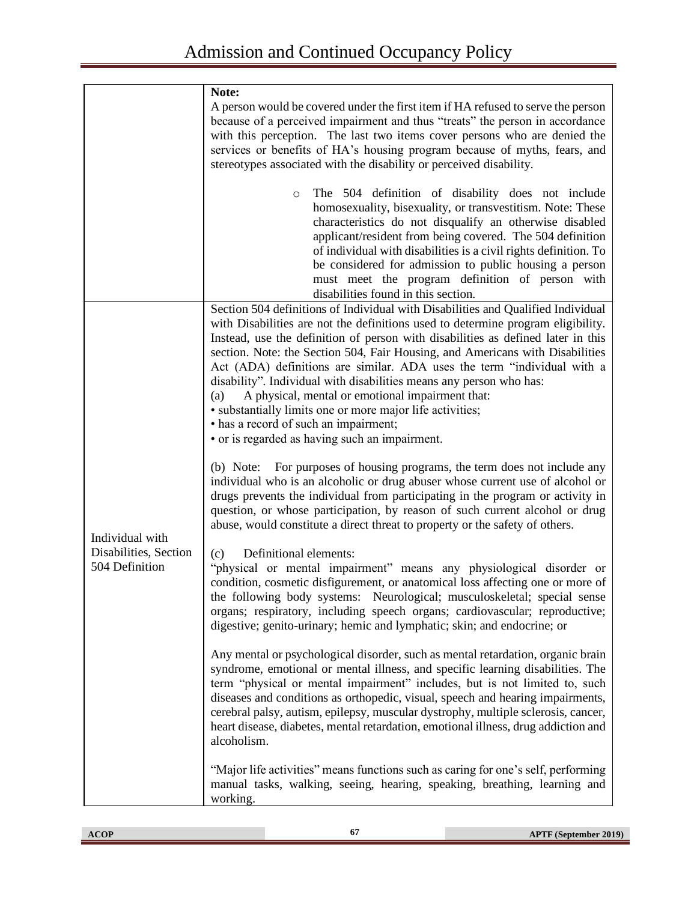| | |
|---|---|
| | **Note:**<br>A person would be covered under the first item if HA refused to serve the person because of a perceived impairment and thus "treats" the person in accordance with this perception. The last two items cover persons who are denied the services or benefits of HA's housing program because of myths, fears, and stereotypes associated with the disability or perceived disability.<br><br>○ The 504 definition of disability does not include homosexuality, bisexuality, or transvestitism. Note: These characteristics do not disqualify an otherwise disabled applicant/resident from being covered. The 504 definition of individual with disabilities is a civil rights definition. To be considered for admission to public housing a person must meet the program definition of person with disabilities found in this section. |
| Individual with Disabilities, Section 504 Definition | Section 504 definitions of Individual with Disabilities and Qualified Individual with Disabilities are not the definitions used to determine program eligibility. Instead, use the definition of person with disabilities as defined later in this section. Note: the Section 504, Fair Housing, and Americans with Disabilities Act (ADA) definitions are similar. ADA uses the term "individual with a disability". Individual with disabilities means any person who has:<br>(a) A physical, mental or emotional impairment that:<br>• substantially limits one or more major life activities;<br>• has a record of such an impairment;<br>• or is regarded as having such an impairment.<br><br>(b) Note: For purposes of housing programs, the term does not include any individual who is an alcoholic or drug abuser whose current use of alcohol or drugs prevents the individual from participating in the program or activity in question, or whose participation, by reason of such current alcohol or drug abuse, would constitute a direct threat to property or the safety of others.<br><br>(c) Definitional elements:<br>"physical or mental impairment" means any physiological disorder or condition, cosmetic disfigurement, or anatomical loss affecting one or more of the following body systems: Neurological; musculoskeletal; special sense organs; respiratory, including speech organs; cardiovascular; reproductive; digestive; genito-urinary; hemic and lymphatic; skin; and endocrine; or<br><br>Any mental or psychological disorder, such as mental retardation, organic brain syndrome, emotional or mental illness, and specific learning disabilities. The term "physical or mental impairment" includes, but is not limited to, such diseases and conditions as orthopedic, visual, speech and hearing impairments, cerebral palsy, autism, epilepsy, muscular dystrophy, multiple sclerosis, cancer, heart disease, diabetes, mental retardation, emotional illness, drug addiction and alcoholism.<br><br>"Major life activities" means functions such as caring for one's self, performing manual tasks, walking, seeing, hearing, speaking, breathing, learning and working. |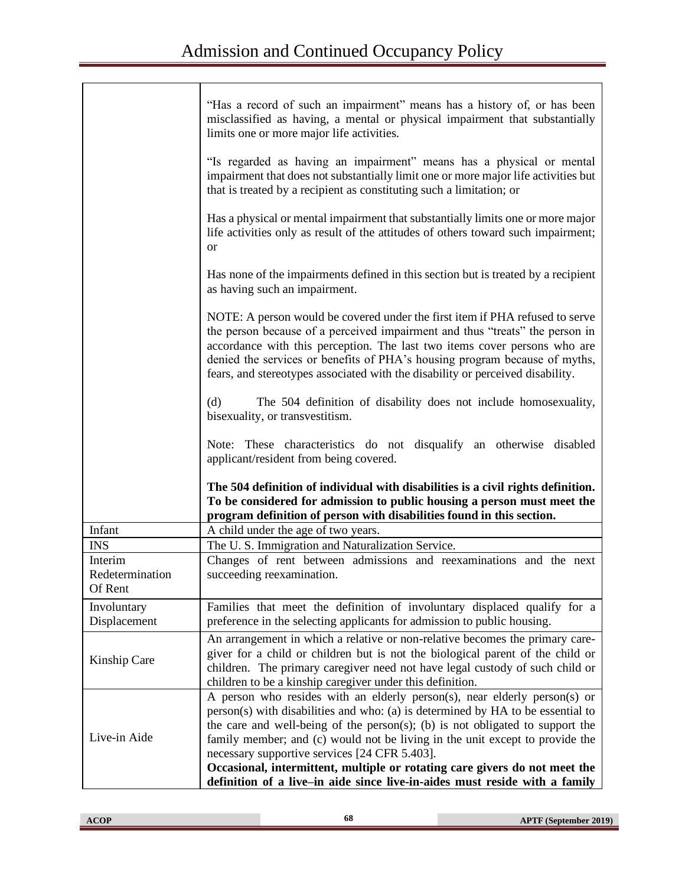| | |
|---|---|
| | "Has a record of such an impairment" means has a history of, or has been misclassified as having, a mental or physical impairment that substantially limits one or more major life activities.<br><br>"Is regarded as having an impairment" means has a physical or mental impairment that does not substantially limit one or more major life activities but that is treated by a recipient as constituting such a limitation; or<br><br>Has a physical or mental impairment that substantially limits one or more major life activities only as result of the attitudes of others toward such impairment; or<br><br>Has none of the impairments defined in this section but is treated by a recipient as having such an impairment.<br><br>NOTE: A person would be covered under the first item if PHA refused to serve the person because of a perceived impairment and thus "treats" the person in accordance with this perception. The last two items cover persons who are denied the services or benefits of PHA's housing program because of myths, fears, and stereotypes associated with the disability or perceived disability.<br><br>(d) The 504 definition of disability does not include homosexuality, bisexuality, or transvestitism.<br><br>Note: These characteristics do not disqualify an otherwise disabled applicant/resident from being covered.<br><br>**The 504 definition of individual with disabilities is a civil rights definition. To be considered for admission to public housing a person must meet the program definition of person with disabilities found in this section.** |
| Infant | A child under the age of two years. |
| INS | The U. S. Immigration and Naturalization Service. |
| Interim Redetermination Of Rent | Changes of rent between admissions and reexaminations and the next succeeding reexamination. |
| Involuntary Displacement | Families that meet the definition of involuntary displaced qualify for a preference in the selecting applicants for admission to public housing. |
| Kinship Care | An arrangement in which a relative or non-relative becomes the primary care-giver for a child or children but is not the biological parent of the child or children. The primary caregiver need not have legal custody of such child or children to be a kinship caregiver under this definition. |
| Live-in Aide | A person who resides with an elderly person(s), near elderly person(s) or person(s) with disabilities and who: (a) is determined by HA to be essential to the care and well-being of the person(s); (b) is not obligated to support the family member; and (c) would not be living in the unit except to provide the necessary supportive services [24 CFR 5.403].<br>**Occasional, intermittent, multiple or rotating care givers do not meet the definition of a live–in aide since live-in-aides must reside with a family** |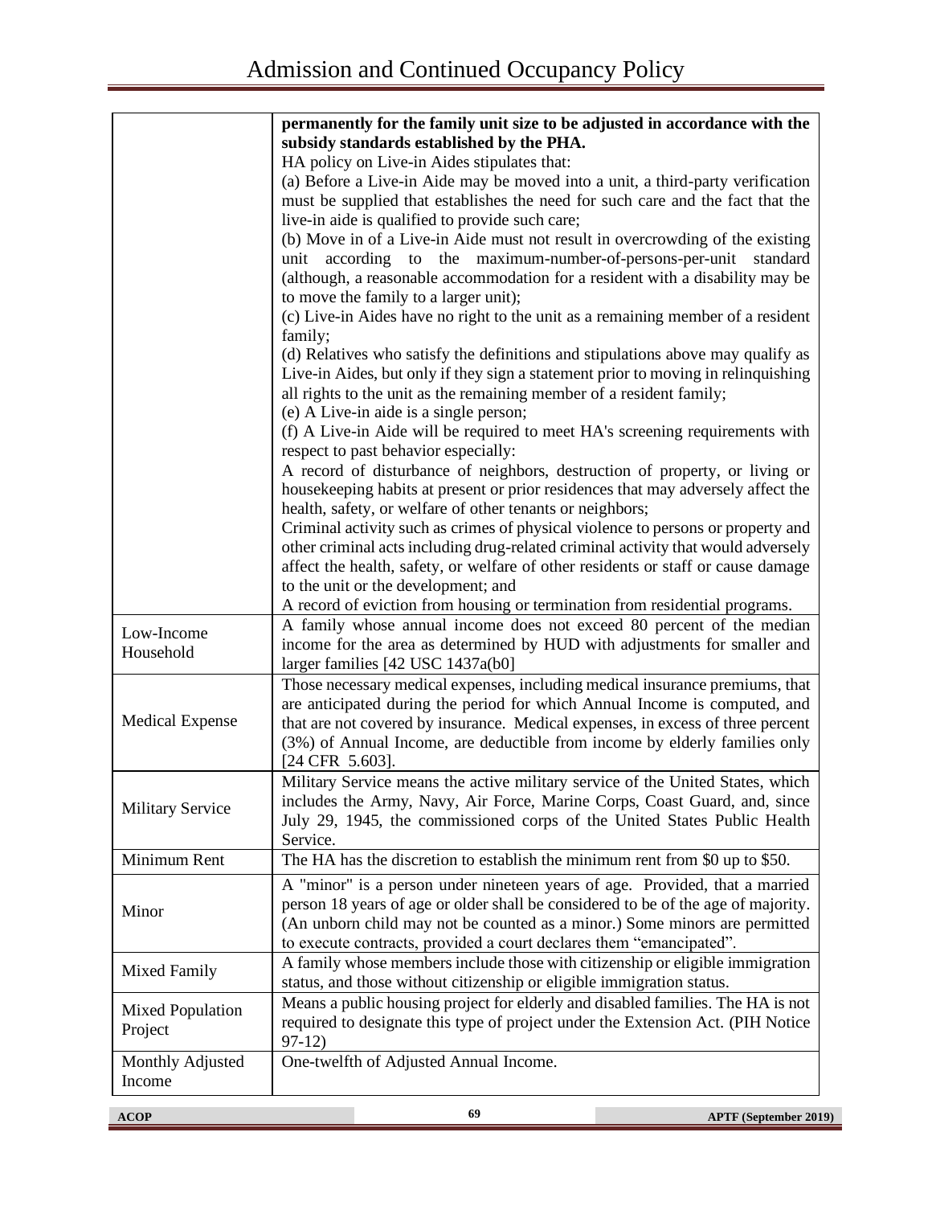| | |
|---|---|
| | **permanently for the family unit size to be adjusted in accordance with the subsidy standards established by the PHA.**<br>HA policy on Live-in Aides stipulates that:<br>(a) Before a Live-in Aide may be moved into a unit, a third-party verification must be supplied that establishes the need for such care and the fact that the live-in aide is qualified to provide such care;<br>(b) Move in of a Live-in Aide must not result in overcrowding of the existing unit according to the maximum-number-of-persons-per-unit standard (although, a reasonable accommodation for a resident with a disability may be to move the family to a larger unit);<br>(c) Live-in Aides have no right to the unit as a remaining member of a resident family;<br>(d) Relatives who satisfy the definitions and stipulations above may qualify as Live-in Aides, but only if they sign a statement prior to moving in relinquishing all rights to the unit as the remaining member of a resident family;<br>(e) A Live-in aide is a single person;<br>(f) A Live-in Aide will be required to meet HA's screening requirements with respect to past behavior especially:<br>A record of disturbance of neighbors, destruction of property, or living or housekeeping habits at present or prior residences that may adversely affect the health, safety, or welfare of other tenants or neighbors;<br>Criminal activity such as crimes of physical violence to persons or property and other criminal acts including drug-related criminal activity that would adversely affect the health, safety, or welfare of other residents or staff or cause damage to the unit or the development; and<br>A record of eviction from housing or termination from residential programs. |
| Low-Income Household | A family whose annual income does not exceed 80 percent of the median income for the area as determined by HUD with adjustments for smaller and larger families [42 USC 1437a(b0] |
| Medical Expense | Those necessary medical expenses, including medical insurance premiums, that are anticipated during the period for which Annual Income is computed, and that are not covered by insurance. Medical expenses, in excess of three percent (3%) of Annual Income, are deductible from income by elderly families only [24 CFR 5.603]. |
| Military Service | Military Service means the active military service of the United States, which includes the Army, Navy, Air Force, Marine Corps, Coast Guard, and, since July 29, 1945, the commissioned corps of the United States Public Health Service. |
| Minimum Rent | The HA has the discretion to establish the minimum rent from $0 up to $50. |
| Minor | A "minor" is a person under nineteen years of age. Provided, that a married person 18 years of age or older shall be considered to be of the age of majority. (An unborn child may not be counted as a minor.) Some minors are permitted to execute contracts, provided a court declares them "emancipated". |
| Mixed Family | A family whose members include those with citizenship or eligible immigration status, and those without citizenship or eligible immigration status. |
| Mixed Population Project | Means a public housing project for elderly and disabled families. The HA is not required to designate this type of project under the Extension Act. (PIH Notice 97-12) |
| Monthly Adjusted Income | One-twelfth of Adjusted Annual Income. |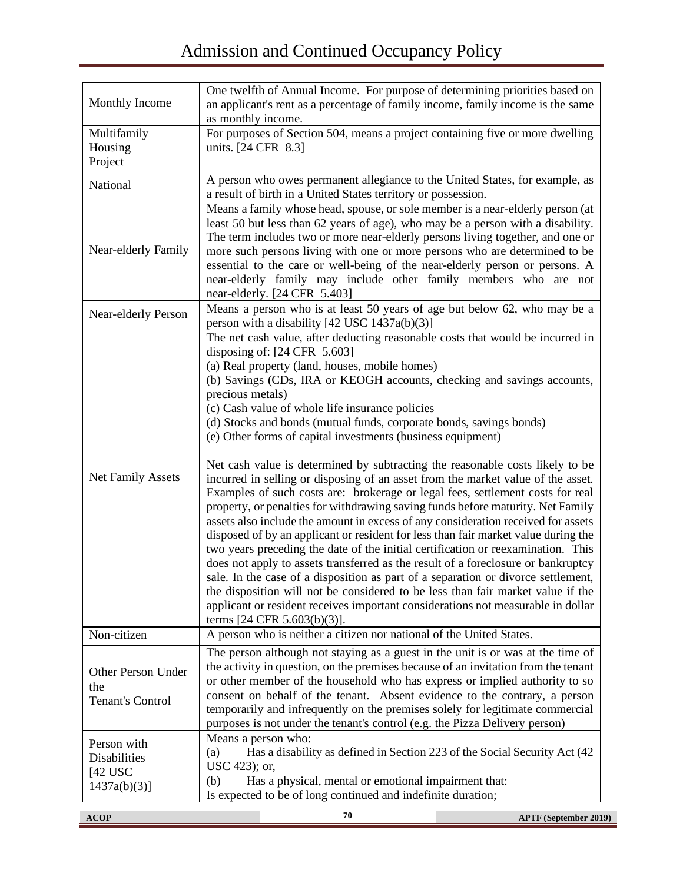| | |
|---|---|
| Monthly Income | One twelfth of Annual Income. For purpose of determining priorities based on an applicant's rent as a percentage of family income, family income is the same as monthly income. |
| Multifamily Housing Project | For purposes of Section 504, means a project containing five or more dwelling units. [24 CFR 8.3] |
| National | A person who owes permanent allegiance to the United States, for example, as a result of birth in a United States territory or possession. |
| Near-elderly Family | Means a family whose head, spouse, or sole member is a near-elderly person (at least 50 but less than 62 years of age), who may be a person with a disability. The term includes two or more near-elderly persons living together, and one or more such persons living with one or more persons who are determined to be essential to the care or well-being of the near-elderly person or persons. A near-elderly family may include other family members who are not near-elderly. [24 CFR 5.403] |
| Near-elderly Person | Means a person who is at least 50 years of age but below 62, who may be a person with a disability [42 USC 1437a(b)(3)] |
| Net Family Assets | The net cash value, after deducting reasonable costs that would be incurred in disposing of: [24 CFR 5.603]<br>(a) Real property (land, houses, mobile homes)<br>(b) Savings (CDs, IRA or KEOGH accounts, checking and savings accounts, precious metals)<br>(c) Cash value of whole life insurance policies<br>(d) Stocks and bonds (mutual funds, corporate bonds, savings bonds)<br>(e) Other forms of capital investments (business equipment)<br><br>Net cash value is determined by subtracting the reasonable costs likely to be incurred in selling or disposing of an asset from the market value of the asset. Examples of such costs are: brokerage or legal fees, settlement costs for real property, or penalties for withdrawing saving funds before maturity. Net Family assets also include the amount in excess of any consideration received for assets disposed of by an applicant or resident for less than fair market value during the two years preceding the date of the initial certification or reexamination. This does not apply to assets transferred as the result of a foreclosure or bankruptcy sale. In the case of a disposition as part of a separation or divorce settlement, the disposition will not be considered to be less than fair market value if the applicant or resident receives important considerations not measurable in dollar terms [24 CFR 5.603(b)(3)]. |
| Non-citizen | A person who is neither a citizen nor national of the United States. |
| Other Person Under the Tenant's Control | The person although not staying as a guest in the unit is or was at the time of the activity in question, on the premises because of an invitation from the tenant or other member of the household who has express or implied authority to so consent on behalf of the tenant. Absent evidence to the contrary, a person temporarily and infrequently on the premises solely for legitimate commercial purposes is not under the tenant's control (e.g. the Pizza Delivery person) |
| Person with Disabilities [42 USC 1437a(b)(3)] | Means a person who:<br>(a) Has a disability as defined in Section 223 of the Social Security Act (42 USC 423); or,<br>(b) Has a physical, mental or emotional impairment that:<br>Is expected to be of long continued and indefinite duration; |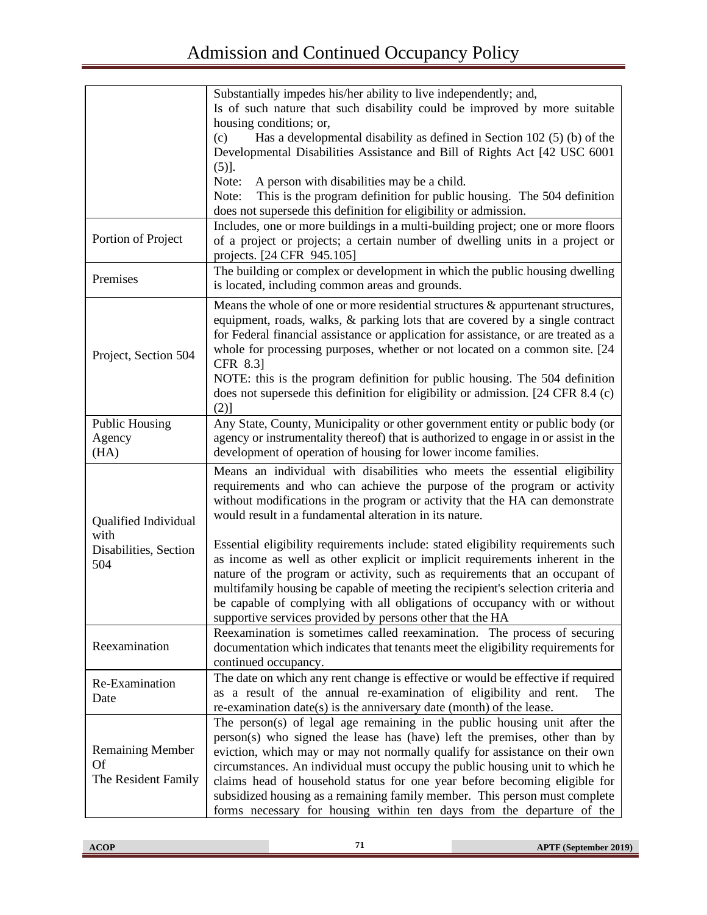| | |
|---|---|
| | Substantially impedes his/her ability to live independently; and,<br>Is of such nature that such disability could be improved by more suitable housing conditions; or,<br>(c) Has a developmental disability as defined in Section 102 (5) (b) of the Developmental Disabilities Assistance and Bill of Rights Act [42 USC 6001 (5)].<br>Note: A person with disabilities may be a child.<br>Note: This is the program definition for public housing. The 504 definition does not supersede this definition for eligibility or admission. |
| Portion of Project | Includes, one or more buildings in a multi-building project; one or more floors of a project or projects; a certain number of dwelling units in a project or projects. [24 CFR 945.105] |
| Premises | The building or complex or development in which the public housing dwelling is located, including common areas and grounds. |
| Project, Section 504 | Means the whole of one or more residential structures & appurtenant structures, equipment, roads, walks, & parking lots that are covered by a single contract for Federal financial assistance or application for assistance, or are treated as a whole for processing purposes, whether or not located on a common site. [24 CFR 8.3]<br>NOTE: this is the program definition for public housing. The 504 definition does not supersede this definition for eligibility or admission. [24 CFR 8.4 (c) (2)] |
| Public Housing Agency (HA) | Any State, County, Municipality or other government entity or public body (or agency or instrumentality thereof) that is authorized to engage in or assist in the development of operation of housing for lower income families. |
| Qualified Individual with Disabilities, Section 504 | Means an individual with disabilities who meets the essential eligibility requirements and who can achieve the purpose of the program or activity without modifications in the program or activity that the HA can demonstrate would result in a fundamental alteration in its nature.<br><br>Essential eligibility requirements include: stated eligibility requirements such as income as well as other explicit or implicit requirements inherent in the nature of the program or activity, such as requirements that an occupant of multifamily housing be capable of meeting the recipient's selection criteria and be capable of complying with all obligations of occupancy with or without supportive services provided by persons other that the HA |
| Reexamination | Reexamination is sometimes called reexamination. The process of securing documentation which indicates that tenants meet the eligibility requirements for continued occupancy. |
| Re-Examination Date | The date on which any rent change is effective or would be effective if required as a result of the annual re-examination of eligibility and rent. The re-examination date(s) is the anniversary date (month) of the lease. |
| Remaining Member Of The Resident Family | The person(s) of legal age remaining in the public housing unit after the person(s) who signed the lease has (have) left the premises, other than by eviction, which may or may not normally qualify for assistance on their own circumstances. An individual must occupy the public housing unit to which he claims head of household status for one year before becoming eligible for subsidized housing as a remaining family member. This person must complete forms necessary for housing within ten days from the departure of the |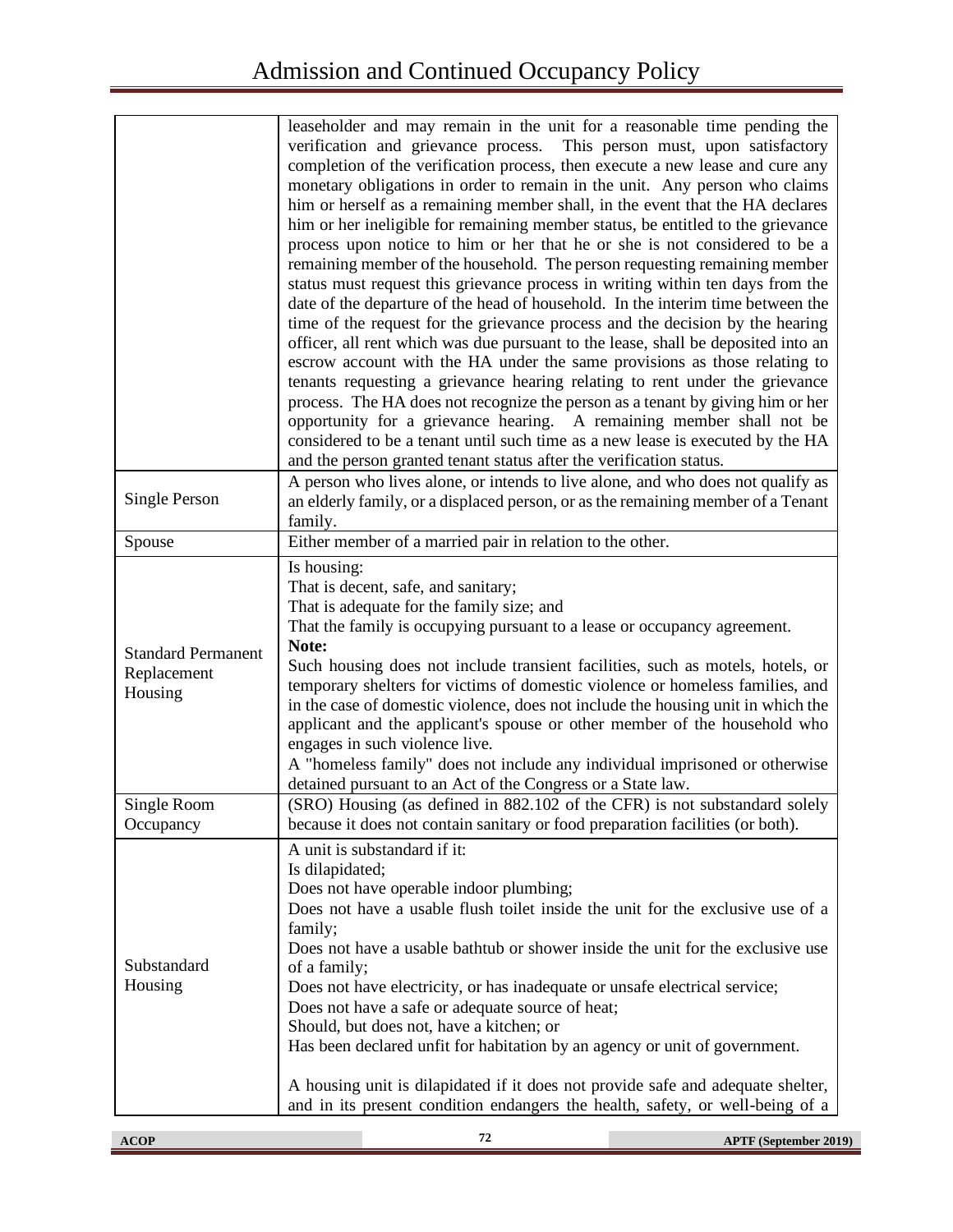| | |
|---|---|
| | leaseholder and may remain in the unit for a reasonable time pending the verification and grievance process. This person must, upon satisfactory completion of the verification process, then execute a new lease and cure any monetary obligations in order to remain in the unit. Any person who claims him or herself as a remaining member shall, in the event that the HA declares him or her ineligible for remaining member status, be entitled to the grievance process upon notice to him or her that he or she is not considered to be a remaining member of the household. The person requesting remaining member status must request this grievance process in writing within ten days from the date of the departure of the head of household. In the interim time between the time of the request for the grievance process and the decision by the hearing officer, all rent which was due pursuant to the lease, shall be deposited into an escrow account with the HA under the same provisions as those relating to tenants requesting a grievance hearing relating to rent under the grievance process. The HA does not recognize the person as a tenant by giving him or her opportunity for a grievance hearing. A remaining member shall not be considered to be a tenant until such time as a new lease is executed by the HA and the person granted tenant status after the verification status. |
| Single Person | A person who lives alone, or intends to live alone, and who does not qualify as an elderly family, or a displaced person, or as the remaining member of a Tenant family. |
| Spouse | Either member of a married pair in relation to the other. |
| Standard Permanent Replacement Housing | Is housing:<br>That is decent, safe, and sanitary;<br>That is adequate for the family size; and<br>That the family is occupying pursuant to a lease or occupancy agreement.<br>**Note:**<br>Such housing does not include transient facilities, such as motels, hotels, or temporary shelters for victims of domestic violence or homeless families, and in the case of domestic violence, does not include the housing unit in which the applicant and the applicant's spouse or other member of the household who engages in such violence live.<br>A "homeless family" does not include any individual imprisoned or otherwise detained pursuant to an Act of the Congress or a State law. |
| Single Room Occupancy | (SRO) Housing (as defined in 882.102 of the CFR) is not substandard solely because it does not contain sanitary or food preparation facilities (or both). |
| Substandard Housing | A unit is substandard if it:<br>Is dilapidated;<br>Does not have operable indoor plumbing;<br>Does not have a usable flush toilet inside the unit for the exclusive use of a family;<br>Does not have a usable bathtub or shower inside the unit for the exclusive use of a family;<br>Does not have electricity, or has inadequate or unsafe electrical service;<br>Does not have a safe or adequate source of heat;<br>Should, but does not, have a kitchen; or<br>Has been declared unfit for habitation by an agency or unit of government.<br><br>A housing unit is dilapidated if it does not provide safe and adequate shelter, and in its present condition endangers the health, safety, or well-being of a |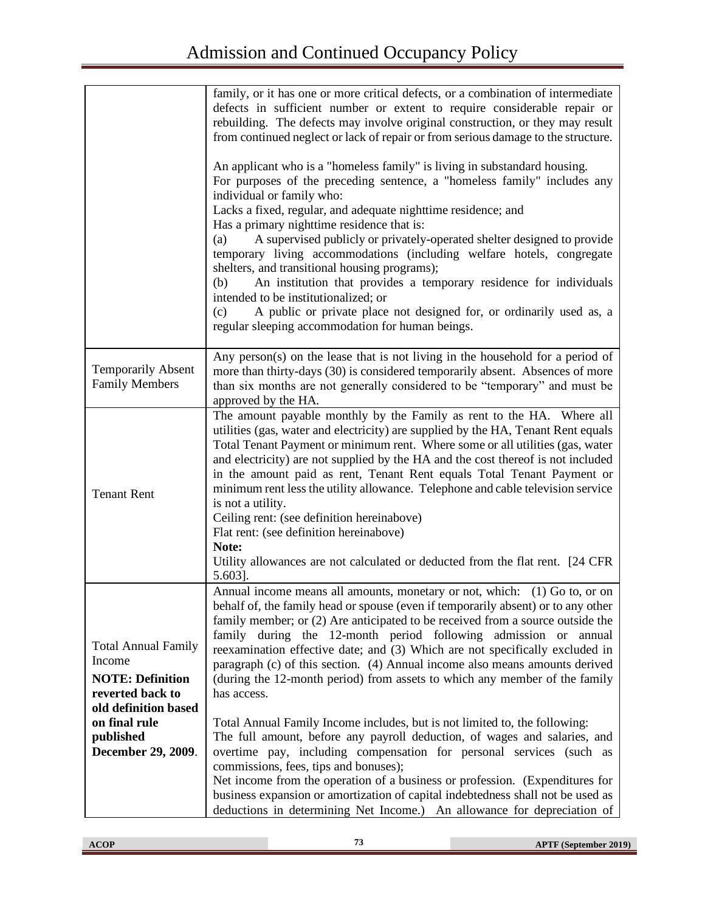| | |
|---|---|
| | family, or it has one or more critical defects, or a combination of intermediate defects in sufficient number or extent to require considerable repair or rebuilding. The defects may involve original construction, or they may result from continued neglect or lack of repair or from serious damage to the structure.<br><br>An applicant who is a "homeless family" is living in substandard housing.<br>For purposes of the preceding sentence, a "homeless family" includes any individual or family who:<br>Lacks a fixed, regular, and adequate nighttime residence; and<br>Has a primary nighttime residence that is:<br>(a) A supervised publicly or privately-operated shelter designed to provide temporary living accommodations (including welfare hotels, congregate shelters, and transitional housing programs);<br>(b) An institution that provides a temporary residence for individuals intended to be institutionalized; or<br>(c) A public or private place not designed for, or ordinarily used as, a regular sleeping accommodation for human beings. |
| Temporarily Absent Family Members | Any person(s) on the lease that is not living in the household for a period of more than thirty-days (30) is considered temporarily absent. Absences of more than six months are not generally considered to be "temporary" and must be approved by the HA. |
| Tenant Rent | The amount payable monthly by the Family as rent to the HA. Where all utilities (gas, water and electricity) are supplied by the HA, Tenant Rent equals Total Tenant Payment or minimum rent. Where some or all utilities (gas, water and electricity) are not supplied by the HA and the cost thereof is not included in the amount paid as rent, Tenant Rent equals Total Tenant Payment or minimum rent less the utility allowance. Telephone and cable television service is not a utility.<br>Ceiling rent: (see definition hereinabove)<br>Flat rent: (see definition hereinabove)<br>**Note:**<br>Utility allowances are not calculated or deducted from the flat rent. [24 CFR 5.603]. |
| Total Annual Family Income<br>**NOTE: Definition reverted back to old definition based on final rule published December 29, 2009**. | Annual income means all amounts, monetary or not, which: (1) Go to, or on behalf of, the family head or spouse (even if temporarily absent) or to any other family member; or (2) Are anticipated to be received from a source outside the family during the 12-month period following admission or annual reexamination effective date; and (3) Which are not specifically excluded in paragraph (c) of this section. (4) Annual income also means amounts derived (during the 12-month period) from assets to which any member of the family has access.<br><br>Total Annual Family Income includes, but is not limited to, the following:<br>The full amount, before any payroll deduction, of wages and salaries, and overtime pay, including compensation for personal services (such as commissions, fees, tips and bonuses);<br>Net income from the operation of a business or profession. (Expenditures for business expansion or amortization of capital indebtedness shall not be used as deductions in determining Net Income.) An allowance for depreciation of |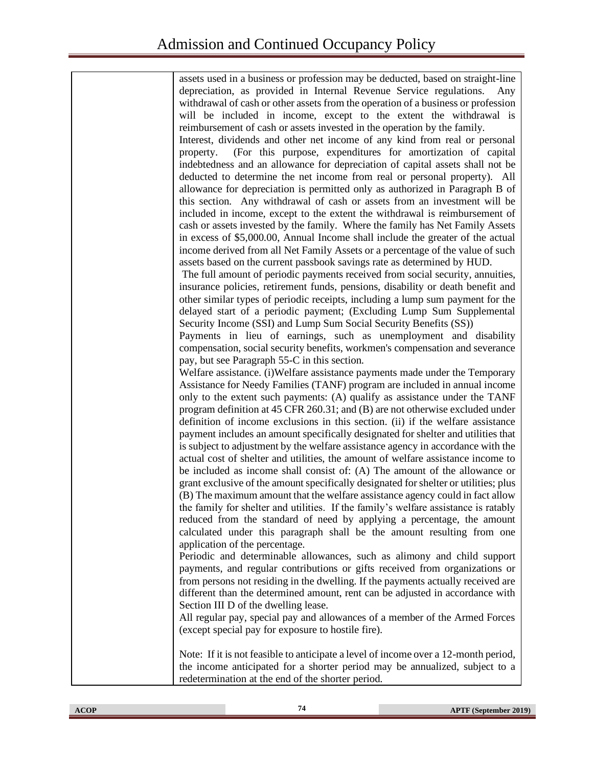| | |
|---|---|
| | assets used in a business or profession may be deducted, based on straight-line depreciation, as provided in Internal Revenue Service regulations. Any withdrawal of cash or other assets from the operation of a business or profession will be included in income, except to the extent the withdrawal is reimbursement of cash or assets invested in the operation by the family.<br>Interest, dividends and other net income of any kind from real or personal property. (For this purpose, expenditures for amortization of capital indebtedness and an allowance for depreciation of capital assets shall not be deducted to determine the net income from real or personal property). All allowance for depreciation is permitted only as authorized in Paragraph B of this section. Any withdrawal of cash or assets from an investment will be included in income, except to the extent the withdrawal is reimbursement of cash or assets invested by the family. Where the family has Net Family Assets in excess of $5,000.00, Annual Income shall include the greater of the actual income derived from all Net Family Assets or a percentage of the value of such assets based on the current passbook savings rate as determined by HUD.<br>The full amount of periodic payments received from social security, annuities, insurance policies, retirement funds, pensions, disability or death benefit and other similar types of periodic receipts, including a lump sum payment for the delayed start of a periodic payment; (Excluding Lump Sum Supplemental Security Income (SSI) and Lump Sum Social Security Benefits (SS))<br>Payments in lieu of earnings, such as unemployment and disability compensation, social security benefits, workmen's compensation and severance pay, but see Paragraph 55-C in this section.<br>Welfare assistance. (i)Welfare assistance payments made under the Temporary Assistance for Needy Families (TANF) program are included in annual income only to the extent such payments: (A) qualify as assistance under the TANF program definition at 45 CFR 260.31; and (B) are not otherwise excluded under definition of income exclusions in this section. (ii) if the welfare assistance payment includes an amount specifically designated for shelter and utilities that is subject to adjustment by the welfare assistance agency in accordance with the actual cost of shelter and utilities, the amount of welfare assistance income to be included as income shall consist of: (A) The amount of the allowance or grant exclusive of the amount specifically designated for shelter or utilities; plus (B) The maximum amount that the welfare assistance agency could in fact allow the family for shelter and utilities. If the family's welfare assistance is ratably reduced from the standard of need by applying a percentage, the amount calculated under this paragraph shall be the amount resulting from one application of the percentage.<br>Periodic and determinable allowances, such as alimony and child support payments, and regular contributions or gifts received from organizations or from persons not residing in the dwelling. If the payments actually received are different than the determined amount, rent can be adjusted in accordance with Section III D of the dwelling lease.<br>All regular pay, special pay and allowances of a member of the Armed Forces (except special pay for exposure to hostile fire).<br><br>Note: If it is not feasible to anticipate a level of income over a 12-month period, the income anticipated for a shorter period may be annualized, subject to a redetermination at the end of the shorter period. |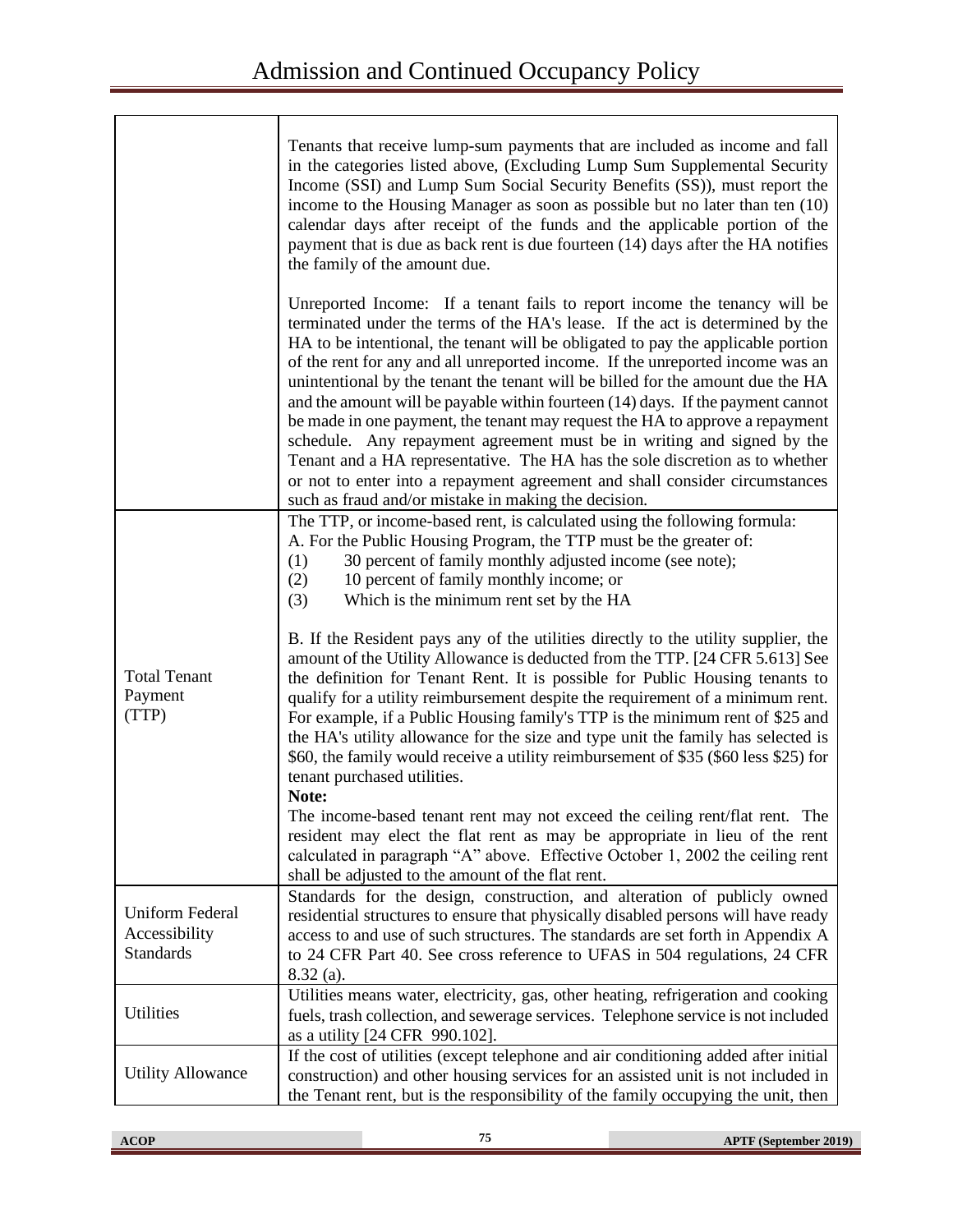| | |
|---|---|
| | Tenants that receive lump-sum payments that are included as income and fall in the categories listed above, (Excluding Lump Sum Supplemental Security Income (SSI) and Lump Sum Social Security Benefits (SS)), must report the income to the Housing Manager as soon as possible but no later than ten (10) calendar days after receipt of the funds and the applicable portion of the payment that is due as back rent is due fourteen (14) days after the HA notifies the family of the amount due.<br><br>Unreported Income: If a tenant fails to report income the tenancy will be terminated under the terms of the HA's lease. If the act is determined by the HA to be intentional, the tenant will be obligated to pay the applicable portion of the rent for any and all unreported income. If the unreported income was an unintentional by the tenant the tenant will be billed for the amount due the HA and the amount will be payable within fourteen (14) days. If the payment cannot be made in one payment, the tenant may request the HA to approve a repayment schedule. Any repayment agreement must be in writing and signed by the Tenant and a HA representative. The HA has the sole discretion as to whether or not to enter into a repayment agreement and shall consider circumstances such as fraud and/or mistake in making the decision. |
| Total Tenant Payment (TTP) | The TTP, or income-based rent, is calculated using the following formula:<br>A. For the Public Housing Program, the TTP must be the greater of:<br>(1) 30 percent of family monthly adjusted income (see note);<br>(2) 10 percent of family monthly income; or<br>(3) Which is the minimum rent set by the HA<br><br>B. If the Resident pays any of the utilities directly to the utility supplier, the amount of the Utility Allowance is deducted from the TTP. [24 CFR 5.613] See the definition for Tenant Rent. It is possible for Public Housing tenants to qualify for a utility reimbursement despite the requirement of a minimum rent. For example, if a Public Housing family's TTP is the minimum rent of $25 and the HA's utility allowance for the size and type unit the family has selected is $60, the family would receive a utility reimbursement of $35 ($60 less $25) for tenant purchased utilities.<br>**Note:**<br>The income-based tenant rent may not exceed the ceiling rent/flat rent. The resident may elect the flat rent as may be appropriate in lieu of the rent calculated in paragraph "A" above. Effective October 1, 2002 the ceiling rent shall be adjusted to the amount of the flat rent. |
| Uniform Federal Accessibility Standards | Standards for the design, construction, and alteration of publicly owned residential structures to ensure that physically disabled persons will have ready access to and use of such structures. The standards are set forth in Appendix A to 24 CFR Part 40. See cross reference to UFAS in 504 regulations, 24 CFR 8.32 (a). |
| Utilities | Utilities means water, electricity, gas, other heating, refrigeration and cooking fuels, trash collection, and sewerage services. Telephone service is not included as a utility [24 CFR 990.102]. |
| Utility Allowance | If the cost of utilities (except telephone and air conditioning added after initial construction) and other housing services for an assisted unit is not included in the Tenant rent, but is the responsibility of the family occupying the unit, then |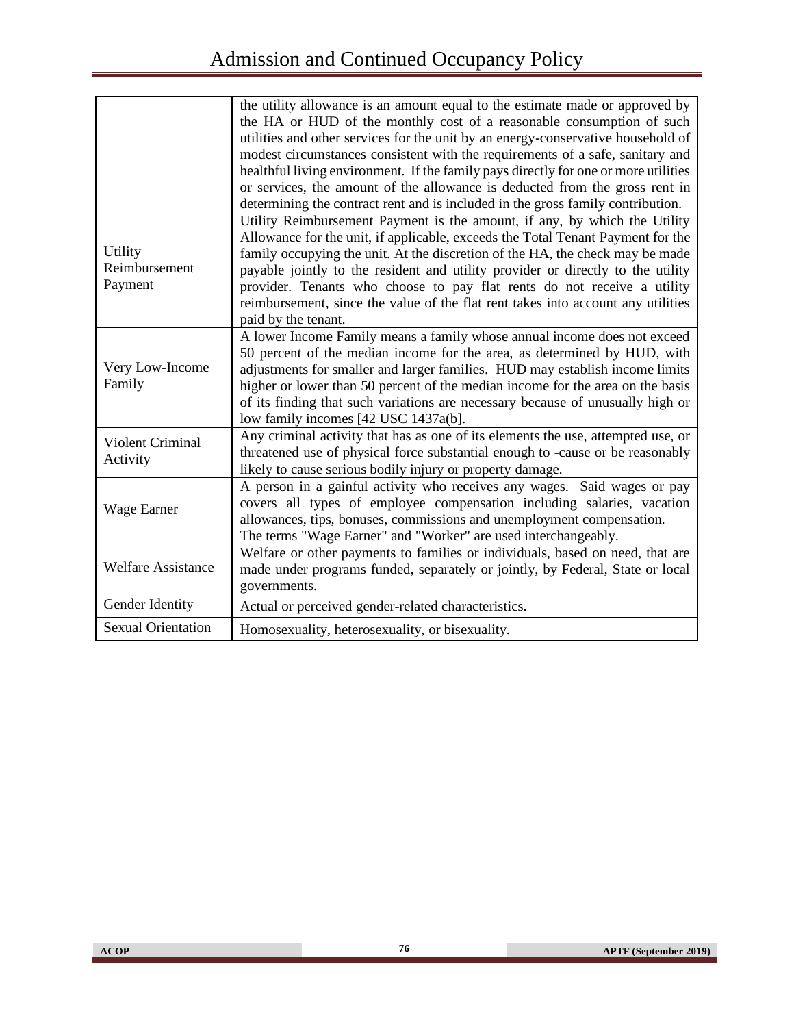| | |
|---|---|
| | the utility allowance is an amount equal to the estimate made or approved by the HA or HUD of the monthly cost of a reasonable consumption of such utilities and other services for the unit by an energy-conservative household of modest circumstances consistent with the requirements of a safe, sanitary and healthful living environment. If the family pays directly for one or more utilities or services, the amount of the allowance is deducted from the gross rent in determining the contract rent and is included in the gross family contribution. |
| Utility Reimbursement Payment | Utility Reimbursement Payment is the amount, if any, by which the Utility Allowance for the unit, if applicable, exceeds the Total Tenant Payment for the family occupying the unit. At the discretion of the HA, the check may be made payable jointly to the resident and utility provider or directly to the utility provider. Tenants who choose to pay flat rents do not receive a utility reimbursement, since the value of the flat rent takes into account any utilities paid by the tenant. |
| Very Low-Income Family | A lower Income Family means a family whose annual income does not exceed 50 percent of the median income for the area, as determined by HUD, with adjustments for smaller and larger families. HUD may establish income limits higher or lower than 50 percent of the median income for the area on the basis of its finding that such variations are necessary because of unusually high or low family incomes [42 USC 1437a(b]. |
| Violent Criminal Activity | Any criminal activity that has as one of its elements the use, attempted use, or threatened use of physical force substantial enough to -cause or be reasonably likely to cause serious bodily injury or property damage. |
| Wage Earner | A person in a gainful activity who receives any wages. Said wages or pay covers all types of employee compensation including salaries, vacation allowances, tips, bonuses, commissions and unemployment compensation. The terms "Wage Earner" and "Worker" are used interchangeably. |
| Welfare Assistance | Welfare or other payments to families or individuals, based on need, that are made under programs funded, separately or jointly, by Federal, State or local governments. |
| Gender Identity | Actual or perceived gender-related characteristics. |
| Sexual Orientation | Homosexuality, heterosexuality, or bisexuality. |